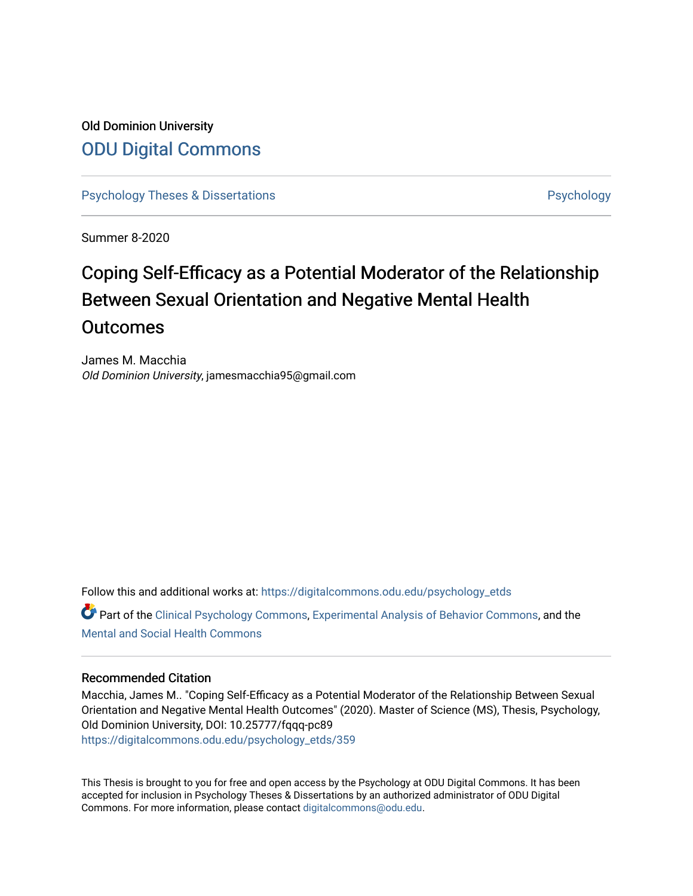Old Dominion University

## ODU Digital Commons

Psychology Theses & Dissertations | Psychology

Summer 8-2020

# Coping Self-Efficacy as a Potential Moderator of the Relationship Between Sexual Orientation and Negative Mental Health Outcomes

James M. Macchia
*Old Dominion University*, jamesmacchia95@gmail.com

Follow this and additional works at: https://digitalcommons.odu.edu/psychology_etds

Part of the Clinical Psychology Commons, Experimental Analysis of Behavior Commons, and the Mental and Social Health Commons

### Recommended Citation

Macchia, James M.. "Coping Self-Efficacy as a Potential Moderator of the Relationship Between Sexual Orientation and Negative Mental Health Outcomes" (2020). Master of Science (MS), Thesis, Psychology, Old Dominion University, DOI: 10.25777/fqqq-pc89
https://digitalcommons.odu.edu/psychology_etds/359

This Thesis is brought to you for free and open access by the Psychology at ODU Digital Commons. It has been accepted for inclusion in Psychology Theses & Dissertations by an authorized administrator of ODU Digital Commons. For more information, please contact digitalcommons@odu.edu.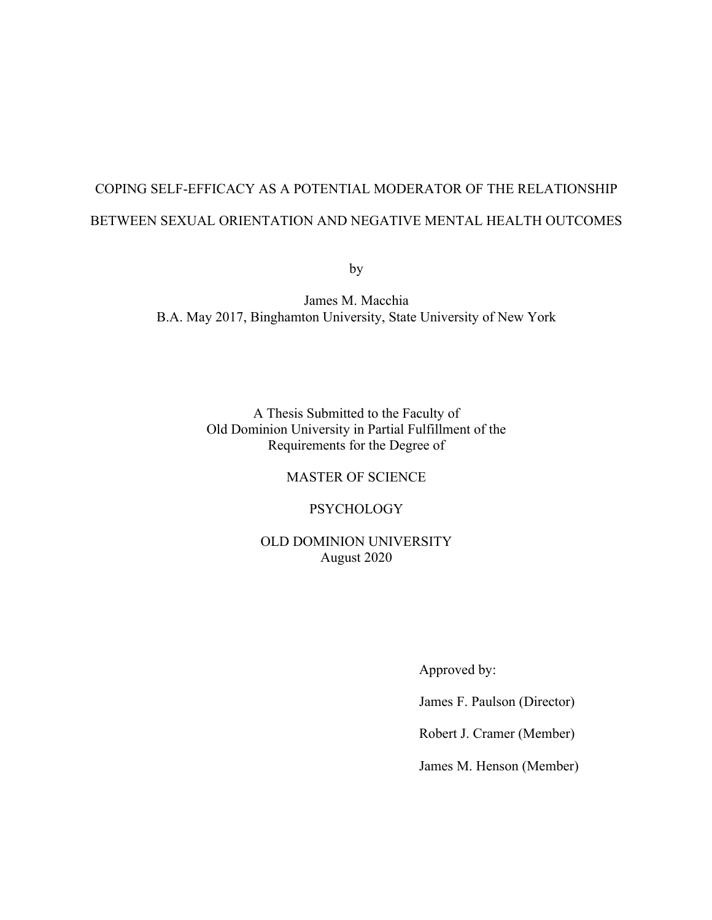# COPING SELF-EFFICACY AS A POTENTIAL MODERATOR OF THE RELATIONSHIP BETWEEN SEXUAL ORIENTATION AND NEGATIVE MENTAL HEALTH OUTCOMES

by

James M. Macchia
B.A. May 2017, Binghamton University, State University of New York

A Thesis Submitted to the Faculty of
Old Dominion University in Partial Fulfillment of the
Requirements for the Degree of

MASTER OF SCIENCE

PSYCHOLOGY

OLD DOMINION UNIVERSITY
August 2020

Approved by:

James F. Paulson (Director)

Robert J. Cramer (Member)

James M. Henson (Member)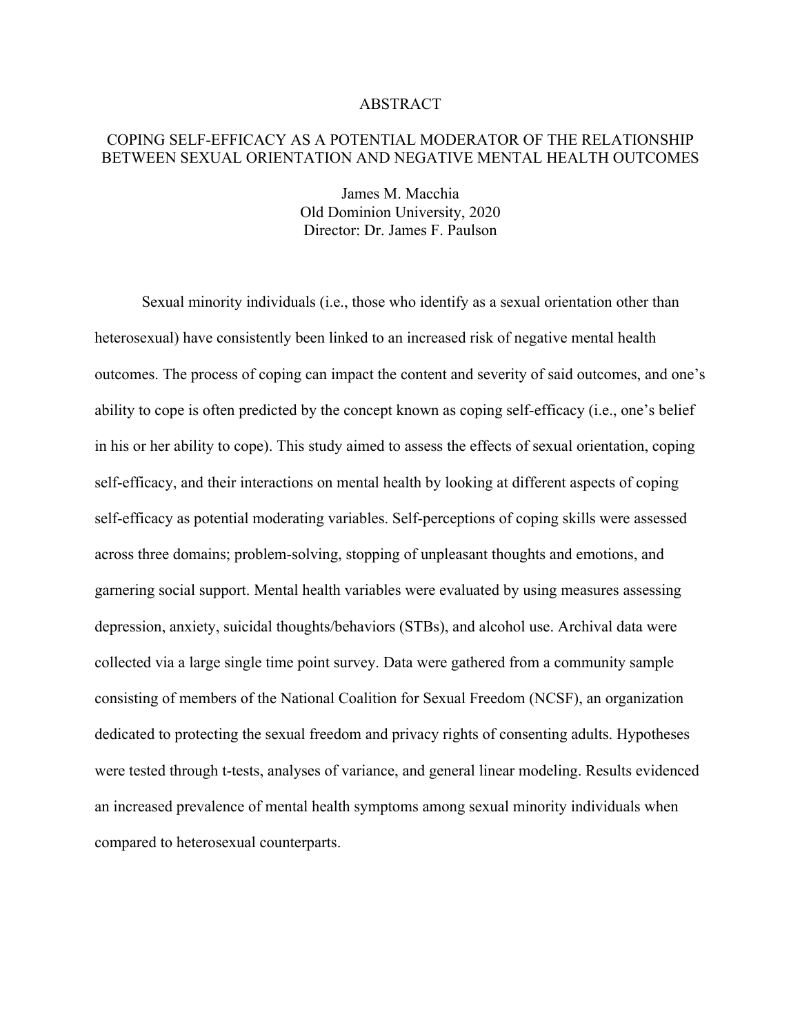# ABSTRACT

## COPING SELF-EFFICACY AS A POTENTIAL MODERATOR OF THE RELATIONSHIP BETWEEN SEXUAL ORIENTATION AND NEGATIVE MENTAL HEALTH OUTCOMES

James M. Macchia
Old Dominion University, 2020
Director: Dr. James F. Paulson

Sexual minority individuals (i.e., those who identify as a sexual orientation other than heterosexual) have consistently been linked to an increased risk of negative mental health outcomes. The process of coping can impact the content and severity of said outcomes, and one's ability to cope is often predicted by the concept known as coping self-efficacy (i.e., one's belief in his or her ability to cope). This study aimed to assess the effects of sexual orientation, coping self-efficacy, and their interactions on mental health by looking at different aspects of coping self-efficacy as potential moderating variables. Self-perceptions of coping skills were assessed across three domains; problem-solving, stopping of unpleasant thoughts and emotions, and garnering social support. Mental health variables were evaluated by using measures assessing depression, anxiety, suicidal thoughts/behaviors (STBs), and alcohol use. Archival data were collected via a large single time point survey. Data were gathered from a community sample consisting of members of the National Coalition for Sexual Freedom (NCSF), an organization dedicated to protecting the sexual freedom and privacy rights of consenting adults. Hypotheses were tested through t-tests, analyses of variance, and general linear modeling. Results evidenced an increased prevalence of mental health symptoms among sexual minority individuals when compared to heterosexual counterparts.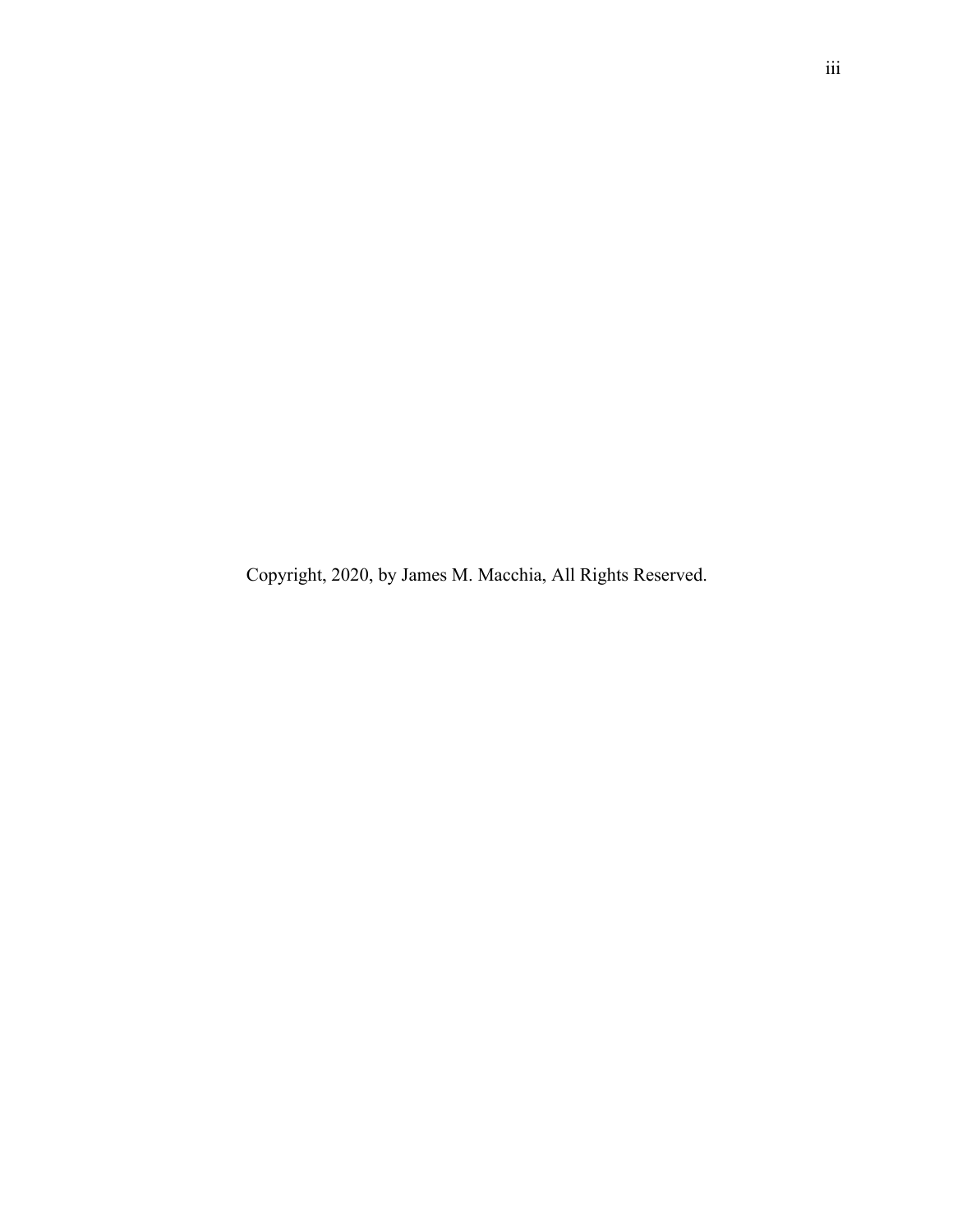Copyright, 2020, by James M. Macchia, All Rights Reserved.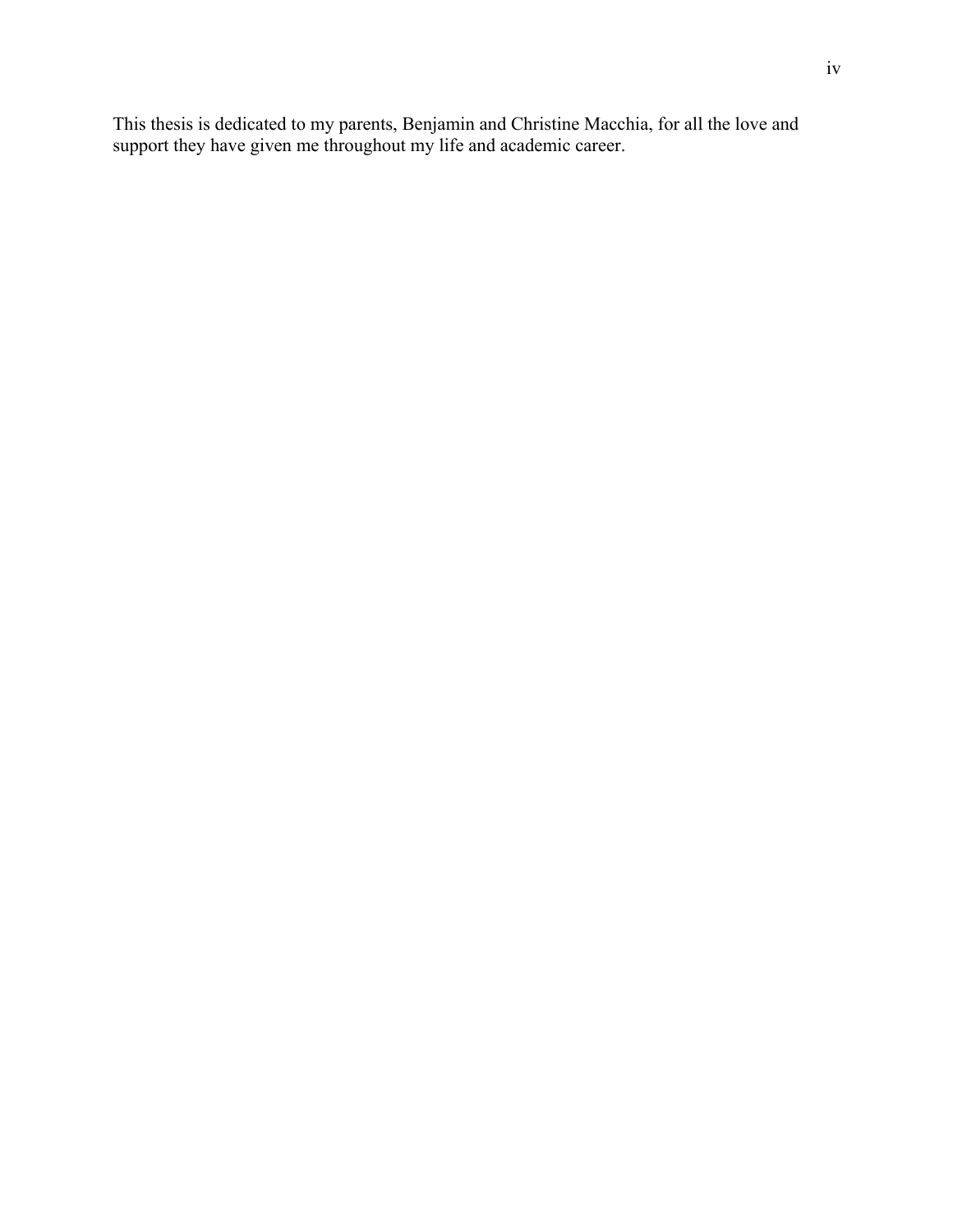This thesis is dedicated to my parents, Benjamin and Christine Macchia, for all the love and support they have given me throughout my life and academic career.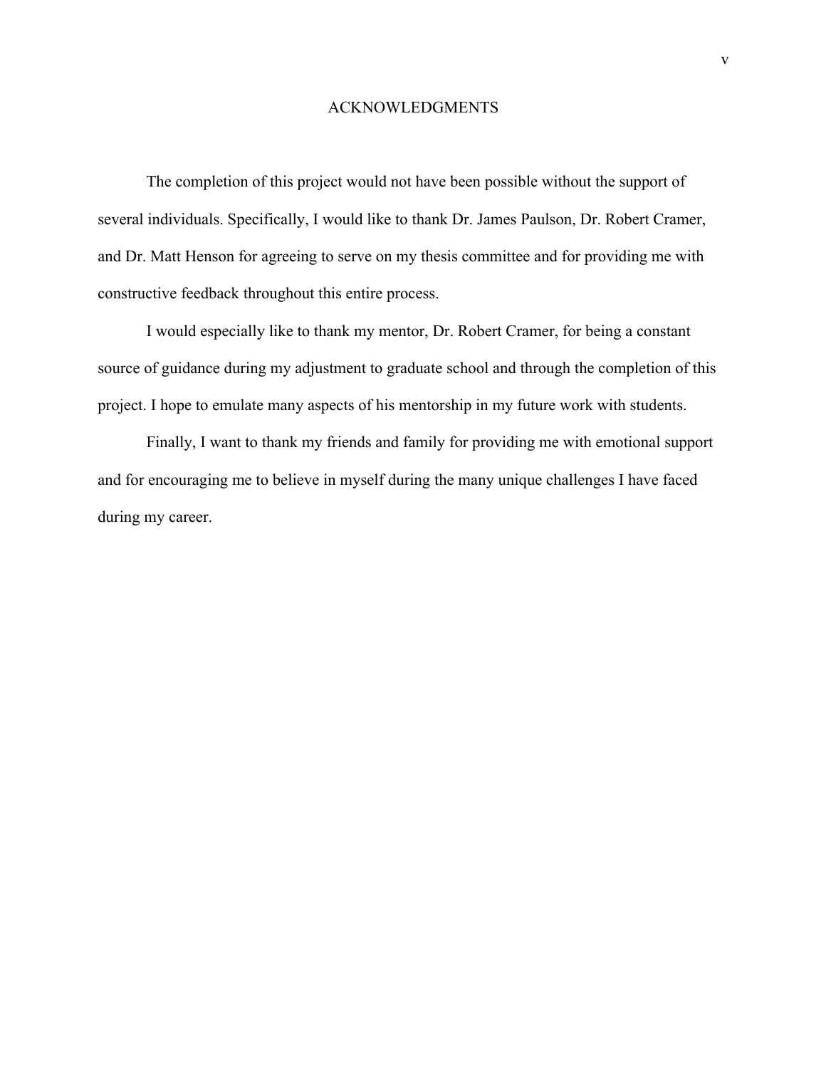# ACKNOWLEDGMENTS

The completion of this project would not have been possible without the support of several individuals. Specifically, I would like to thank Dr. James Paulson, Dr. Robert Cramer, and Dr. Matt Henson for agreeing to serve on my thesis committee and for providing me with constructive feedback throughout this entire process.

I would especially like to thank my mentor, Dr. Robert Cramer, for being a constant source of guidance during my adjustment to graduate school and through the completion of this project. I hope to emulate many aspects of his mentorship in my future work with students.

Finally, I want to thank my friends and family for providing me with emotional support and for encouraging me to believe in myself during the many unique challenges I have faced during my career.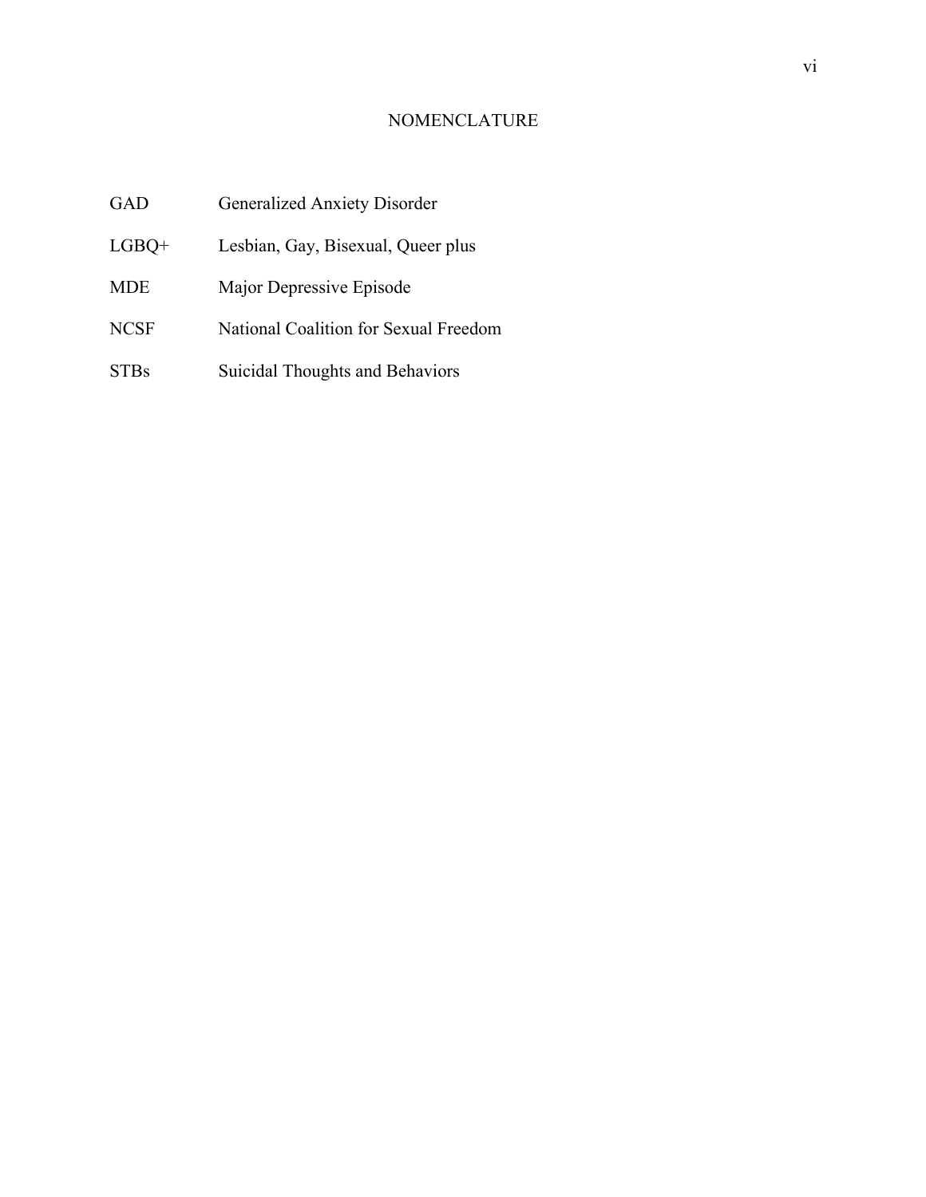# NOMENCLATURE

| | |
|---|---|
| GAD | Generalized Anxiety Disorder |
| LGBQ+ | Lesbian, Gay, Bisexual, Queer plus |
| MDE | Major Depressive Episode |
| NCSF | National Coalition for Sexual Freedom |
| STBs | Suicidal Thoughts and Behaviors |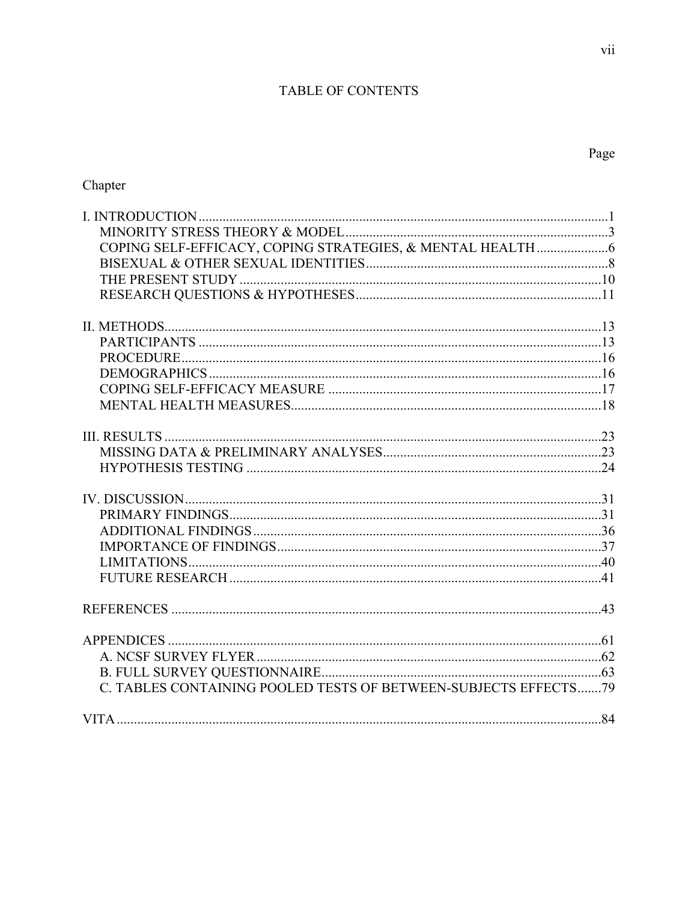# TABLE OF CONTENTS

| Chapter | Page |
|---|---|
| I. INTRODUCTION | 1 |
| MINORITY STRESS THEORY & MODEL | 3 |
| COPING SELF-EFFICACY, COPING STRATEGIES, & MENTAL HEALTH | 6 |
| BISEXUAL & OTHER SEXUAL IDENTITIES | 8 |
| THE PRESENT STUDY | 10 |
| RESEARCH QUESTIONS & HYPOTHESES | 11 |
| II. METHODS | 13 |
| PARTICIPANTS | 13 |
| PROCEDURE | 16 |
| DEMOGRAPHICS | 16 |
| COPING SELF-EFFICACY MEASURE | 17 |
| MENTAL HEALTH MEASURES | 18 |
| III. RESULTS | 23 |
| MISSING DATA & PRELIMINARY ANALYSES | 23 |
| HYPOTHESIS TESTING | 24 |
| IV. DISCUSSION | 31 |
| PRIMARY FINDINGS | 31 |
| ADDITIONAL FINDINGS | 36 |
| IMPORTANCE OF FINDINGS | 37 |
| LIMITATIONS | 40 |
| FUTURE RESEARCH | 41 |
| REFERENCES | 43 |
| APPENDICES | 61 |
| A. NCSF SURVEY FLYER | 62 |
| B. FULL SURVEY QUESTIONNAIRE | 63 |
| C. TABLES CONTAINING POOLED TESTS OF BETWEEN-SUBJECTS EFFECTS | 79 |
| VITA | 84 |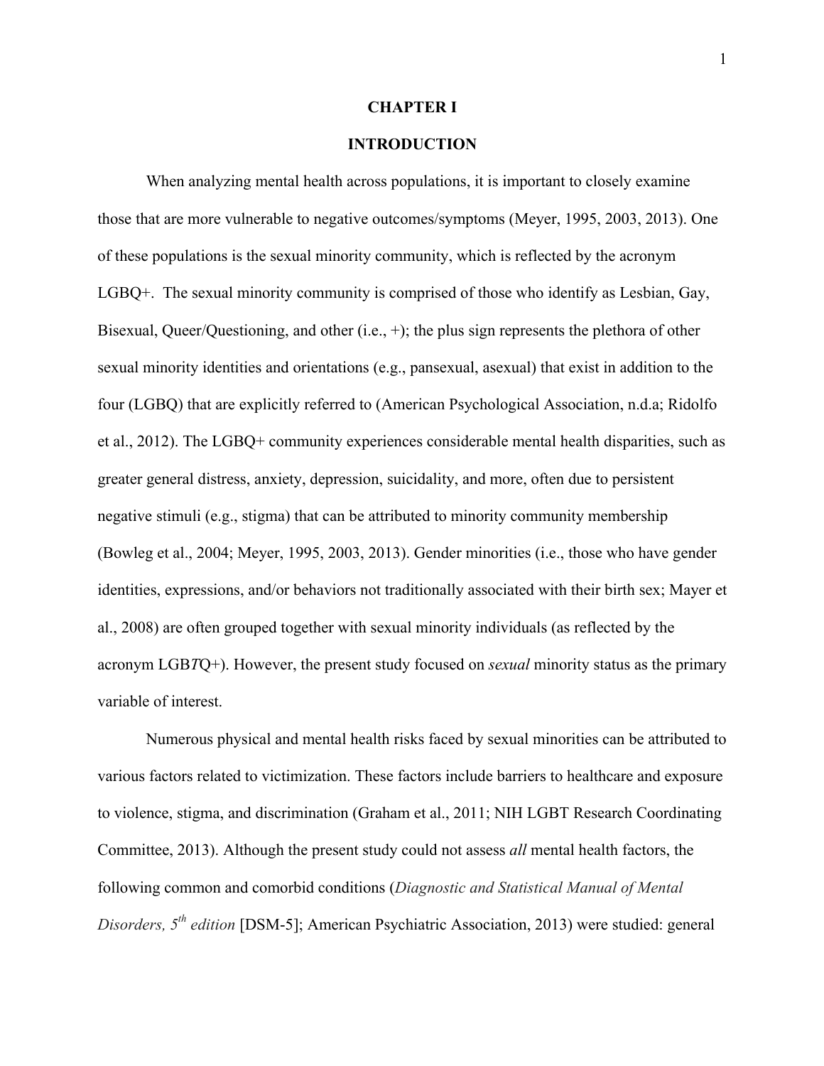# CHAPTER I

## INTRODUCTION

When analyzing mental health across populations, it is important to closely examine those that are more vulnerable to negative outcomes/symptoms (Meyer, 1995, 2003, 2013). One of these populations is the sexual minority community, which is reflected by the acronym LGBQ+. The sexual minority community is comprised of those who identify as Lesbian, Gay, Bisexual, Queer/Questioning, and other (i.e., +); the plus sign represents the plethora of other sexual minority identities and orientations (e.g., pansexual, asexual) that exist in addition to the four (LGBQ) that are explicitly referred to (American Psychological Association, n.d.a; Ridolfo et al., 2012). The LGBQ+ community experiences considerable mental health disparities, such as greater general distress, anxiety, depression, suicidality, and more, often due to persistent negative stimuli (e.g., stigma) that can be attributed to minority community membership (Bowleg et al., 2004; Meyer, 1995, 2003, 2013). Gender minorities (i.e., those who have gender identities, expressions, and/or behaviors not traditionally associated with their birth sex; Mayer et al., 2008) are often grouped together with sexual minority individuals (as reflected by the acronym LGB*T*Q+). However, the present study focused on *sexual* minority status as the primary variable of interest.

Numerous physical and mental health risks faced by sexual minorities can be attributed to various factors related to victimization. These factors include barriers to healthcare and exposure to violence, stigma, and discrimination (Graham et al., 2011; NIH LGBT Research Coordinating Committee, 2013). Although the present study could not assess *all* mental health factors, the following common and comorbid conditions (*Diagnostic and Statistical Manual of Mental Disorders, 5th edition* [DSM-5]; American Psychiatric Association, 2013) were studied: general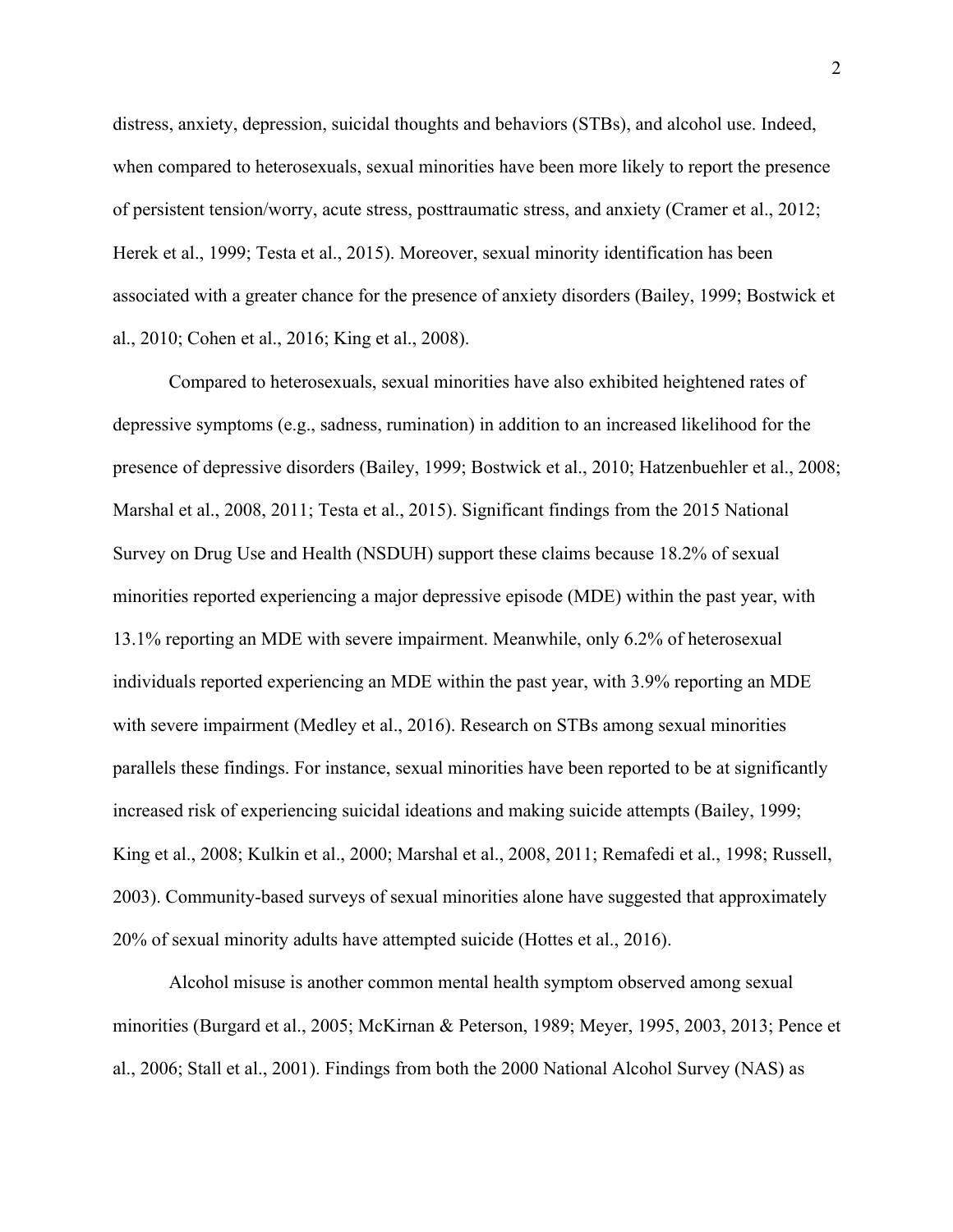distress, anxiety, depression, suicidal thoughts and behaviors (STBs), and alcohol use. Indeed, when compared to heterosexuals, sexual minorities have been more likely to report the presence of persistent tension/worry, acute stress, posttraumatic stress, and anxiety (Cramer et al., 2012; Herek et al., 1999; Testa et al., 2015). Moreover, sexual minority identification has been associated with a greater chance for the presence of anxiety disorders (Bailey, 1999; Bostwick et al., 2010; Cohen et al., 2016; King et al., 2008).

Compared to heterosexuals, sexual minorities have also exhibited heightened rates of depressive symptoms (e.g., sadness, rumination) in addition to an increased likelihood for the presence of depressive disorders (Bailey, 1999; Bostwick et al., 2010; Hatzenbuehler et al., 2008; Marshal et al., 2008, 2011; Testa et al., 2015). Significant findings from the 2015 National Survey on Drug Use and Health (NSDUH) support these claims because 18.2% of sexual minorities reported experiencing a major depressive episode (MDE) within the past year, with 13.1% reporting an MDE with severe impairment. Meanwhile, only 6.2% of heterosexual individuals reported experiencing an MDE within the past year, with 3.9% reporting an MDE with severe impairment (Medley et al., 2016). Research on STBs among sexual minorities parallels these findings. For instance, sexual minorities have been reported to be at significantly increased risk of experiencing suicidal ideations and making suicide attempts (Bailey, 1999; King et al., 2008; Kulkin et al., 2000; Marshal et al., 2008, 2011; Remafedi et al., 1998; Russell, 2003). Community-based surveys of sexual minorities alone have suggested that approximately 20% of sexual minority adults have attempted suicide (Hottes et al., 2016).

Alcohol misuse is another common mental health symptom observed among sexual minorities (Burgard et al., 2005; McKirnan & Peterson, 1989; Meyer, 1995, 2003, 2013; Pence et al., 2006; Stall et al., 2001). Findings from both the 2000 National Alcohol Survey (NAS) as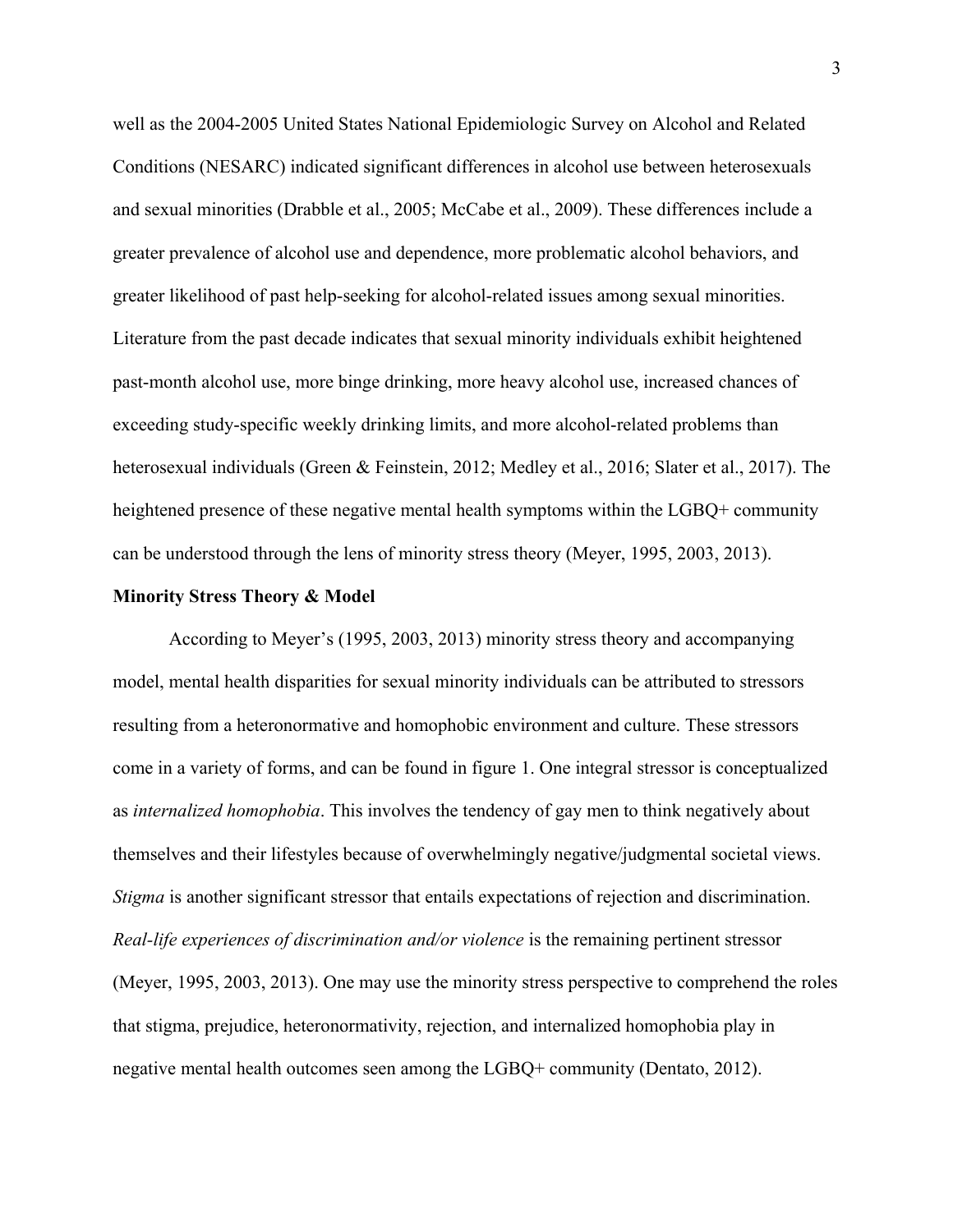well as the 2004-2005 United States National Epidemiologic Survey on Alcohol and Related Conditions (NESARC) indicated significant differences in alcohol use between heterosexuals and sexual minorities (Drabble et al., 2005; McCabe et al., 2009). These differences include a greater prevalence of alcohol use and dependence, more problematic alcohol behaviors, and greater likelihood of past help-seeking for alcohol-related issues among sexual minorities. Literature from the past decade indicates that sexual minority individuals exhibit heightened past-month alcohol use, more binge drinking, more heavy alcohol use, increased chances of exceeding study-specific weekly drinking limits, and more alcohol-related problems than heterosexual individuals (Green & Feinstein, 2012; Medley et al., 2016; Slater et al., 2017). The heightened presence of these negative mental health symptoms within the LGBQ+ community can be understood through the lens of minority stress theory (Meyer, 1995, 2003, 2013).

**Minority Stress Theory & Model**

According to Meyer's (1995, 2003, 2013) minority stress theory and accompanying model, mental health disparities for sexual minority individuals can be attributed to stressors resulting from a heteronormative and homophobic environment and culture. These stressors come in a variety of forms, and can be found in figure 1. One integral stressor is conceptualized as *internalized homophobia*. This involves the tendency of gay men to think negatively about themselves and their lifestyles because of overwhelmingly negative/judgmental societal views. *Stigma* is another significant stressor that entails expectations of rejection and discrimination. *Real-life experiences of discrimination and/or violence* is the remaining pertinent stressor (Meyer, 1995, 2003, 2013). One may use the minority stress perspective to comprehend the roles that stigma, prejudice, heteronormativity, rejection, and internalized homophobia play in negative mental health outcomes seen among the LGBQ+ community (Dentato, 2012).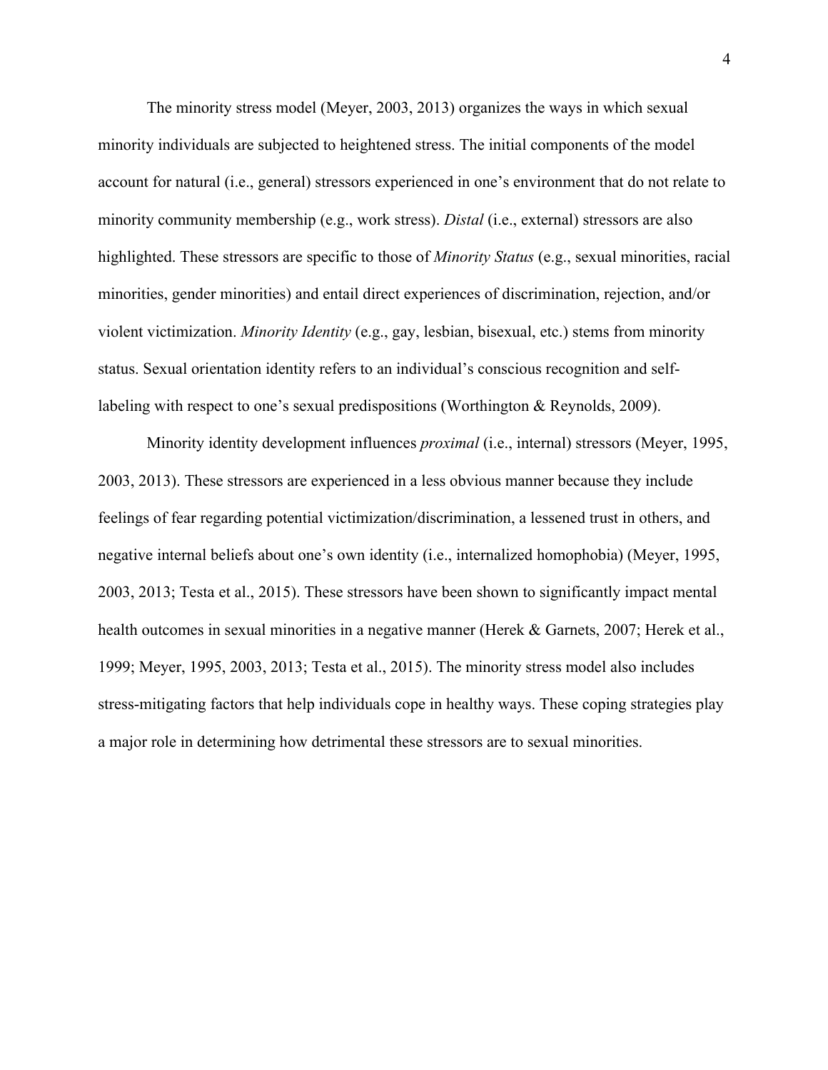The minority stress model (Meyer, 2003, 2013) organizes the ways in which sexual minority individuals are subjected to heightened stress. The initial components of the model account for natural (i.e., general) stressors experienced in one's environment that do not relate to minority community membership (e.g., work stress). *Distal* (i.e., external) stressors are also highlighted. These stressors are specific to those of *Minority Status* (e.g., sexual minorities, racial minorities, gender minorities) and entail direct experiences of discrimination, rejection, and/or violent victimization. *Minority Identity* (e.g., gay, lesbian, bisexual, etc.) stems from minority status. Sexual orientation identity refers to an individual's conscious recognition and self-labeling with respect to one's sexual predispositions (Worthington & Reynolds, 2009).

Minority identity development influences *proximal* (i.e., internal) stressors (Meyer, 1995, 2003, 2013). These stressors are experienced in a less obvious manner because they include feelings of fear regarding potential victimization/discrimination, a lessened trust in others, and negative internal beliefs about one's own identity (i.e., internalized homophobia) (Meyer, 1995, 2003, 2013; Testa et al., 2015). These stressors have been shown to significantly impact mental health outcomes in sexual minorities in a negative manner (Herek & Garnets, 2007; Herek et al., 1999; Meyer, 1995, 2003, 2013; Testa et al., 2015). The minority stress model also includes stress-mitigating factors that help individuals cope in healthy ways. These coping strategies play a major role in determining how detrimental these stressors are to sexual minorities.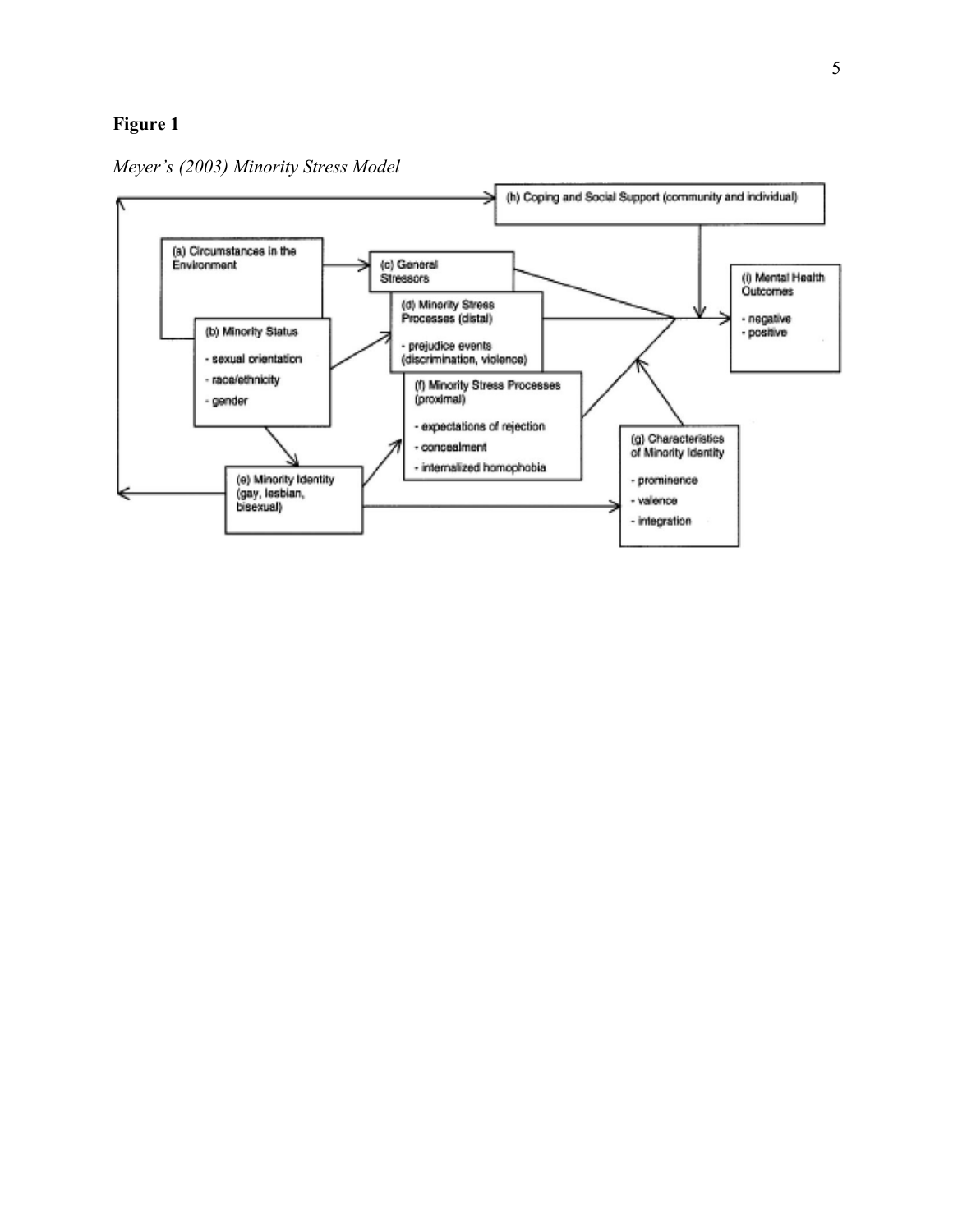**Figure 1**

*Meyer's (2003) Minority Stress Model*

(h) Coping and Social Support (community and individual)

(a) Circumstances in the Environment

(c) General Stressors

(d) Minority Stress Processes (distal)

- prejudice events (discrimination, violence)

(b) Minority Status

- sexual orientation
- race/ethnicity
- gender

(f) Minority Stress Processes (proximal)

- expectations of rejection
- concealment
- internalized homophobia

(i) Mental Health Outcomes

- negative
- positive

(g) Characteristics of Minority Identity

- prominence
- valence
- integration

(e) Minority Identity (gay, lesbian, bisexual)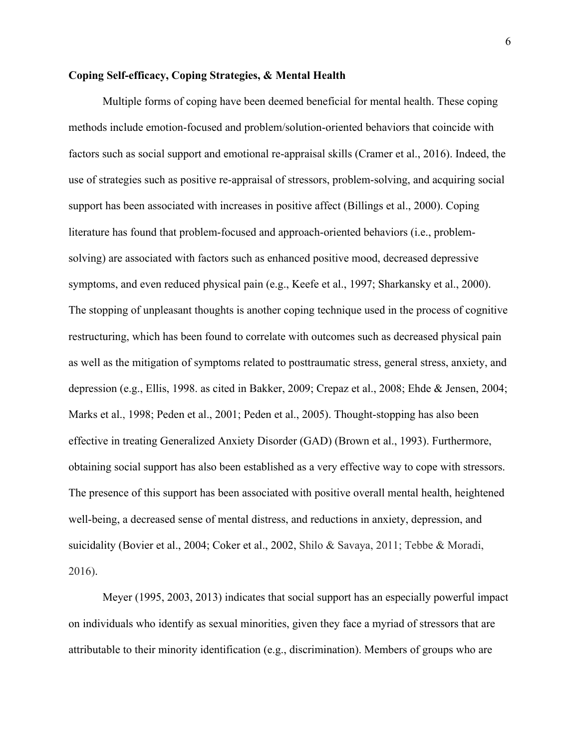**Coping Self-efficacy, Coping Strategies, & Mental Health**

Multiple forms of coping have been deemed beneficial for mental health. These coping methods include emotion-focused and problem/solution-oriented behaviors that coincide with factors such as social support and emotional re-appraisal skills (Cramer et al., 2016). Indeed, the use of strategies such as positive re-appraisal of stressors, problem-solving, and acquiring social support has been associated with increases in positive affect (Billings et al., 2000). Coping literature has found that problem-focused and approach-oriented behaviors (i.e., problem-solving) are associated with factors such as enhanced positive mood, decreased depressive symptoms, and even reduced physical pain (e.g., Keefe et al., 1997; Sharkansky et al., 2000). The stopping of unpleasant thoughts is another coping technique used in the process of cognitive restructuring, which has been found to correlate with outcomes such as decreased physical pain as well as the mitigation of symptoms related to posttraumatic stress, general stress, anxiety, and depression (e.g., Ellis, 1998. as cited in Bakker, 2009; Crepaz et al., 2008; Ehde & Jensen, 2004; Marks et al., 1998; Peden et al., 2001; Peden et al., 2005). Thought-stopping has also been effective in treating Generalized Anxiety Disorder (GAD) (Brown et al., 1993). Furthermore, obtaining social support has also been established as a very effective way to cope with stressors. The presence of this support has been associated with positive overall mental health, heightened well-being, a decreased sense of mental distress, and reductions in anxiety, depression, and suicidality (Bovier et al., 2004; Coker et al., 2002, Shilo & Savaya, 2011; Tebbe & Moradi, 2016).

Meyer (1995, 2003, 2013) indicates that social support has an especially powerful impact on individuals who identify as sexual minorities, given they face a myriad of stressors that are attributable to their minority identification (e.g., discrimination). Members of groups who are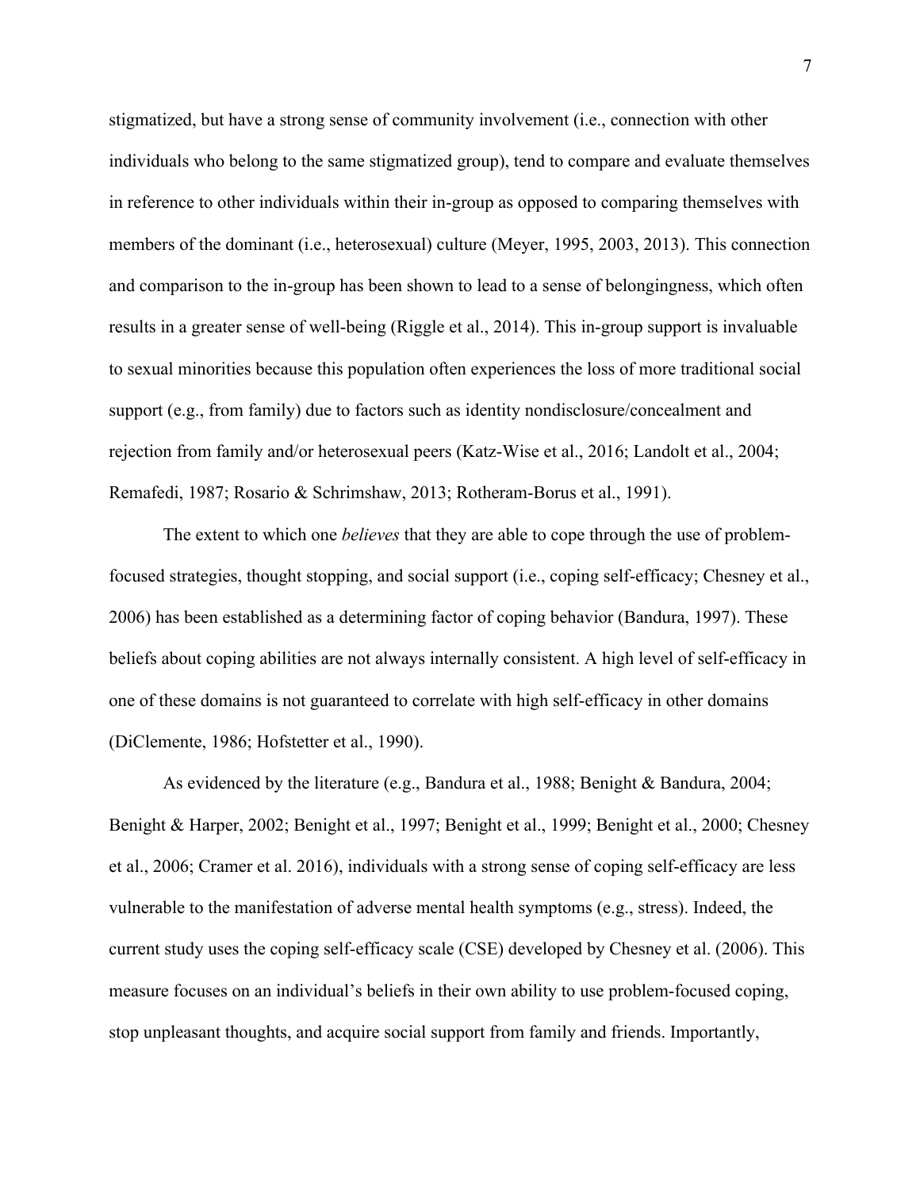stigmatized, but have a strong sense of community involvement (i.e., connection with other individuals who belong to the same stigmatized group), tend to compare and evaluate themselves in reference to other individuals within their in-group as opposed to comparing themselves with members of the dominant (i.e., heterosexual) culture (Meyer, 1995, 2003, 2013). This connection and comparison to the in-group has been shown to lead to a sense of belongingness, which often results in a greater sense of well-being (Riggle et al., 2014). This in-group support is invaluable to sexual minorities because this population often experiences the loss of more traditional social support (e.g., from family) due to factors such as identity nondisclosure/concealment and rejection from family and/or heterosexual peers (Katz-Wise et al., 2016; Landolt et al., 2004; Remafedi, 1987; Rosario & Schrimshaw, 2013; Rotheram-Borus et al., 1991).

The extent to which one *believes* that they are able to cope through the use of problem-focused strategies, thought stopping, and social support (i.e., coping self-efficacy; Chesney et al., 2006) has been established as a determining factor of coping behavior (Bandura, 1997). These beliefs about coping abilities are not always internally consistent. A high level of self-efficacy in one of these domains is not guaranteed to correlate with high self-efficacy in other domains (DiClemente, 1986; Hofstetter et al., 1990).

As evidenced by the literature (e.g., Bandura et al., 1988; Benight & Bandura, 2004; Benight & Harper, 2002; Benight et al., 1997; Benight et al., 1999; Benight et al., 2000; Chesney et al., 2006; Cramer et al. 2016), individuals with a strong sense of coping self-efficacy are less vulnerable to the manifestation of adverse mental health symptoms (e.g., stress). Indeed, the current study uses the coping self-efficacy scale (CSE) developed by Chesney et al. (2006). This measure focuses on an individual's beliefs in their own ability to use problem-focused coping, stop unpleasant thoughts, and acquire social support from family and friends. Importantly,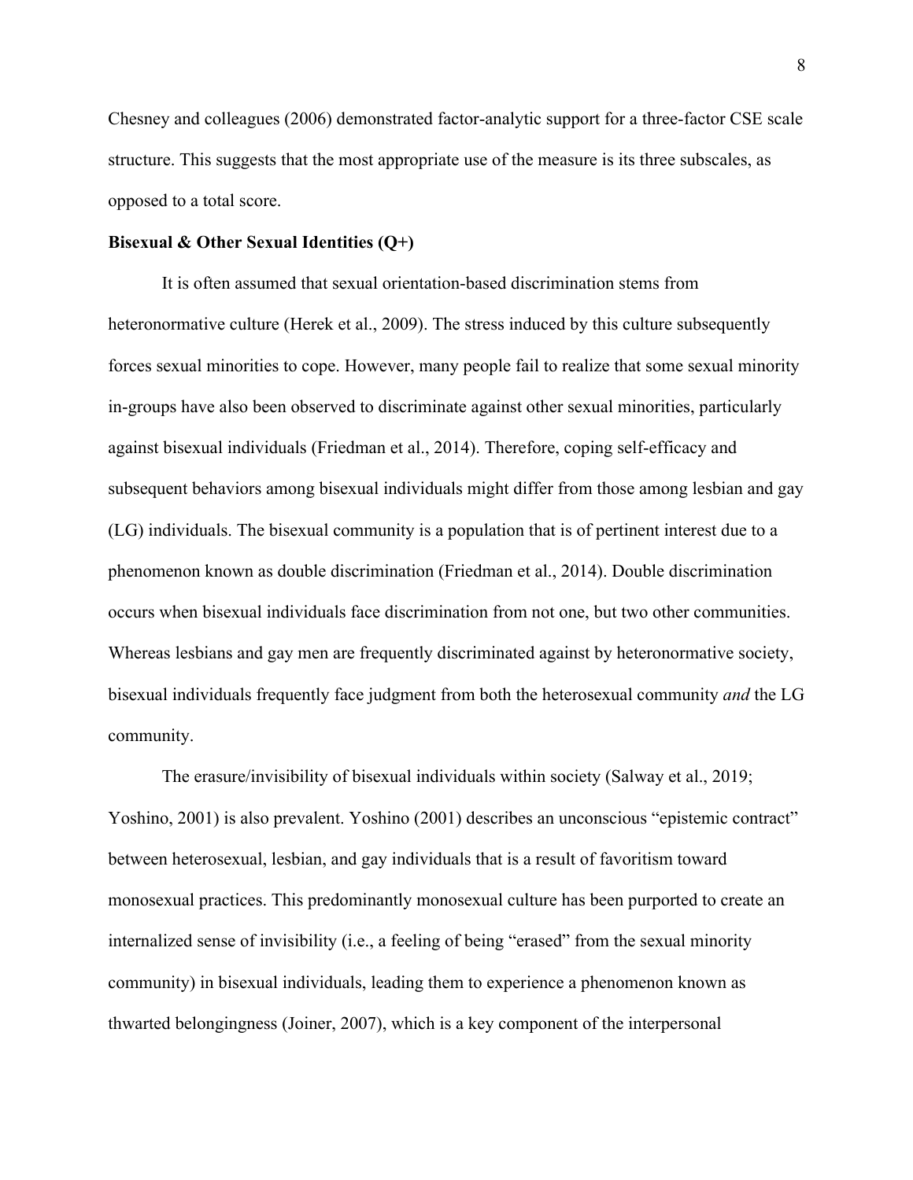Chesney and colleagues (2006) demonstrated factor-analytic support for a three-factor CSE scale structure. This suggests that the most appropriate use of the measure is its three subscales, as opposed to a total score.

**Bisexual & Other Sexual Identities (Q+)**

It is often assumed that sexual orientation-based discrimination stems from heteronormative culture (Herek et al., 2009). The stress induced by this culture subsequently forces sexual minorities to cope. However, many people fail to realize that some sexual minority in-groups have also been observed to discriminate against other sexual minorities, particularly against bisexual individuals (Friedman et al., 2014). Therefore, coping self-efficacy and subsequent behaviors among bisexual individuals might differ from those among lesbian and gay (LG) individuals. The bisexual community is a population that is of pertinent interest due to a phenomenon known as double discrimination (Friedman et al., 2014). Double discrimination occurs when bisexual individuals face discrimination from not one, but two other communities. Whereas lesbians and gay men are frequently discriminated against by heteronormative society, bisexual individuals frequently face judgment from both the heterosexual community *and* the LG community.

The erasure/invisibility of bisexual individuals within society (Salway et al., 2019; Yoshino, 2001) is also prevalent. Yoshino (2001) describes an unconscious "epistemic contract" between heterosexual, lesbian, and gay individuals that is a result of favoritism toward monosexual practices. This predominantly monosexual culture has been purported to create an internalized sense of invisibility (i.e., a feeling of being "erased" from the sexual minority community) in bisexual individuals, leading them to experience a phenomenon known as thwarted belongingness (Joiner, 2007), which is a key component of the interpersonal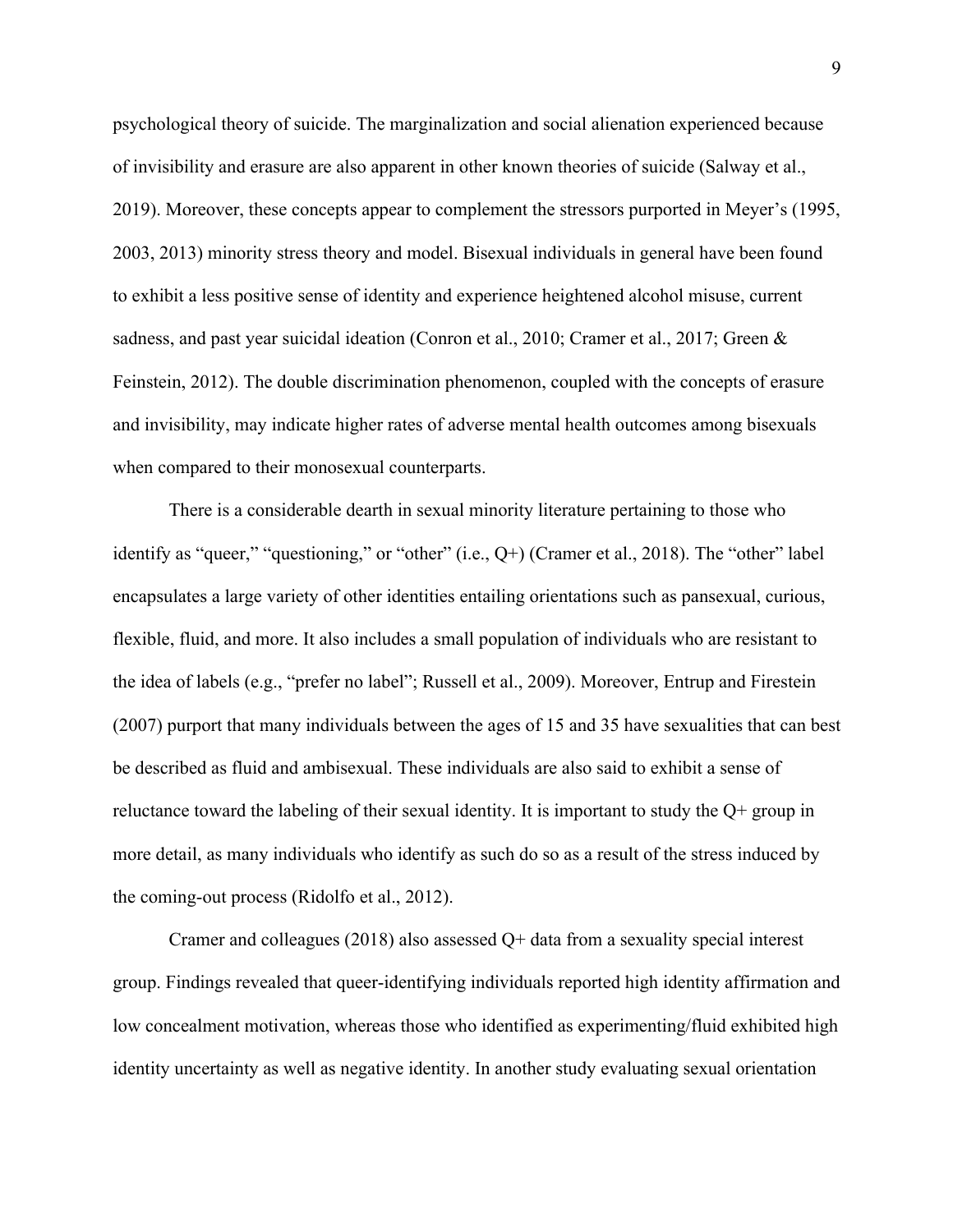psychological theory of suicide. The marginalization and social alienation experienced because of invisibility and erasure are also apparent in other known theories of suicide (Salway et al., 2019). Moreover, these concepts appear to complement the stressors purported in Meyer's (1995, 2003, 2013) minority stress theory and model. Bisexual individuals in general have been found to exhibit a less positive sense of identity and experience heightened alcohol misuse, current sadness, and past year suicidal ideation (Conron et al., 2010; Cramer et al., 2017; Green & Feinstein, 2012). The double discrimination phenomenon, coupled with the concepts of erasure and invisibility, may indicate higher rates of adverse mental health outcomes among bisexuals when compared to their monosexual counterparts.

There is a considerable dearth in sexual minority literature pertaining to those who identify as "queer," "questioning," or "other" (i.e., Q+) (Cramer et al., 2018). The "other" label encapsulates a large variety of other identities entailing orientations such as pansexual, curious, flexible, fluid, and more. It also includes a small population of individuals who are resistant to the idea of labels (e.g., "prefer no label"; Russell et al., 2009). Moreover, Entrup and Firestein (2007) purport that many individuals between the ages of 15 and 35 have sexualities that can best be described as fluid and ambisexual. These individuals are also said to exhibit a sense of reluctance toward the labeling of their sexual identity. It is important to study the Q+ group in more detail, as many individuals who identify as such do so as a result of the stress induced by the coming-out process (Ridolfo et al., 2012).

Cramer and colleagues (2018) also assessed Q+ data from a sexuality special interest group. Findings revealed that queer-identifying individuals reported high identity affirmation and low concealment motivation, whereas those who identified as experimenting/fluid exhibited high identity uncertainty as well as negative identity. In another study evaluating sexual orientation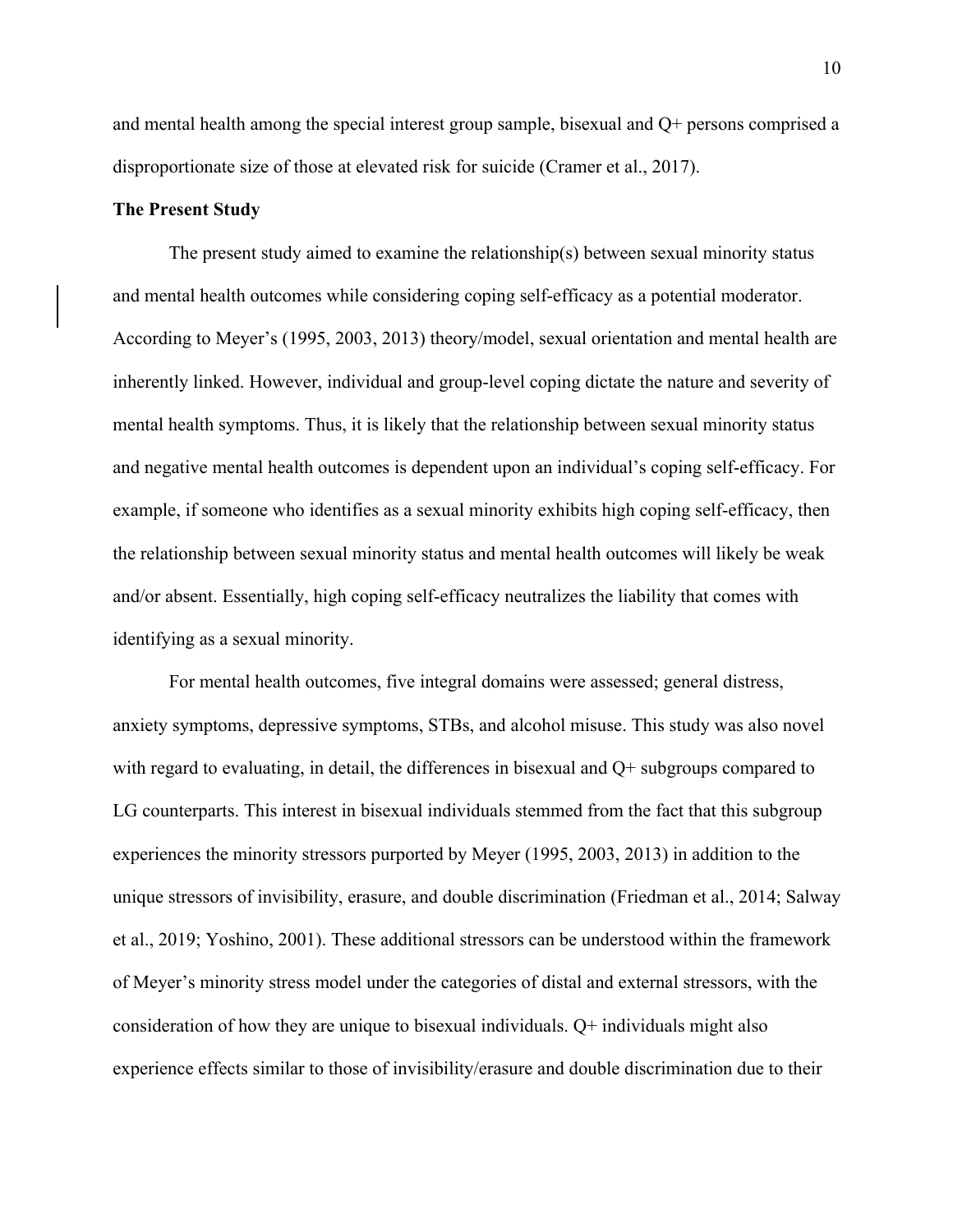and mental health among the special interest group sample, bisexual and Q+ persons comprised a disproportionate size of those at elevated risk for suicide (Cramer et al., 2017).

### The Present Study

The present study aimed to examine the relationship(s) between sexual minority status and mental health outcomes while considering coping self-efficacy as a potential moderator. According to Meyer's (1995, 2003, 2013) theory/model, sexual orientation and mental health are inherently linked. However, individual and group-level coping dictate the nature and severity of mental health symptoms. Thus, it is likely that the relationship between sexual minority status and negative mental health outcomes is dependent upon an individual's coping self-efficacy. For example, if someone who identifies as a sexual minority exhibits high coping self-efficacy, then the relationship between sexual minority status and mental health outcomes will likely be weak and/or absent. Essentially, high coping self-efficacy neutralizes the liability that comes with identifying as a sexual minority.

For mental health outcomes, five integral domains were assessed; general distress, anxiety symptoms, depressive symptoms, STBs, and alcohol misuse. This study was also novel with regard to evaluating, in detail, the differences in bisexual and Q+ subgroups compared to LG counterparts. This interest in bisexual individuals stemmed from the fact that this subgroup experiences the minority stressors purported by Meyer (1995, 2003, 2013) in addition to the unique stressors of invisibility, erasure, and double discrimination (Friedman et al., 2014; Salway et al., 2019; Yoshino, 2001). These additional stressors can be understood within the framework of Meyer's minority stress model under the categories of distal and external stressors, with the consideration of how they are unique to bisexual individuals. Q+ individuals might also experience effects similar to those of invisibility/erasure and double discrimination due to their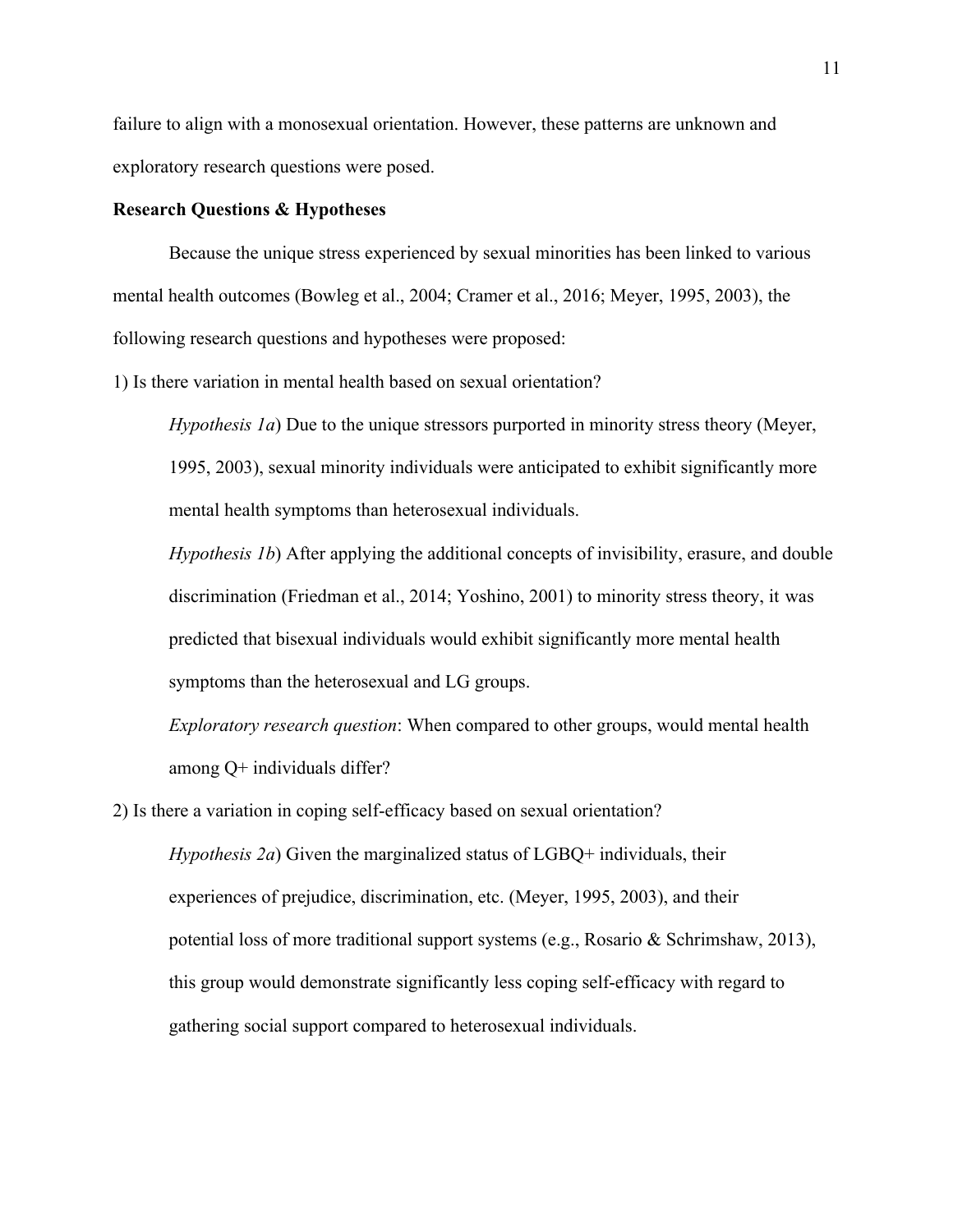failure to align with a monosexual orientation. However, these patterns are unknown and exploratory research questions were posed.

**Research Questions & Hypotheses**

Because the unique stress experienced by sexual minorities has been linked to various mental health outcomes (Bowleg et al., 2004; Cramer et al., 2016; Meyer, 1995, 2003), the following research questions and hypotheses were proposed:

1) Is there variation in mental health based on sexual orientation?

*Hypothesis 1a*) Due to the unique stressors purported in minority stress theory (Meyer, 1995, 2003), sexual minority individuals were anticipated to exhibit significantly more mental health symptoms than heterosexual individuals.

*Hypothesis 1b*) After applying the additional concepts of invisibility, erasure, and double discrimination (Friedman et al., 2014; Yoshino, 2001) to minority stress theory, it was predicted that bisexual individuals would exhibit significantly more mental health symptoms than the heterosexual and LG groups.

*Exploratory research question*: When compared to other groups, would mental health among Q+ individuals differ?

2) Is there a variation in coping self-efficacy based on sexual orientation?

*Hypothesis 2a*) Given the marginalized status of LGBQ+ individuals, their experiences of prejudice, discrimination, etc. (Meyer, 1995, 2003), and their potential loss of more traditional support systems (e.g., Rosario & Schrimshaw, 2013), this group would demonstrate significantly less coping self-efficacy with regard to gathering social support compared to heterosexual individuals.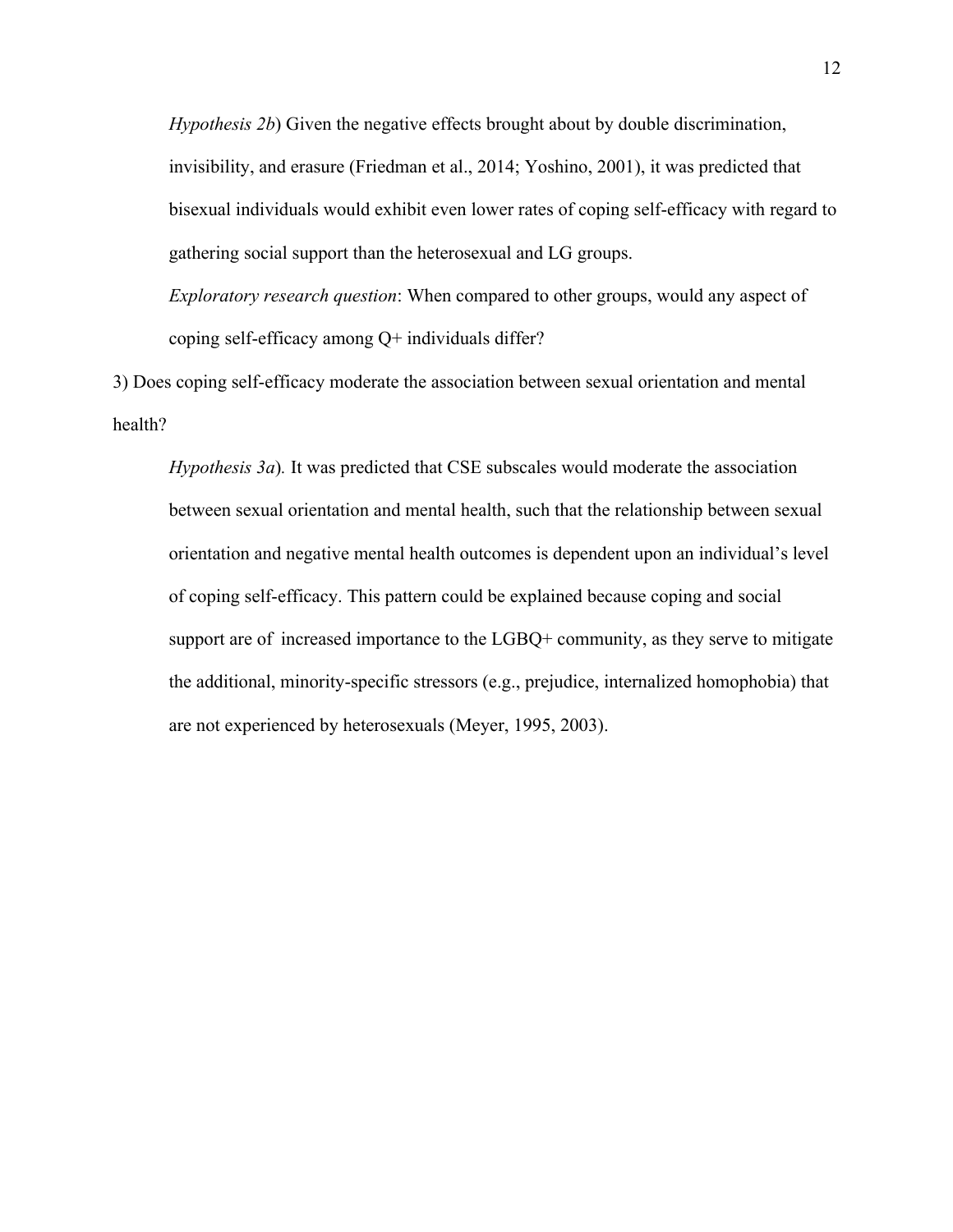*Hypothesis 2b*) Given the negative effects brought about by double discrimination, invisibility, and erasure (Friedman et al., 2014; Yoshino, 2001), it was predicted that bisexual individuals would exhibit even lower rates of coping self-efficacy with regard to gathering social support than the heterosexual and LG groups.

*Exploratory research question*: When compared to other groups, would any aspect of coping self-efficacy among Q+ individuals differ?

3) Does coping self-efficacy moderate the association between sexual orientation and mental health?

*Hypothesis 3a*). It was predicted that CSE subscales would moderate the association between sexual orientation and mental health, such that the relationship between sexual orientation and negative mental health outcomes is dependent upon an individual's level of coping self-efficacy. This pattern could be explained because coping and social support are of increased importance to the LGBQ+ community, as they serve to mitigate the additional, minority-specific stressors (e.g., prejudice, internalized homophobia) that are not experienced by heterosexuals (Meyer, 1995, 2003).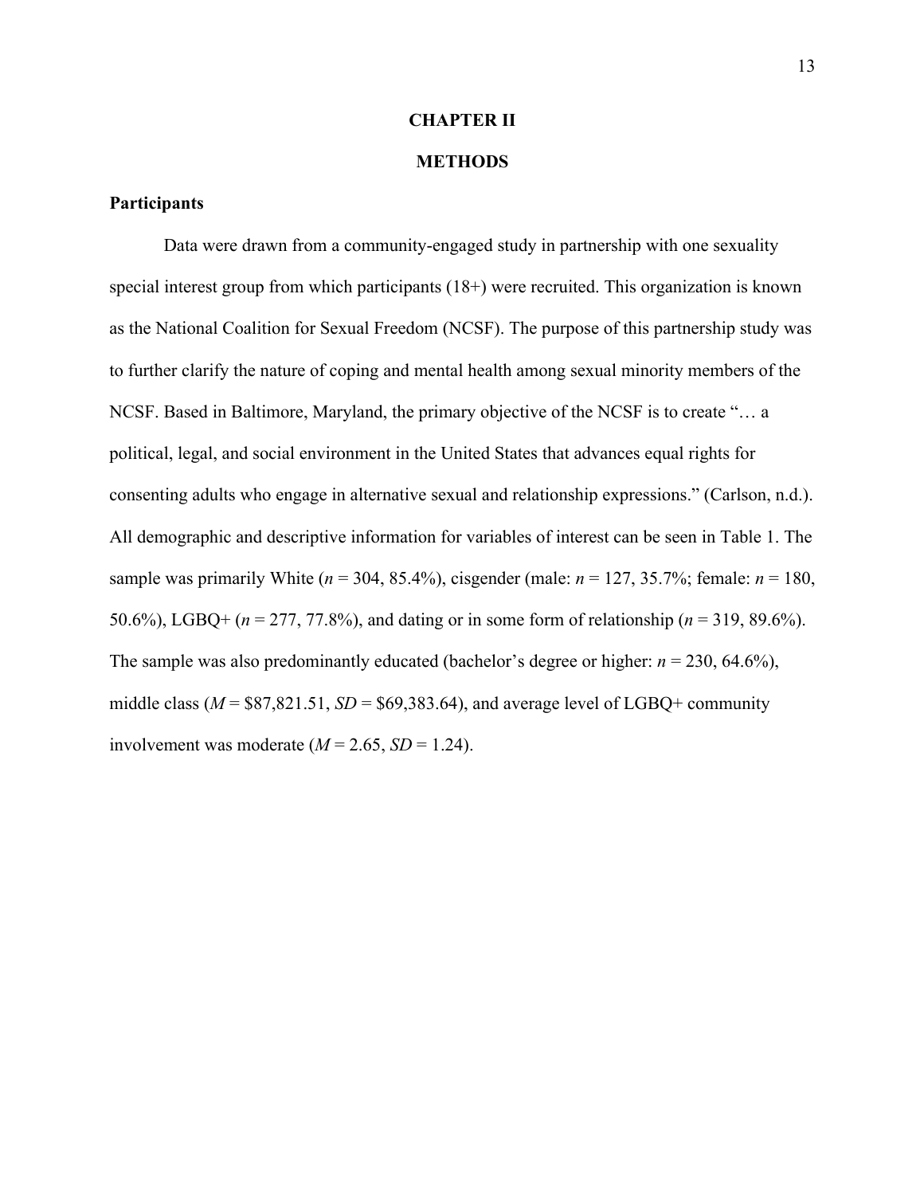# CHAPTER II

# METHODS

## Participants

Data were drawn from a community-engaged study in partnership with one sexuality special interest group from which participants (18+) were recruited. This organization is known as the National Coalition for Sexual Freedom (NCSF). The purpose of this partnership study was to further clarify the nature of coping and mental health among sexual minority members of the NCSF. Based in Baltimore, Maryland, the primary objective of the NCSF is to create "… a political, legal, and social environment in the United States that advances equal rights for consenting adults who engage in alternative sexual and relationship expressions." (Carlson, n.d.). All demographic and descriptive information for variables of interest can be seen in Table 1. The sample was primarily White ($n$ = 304, 85.4%), cisgender (male: $n$ = 127, 35.7%; female: $n$ = 180, 50.6%), LGBQ+ ($n$ = 277, 77.8%), and dating or in some form of relationship ($n$ = 319, 89.6%). The sample was also predominantly educated (bachelor's degree or higher: $n$ = 230, 64.6%), middle class ($M$ = \$87,821.51, $SD$ = \$69,383.64), and average level of LGBQ+ community involvement was moderate ($M$ = 2.65, $SD$ = 1.24).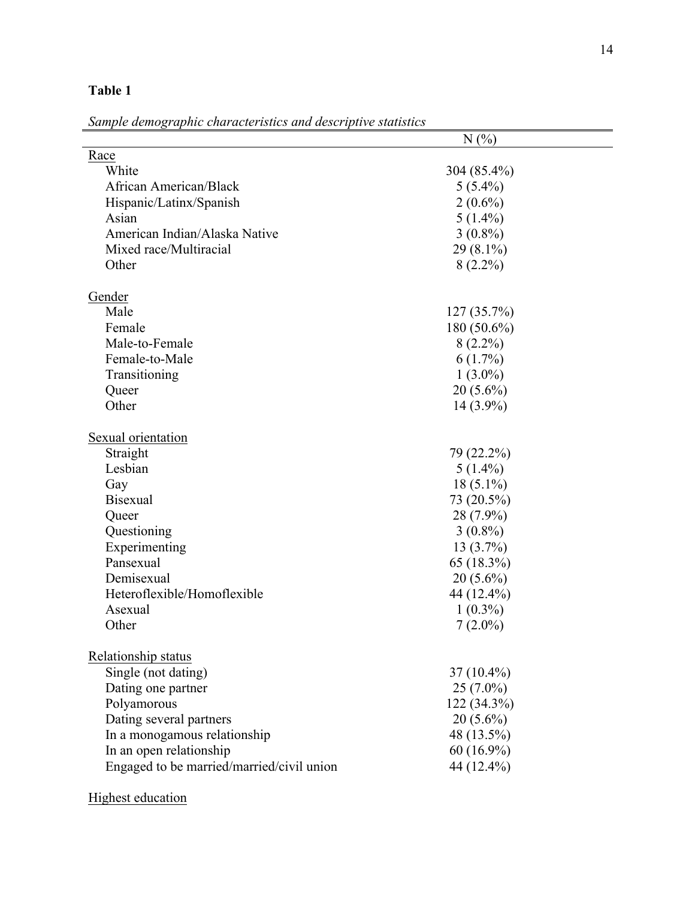**Table 1**

*Sample demographic characteristics and descriptive statistics*

| | N (%) |
|---|---|
| Race | |
| White | 304 (85.4%) |
| African American/Black | 5 (5.4%) |
| Hispanic/Latinx/Spanish | 2 (0.6%) |
| Asian | 5 (1.4%) |
| American Indian/Alaska Native | 3 (0.8%) |
| Mixed race/Multiracial | 29 (8.1%) |
| Other | 8 (2.2%) |
| | |
| Gender | |
| Male | 127 (35.7%) |
| Female | 180 (50.6%) |
| Male-to-Female | 8 (2.2%) |
| Female-to-Male | 6 (1.7%) |
| Transitioning | 1 (3.0%) |
| Queer | 20 (5.6%) |
| Other | 14 (3.9%) |
| | |
| Sexual orientation | |
| Straight | 79 (22.2%) |
| Lesbian | 5 (1.4%) |
| Gay | 18 (5.1%) |
| Bisexual | 73 (20.5%) |
| Queer | 28 (7.9%) |
| Questioning | 3 (0.8%) |
| Experimenting | 13 (3.7%) |
| Pansexual | 65 (18.3%) |
| Demisexual | 20 (5.6%) |
| Heteroflexible/Homoflexible | 44 (12.4%) |
| Asexual | 1 (0.3%) |
| Other | 7 (2.0%) |
| | |
| Relationship status | |
| Single (not dating) | 37 (10.4%) |
| Dating one partner | 25 (7.0%) |
| Polyamorous | 122 (34.3%) |
| Dating several partners | 20 (5.6%) |
| In a monogamous relationship | 48 (13.5%) |
| In an open relationship | 60 (16.9%) |
| Engaged to be married/married/civil union | 44 (12.4%) |
| | |
| Highest education | |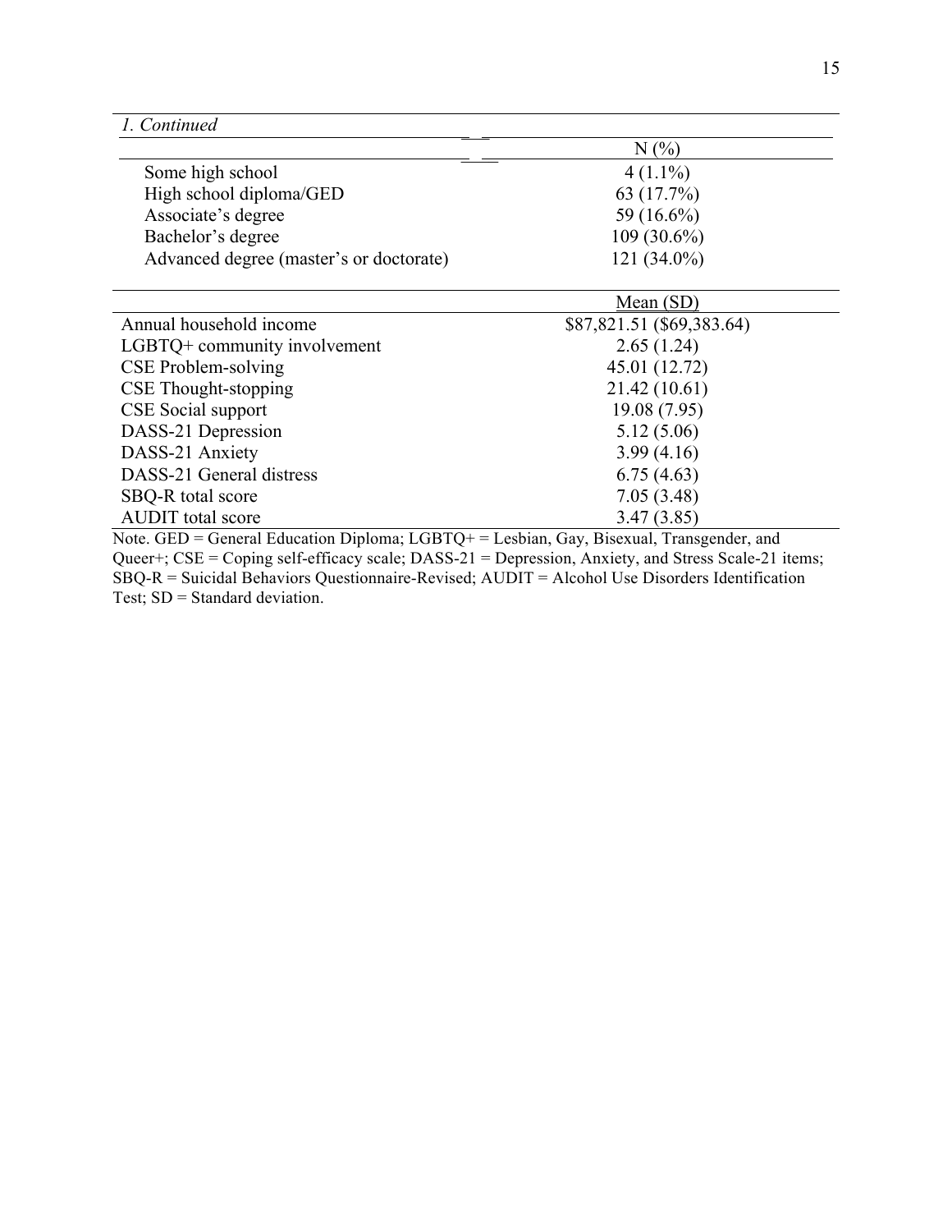*1. Continued*

| | N (%) |
|---|---|
| Some high school | 4 (1.1%) |
| High school diploma/GED | 63 (17.7%) |
| Associate's degree | 59 (16.6%) |
| Bachelor's degree | 109 (30.6%) |
| Advanced degree (master's or doctorate) | 121 (34.0%) |
| | Mean (SD) |
| Annual household income | $87,821.51 ($69,383.64) |
| LGBTQ+ community involvement | 2.65 (1.24) |
| CSE Problem-solving | 45.01 (12.72) |
| CSE Thought-stopping | 21.42 (10.61) |
| CSE Social support | 19.08 (7.95) |
| DASS-21 Depression | 5.12 (5.06) |
| DASS-21 Anxiety | 3.99 (4.16) |
| DASS-21 General distress | 6.75 (4.63) |
| SBQ-R total score | 7.05 (3.48) |
| AUDIT total score | 3.47 (3.85) |

Note. GED = General Education Diploma; LGBTQ+ = Lesbian, Gay, Bisexual, Transgender, and Queer+; CSE = Coping self-efficacy scale; DASS-21 = Depression, Anxiety, and Stress Scale-21 items; SBQ-R = Suicidal Behaviors Questionnaire-Revised; AUDIT = Alcohol Use Disorders Identification Test; SD = Standard deviation.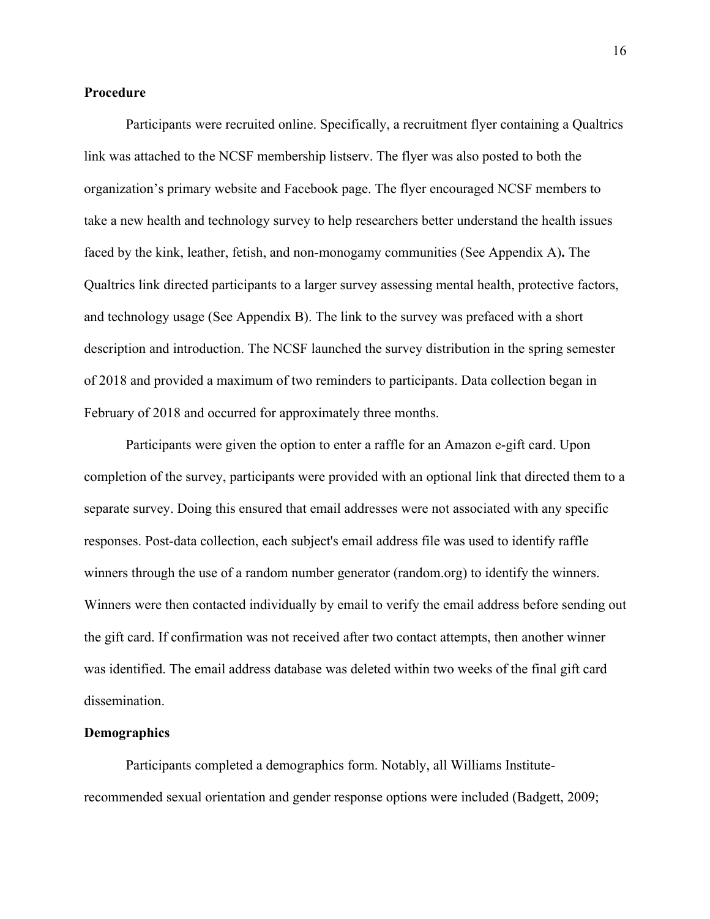**Procedure**

Participants were recruited online. Specifically, a recruitment flyer containing a Qualtrics link was attached to the NCSF membership listserv. The flyer was also posted to both the organization's primary website and Facebook page. The flyer encouraged NCSF members to take a new health and technology survey to help researchers better understand the health issues faced by the kink, leather, fetish, and non-monogamy communities (See Appendix A)**.** The Qualtrics link directed participants to a larger survey assessing mental health, protective factors, and technology usage (See Appendix B). The link to the survey was prefaced with a short description and introduction. The NCSF launched the survey distribution in the spring semester of 2018 and provided a maximum of two reminders to participants. Data collection began in February of 2018 and occurred for approximately three months.

Participants were given the option to enter a raffle for an Amazon e-gift card. Upon completion of the survey, participants were provided with an optional link that directed them to a separate survey. Doing this ensured that email addresses were not associated with any specific responses. Post-data collection, each subject's email address file was used to identify raffle winners through the use of a random number generator (random.org) to identify the winners. Winners were then contacted individually by email to verify the email address before sending out the gift card. If confirmation was not received after two contact attempts, then another winner was identified. The email address database was deleted within two weeks of the final gift card dissemination.

**Demographics**

Participants completed a demographics form. Notably, all Williams Institute-recommended sexual orientation and gender response options were included (Badgett, 2009;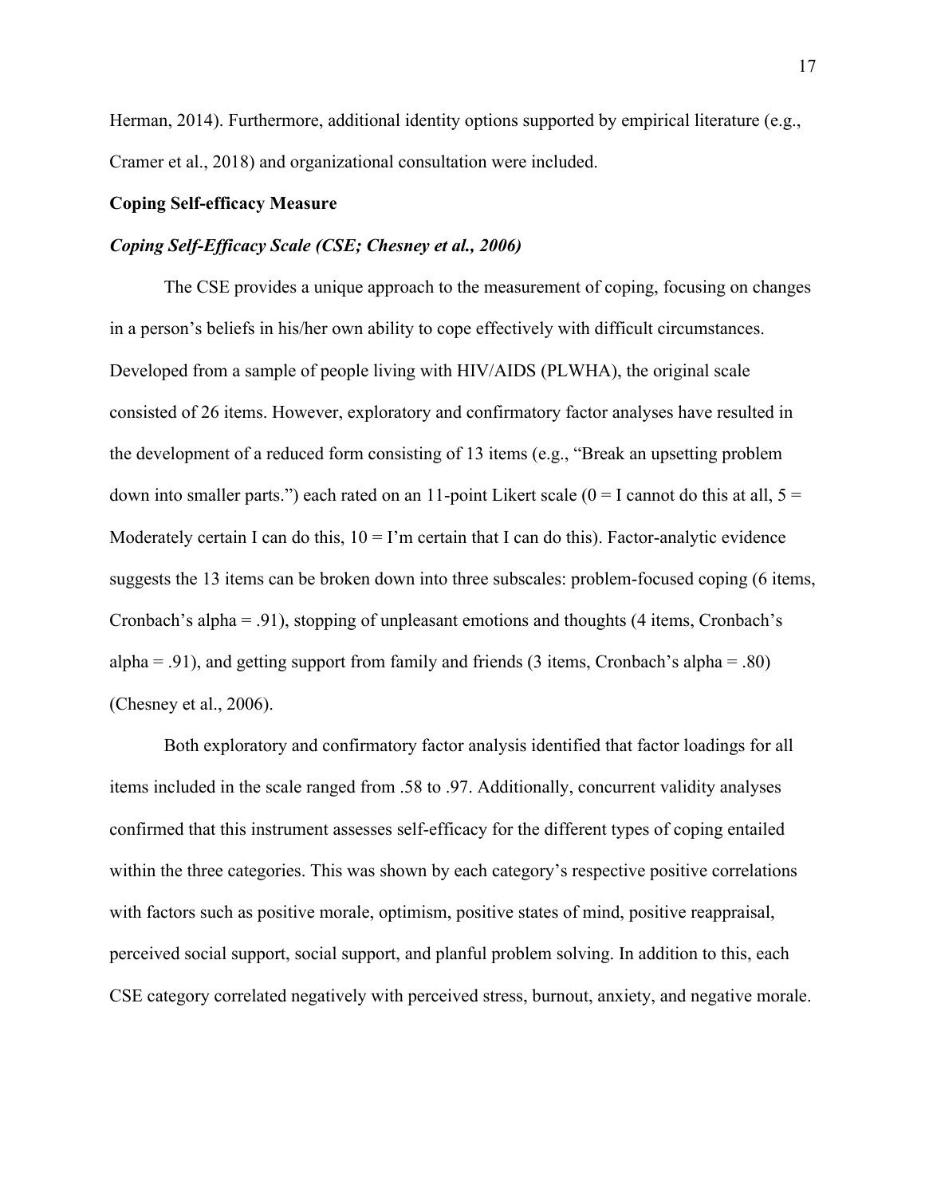Herman, 2014). Furthermore, additional identity options supported by empirical literature (e.g., Cramer et al., 2018) and organizational consultation were included.

**Coping Self-efficacy Measure**

***Coping Self-Efficacy Scale (CSE; Chesney et al., 2006)***

The CSE provides a unique approach to the measurement of coping, focusing on changes in a person's beliefs in his/her own ability to cope effectively with difficult circumstances. Developed from a sample of people living with HIV/AIDS (PLWHA), the original scale consisted of 26 items. However, exploratory and confirmatory factor analyses have resulted in the development of a reduced form consisting of 13 items (e.g., "Break an upsetting problem down into smaller parts.") each rated on an 11-point Likert scale (0 = I cannot do this at all, 5 = Moderately certain I can do this, 10 = I'm certain that I can do this). Factor-analytic evidence suggests the 13 items can be broken down into three subscales: problem-focused coping (6 items, Cronbach's alpha = .91), stopping of unpleasant emotions and thoughts (4 items, Cronbach's alpha = .91), and getting support from family and friends (3 items, Cronbach's alpha = .80) (Chesney et al., 2006).

Both exploratory and confirmatory factor analysis identified that factor loadings for all items included in the scale ranged from .58 to .97. Additionally, concurrent validity analyses confirmed that this instrument assesses self-efficacy for the different types of coping entailed within the three categories. This was shown by each category's respective positive correlations with factors such as positive morale, optimism, positive states of mind, positive reappraisal, perceived social support, social support, and planful problem solving. In addition to this, each CSE category correlated negatively with perceived stress, burnout, anxiety, and negative morale.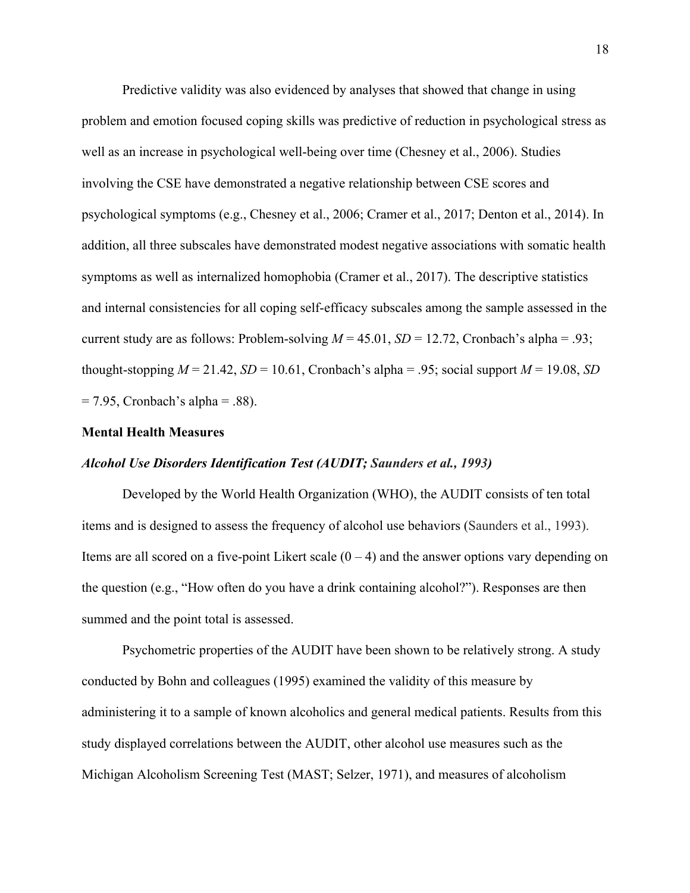Predictive validity was also evidenced by analyses that showed that change in using problem and emotion focused coping skills was predictive of reduction in psychological stress as well as an increase in psychological well-being over time (Chesney et al., 2006). Studies involving the CSE have demonstrated a negative relationship between CSE scores and psychological symptoms (e.g., Chesney et al., 2006; Cramer et al., 2017; Denton et al., 2014). In addition, all three subscales have demonstrated modest negative associations with somatic health symptoms as well as internalized homophobia (Cramer et al., 2017). The descriptive statistics and internal consistencies for all coping self-efficacy subscales among the sample assessed in the current study are as follows: Problem-solving $M = 45.01$, $SD = 12.72$, Cronbach's alpha = .93; thought-stopping $M = 21.42$, $SD = 10.61$, Cronbach's alpha = .95; social support $M = 19.08$, $SD = 7.95$, Cronbach's alpha = .88).

**Mental Health Measures**

***Alcohol Use Disorders Identification Test (AUDIT; Saunders et al., 1993)***

Developed by the World Health Organization (WHO), the AUDIT consists of ten total items and is designed to assess the frequency of alcohol use behaviors (Saunders et al., 1993). Items are all scored on a five-point Likert scale (0 – 4) and the answer options vary depending on the question (e.g., "How often do you have a drink containing alcohol?"). Responses are then summed and the point total is assessed.

Psychometric properties of the AUDIT have been shown to be relatively strong. A study conducted by Bohn and colleagues (1995) examined the validity of this measure by administering it to a sample of known alcoholics and general medical patients. Results from this study displayed correlations between the AUDIT, other alcohol use measures such as the Michigan Alcoholism Screening Test (MAST; Selzer, 1971), and measures of alcoholism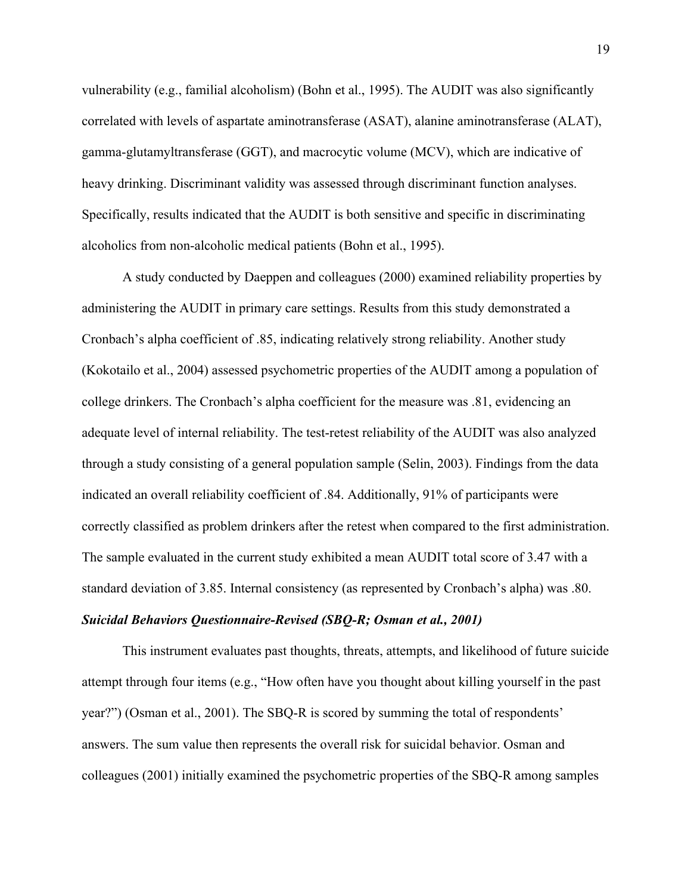vulnerability (e.g., familial alcoholism) (Bohn et al., 1995). The AUDIT was also significantly correlated with levels of aspartate aminotransferase (ASAT), alanine aminotransferase (ALAT), gamma-glutamyltransferase (GGT), and macrocytic volume (MCV), which are indicative of heavy drinking. Discriminant validity was assessed through discriminant function analyses. Specifically, results indicated that the AUDIT is both sensitive and specific in discriminating alcoholics from non-alcoholic medical patients (Bohn et al., 1995).

A study conducted by Daeppen and colleagues (2000) examined reliability properties by administering the AUDIT in primary care settings. Results from this study demonstrated a Cronbach's alpha coefficient of .85, indicating relatively strong reliability. Another study (Kokotailo et al., 2004) assessed psychometric properties of the AUDIT among a population of college drinkers. The Cronbach's alpha coefficient for the measure was .81, evidencing an adequate level of internal reliability. The test-retest reliability of the AUDIT was also analyzed through a study consisting of a general population sample (Selin, 2003). Findings from the data indicated an overall reliability coefficient of .84. Additionally, 91% of participants were correctly classified as problem drinkers after the retest when compared to the first administration. The sample evaluated in the current study exhibited a mean AUDIT total score of 3.47 with a standard deviation of 3.85. Internal consistency (as represented by Cronbach's alpha) was .80.

***Suicidal Behaviors Questionnaire-Revised (SBQ-R; Osman et al., 2001)***

This instrument evaluates past thoughts, threats, attempts, and likelihood of future suicide attempt through four items (e.g., "How often have you thought about killing yourself in the past year?") (Osman et al., 2001). The SBQ-R is scored by summing the total of respondents' answers. The sum value then represents the overall risk for suicidal behavior. Osman and colleagues (2001) initially examined the psychometric properties of the SBQ-R among samples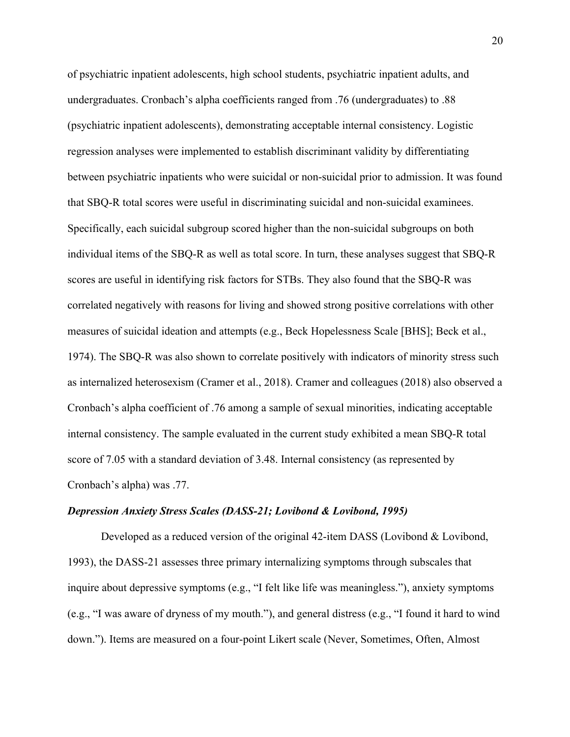of psychiatric inpatient adolescents, high school students, psychiatric inpatient adults, and undergraduates. Cronbach's alpha coefficients ranged from .76 (undergraduates) to .88 (psychiatric inpatient adolescents), demonstrating acceptable internal consistency. Logistic regression analyses were implemented to establish discriminant validity by differentiating between psychiatric inpatients who were suicidal or non-suicidal prior to admission. It was found that SBQ-R total scores were useful in discriminating suicidal and non-suicidal examinees. Specifically, each suicidal subgroup scored higher than the non-suicidal subgroups on both individual items of the SBQ-R as well as total score. In turn, these analyses suggest that SBQ-R scores are useful in identifying risk factors for STBs. They also found that the SBQ-R was correlated negatively with reasons for living and showed strong positive correlations with other measures of suicidal ideation and attempts (e.g., Beck Hopelessness Scale [BHS]; Beck et al., 1974). The SBQ-R was also shown to correlate positively with indicators of minority stress such as internalized heterosexism (Cramer et al., 2018). Cramer and colleagues (2018) also observed a Cronbach's alpha coefficient of .76 among a sample of sexual minorities, indicating acceptable internal consistency. The sample evaluated in the current study exhibited a mean SBQ-R total score of 7.05 with a standard deviation of 3.48. Internal consistency (as represented by Cronbach's alpha) was .77.

***Depression Anxiety Stress Scales (DASS-21; Lovibond & Lovibond, 1995)***

Developed as a reduced version of the original 42-item DASS (Lovibond & Lovibond, 1993), the DASS-21 assesses three primary internalizing symptoms through subscales that inquire about depressive symptoms (e.g., "I felt like life was meaningless."), anxiety symptoms (e.g., "I was aware of dryness of my mouth."), and general distress (e.g., "I found it hard to wind down."). Items are measured on a four-point Likert scale (Never, Sometimes, Often, Almost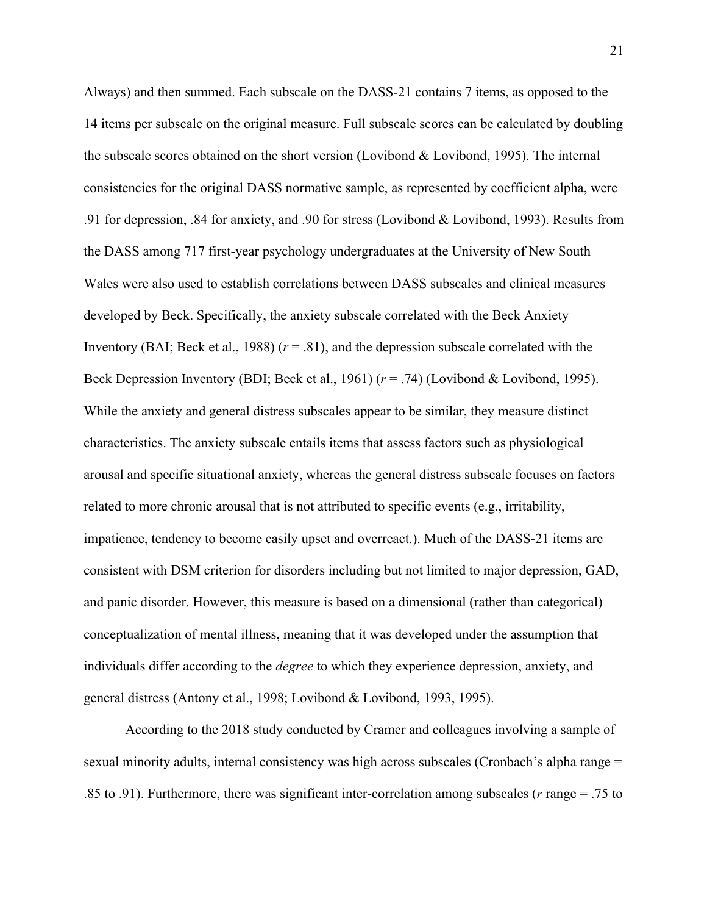Always) and then summed. Each subscale on the DASS-21 contains 7 items, as opposed to the 14 items per subscale on the original measure. Full subscale scores can be calculated by doubling the subscale scores obtained on the short version (Lovibond & Lovibond, 1995). The internal consistencies for the original DASS normative sample, as represented by coefficient alpha, were .91 for depression, .84 for anxiety, and .90 for stress (Lovibond & Lovibond, 1993). Results from the DASS among 717 first-year psychology undergraduates at the University of New South Wales were also used to establish correlations between DASS subscales and clinical measures developed by Beck. Specifically, the anxiety subscale correlated with the Beck Anxiety Inventory (BAI; Beck et al., 1988) ($r$ = .81), and the depression subscale correlated with the Beck Depression Inventory (BDI; Beck et al., 1961) ($r$ = .74) (Lovibond & Lovibond, 1995). While the anxiety and general distress subscales appear to be similar, they measure distinct characteristics. The anxiety subscale entails items that assess factors such as physiological arousal and specific situational anxiety, whereas the general distress subscale focuses on factors related to more chronic arousal that is not attributed to specific events (e.g., irritability, impatience, tendency to become easily upset and overreact.). Much of the DASS-21 items are consistent with DSM criterion for disorders including but not limited to major depression, GAD, and panic disorder. However, this measure is based on a dimensional (rather than categorical) conceptualization of mental illness, meaning that it was developed under the assumption that individuals differ according to the *degree* to which they experience depression, anxiety, and general distress (Antony et al., 1998; Lovibond & Lovibond, 1993, 1995).

According to the 2018 study conducted by Cramer and colleagues involving a sample of sexual minority adults, internal consistency was high across subscales (Cronbach's alpha range = .85 to .91). Furthermore, there was significant inter-correlation among subscales ($r$ range = .75 to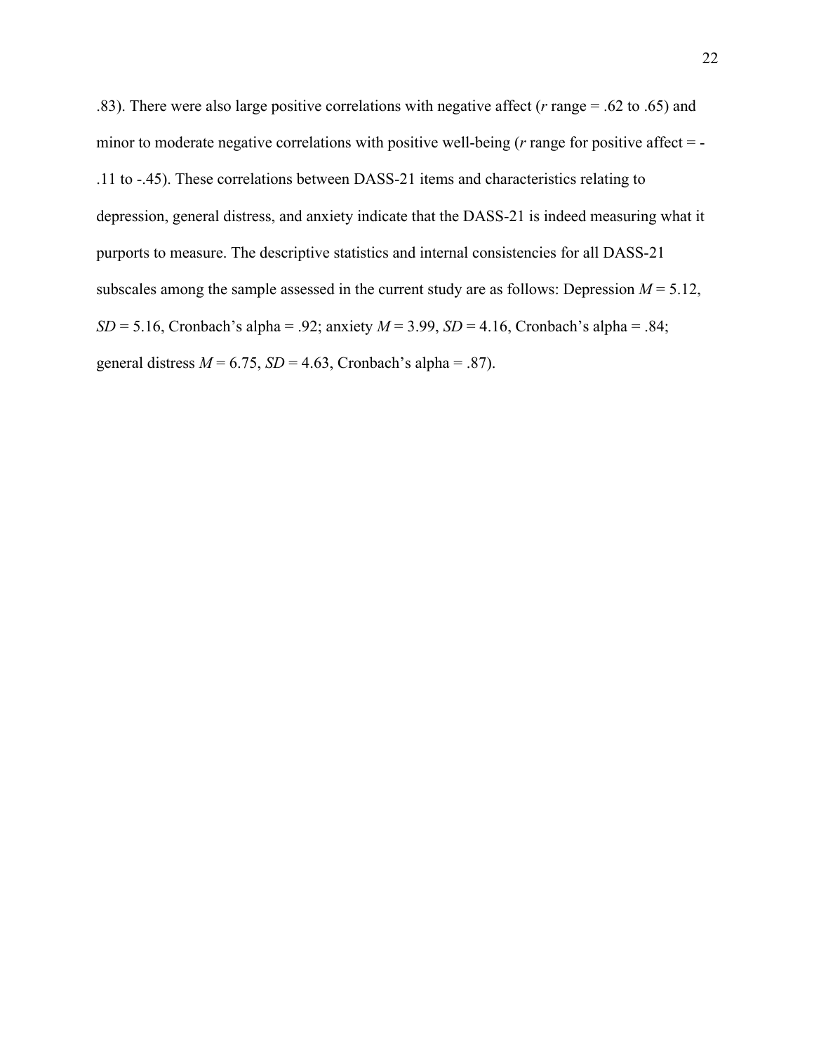.83). There were also large positive correlations with negative affect (*r* range = .62 to .65) and minor to moderate negative correlations with positive well-being (*r* range for positive affect = -.11 to -.45). These correlations between DASS-21 items and characteristics relating to depression, general distress, and anxiety indicate that the DASS-21 is indeed measuring what it purports to measure. The descriptive statistics and internal consistencies for all DASS-21 subscales among the sample assessed in the current study are as follows: Depression $M$ = 5.12, $SD$ = 5.16, Cronbach's alpha = .92; anxiety $M$ = 3.99, $SD$ = 4.16, Cronbach's alpha = .84; general distress $M$ = 6.75, $SD$ = 4.63, Cronbach's alpha = .87).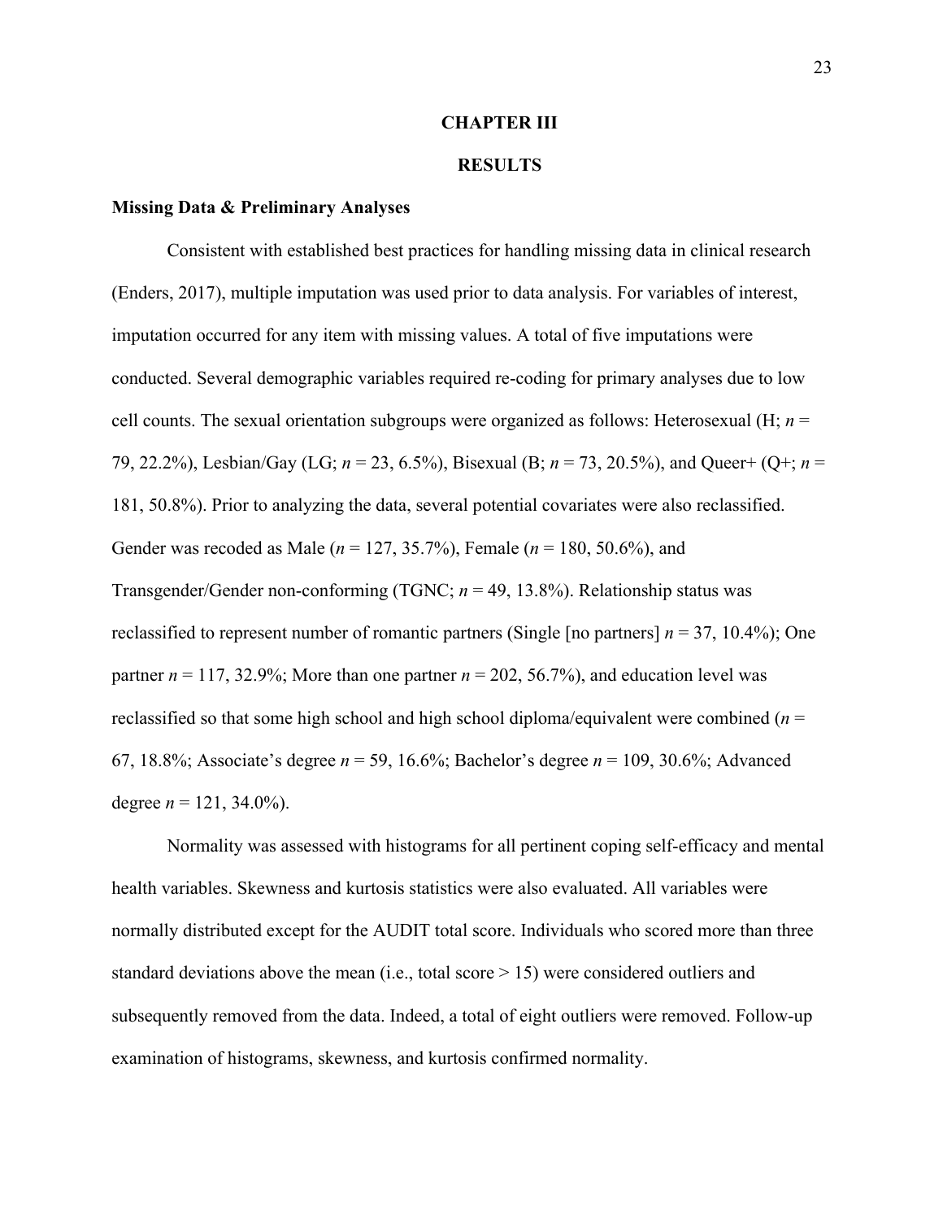# CHAPTER III

# RESULTS

### Missing Data & Preliminary Analyses

Consistent with established best practices for handling missing data in clinical research (Enders, 2017), multiple imputation was used prior to data analysis. For variables of interest, imputation occurred for any item with missing values. A total of five imputations were conducted. Several demographic variables required re-coding for primary analyses due to low cell counts. The sexual orientation subgroups were organized as follows: Heterosexual (H; *n* = 79, 22.2%), Lesbian/Gay (LG; *n* = 23, 6.5%), Bisexual (B; *n* = 73, 20.5%), and Queer+ (Q+; *n* = 181, 50.8%). Prior to analyzing the data, several potential covariates were also reclassified. Gender was recoded as Male (*n* = 127, 35.7%), Female (*n* = 180, 50.6%), and Transgender/Gender non-conforming (TGNC; *n* = 49, 13.8%). Relationship status was reclassified to represent number of romantic partners (Single [no partners] *n* = 37, 10.4%); One partner *n* = 117, 32.9%; More than one partner *n* = 202, 56.7%), and education level was reclassified so that some high school and high school diploma/equivalent were combined (*n* = 67, 18.8%; Associate's degree *n* = 59, 16.6%; Bachelor's degree *n* = 109, 30.6%; Advanced degree *n* = 121, 34.0%).

Normality was assessed with histograms for all pertinent coping self-efficacy and mental health variables. Skewness and kurtosis statistics were also evaluated. All variables were normally distributed except for the AUDIT total score. Individuals who scored more than three standard deviations above the mean (i.e., total score > 15) were considered outliers and subsequently removed from the data. Indeed, a total of eight outliers were removed. Follow-up examination of histograms, skewness, and kurtosis confirmed normality.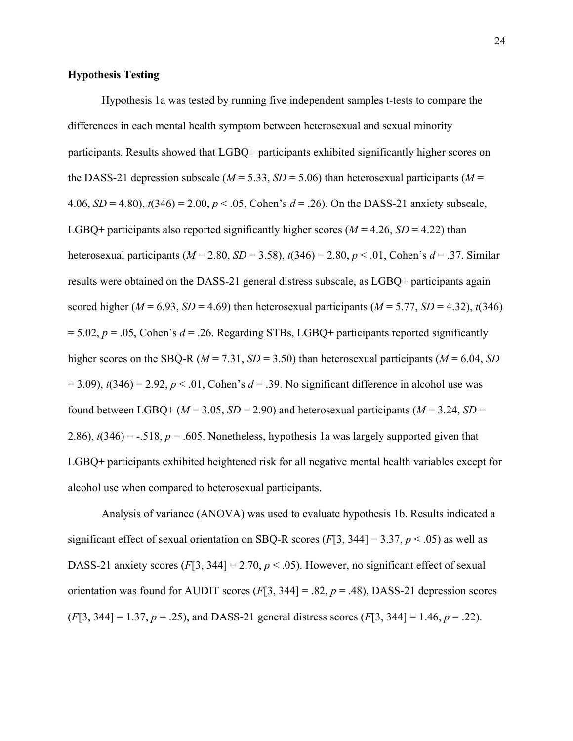**Hypothesis Testing**

Hypothesis 1a was tested by running five independent samples t-tests to compare the differences in each mental health symptom between heterosexual and sexual minority participants. Results showed that LGBQ+ participants exhibited significantly higher scores on the DASS-21 depression subscale ($M$ = 5.33, $SD$ = 5.06) than heterosexual participants ($M$ = 4.06, $SD$ = 4.80), $t(346) = 2.00$, $p < .05$, Cohen's $d$ = .26). On the DASS-21 anxiety subscale, LGBQ+ participants also reported significantly higher scores ($M$ = 4.26, $SD$ = 4.22) than heterosexual participants ($M$ = 2.80, $SD$ = 3.58), $t(346) = 2.80$, $p < .01$, Cohen's $d$ = .37. Similar results were obtained on the DASS-21 general distress subscale, as LGBQ+ participants again scored higher ($M$ = 6.93, $SD$ = 4.69) than heterosexual participants ($M$ = 5.77, $SD$ = 4.32), $t(346) = 5.02$, $p = .05$, Cohen's $d$ = .26. Regarding STBs, LGBQ+ participants reported significantly higher scores on the SBQ-R ($M$ = 7.31, $SD$ = 3.50) than heterosexual participants ($M$ = 6.04, $SD$ = 3.09), $t(346) = 2.92$, $p < .01$, Cohen's $d$ = .39. No significant difference in alcohol use was found between LGBQ+ ($M$ = 3.05, $SD$ = 2.90) and heterosexual participants ($M$ = 3.24, $SD$ = 2.86), $t(346) = -.518$, $p = .605$. Nonetheless, hypothesis 1a was largely supported given that LGBQ+ participants exhibited heightened risk for all negative mental health variables except for alcohol use when compared to heterosexual participants.

Analysis of variance (ANOVA) was used to evaluate hypothesis 1b. Results indicated a significant effect of sexual orientation on SBQ-R scores ($F[3, 344] = 3.37$, $p < .05$) as well as DASS-21 anxiety scores ($F[3, 344] = 2.70$, $p < .05$). However, no significant effect of sexual orientation was found for AUDIT scores ($F[3, 344] = .82$, $p = .48$), DASS-21 depression scores ($F[3, 344] = 1.37$, $p = .25$), and DASS-21 general distress scores ($F[3, 344] = 1.46$, $p = .22$).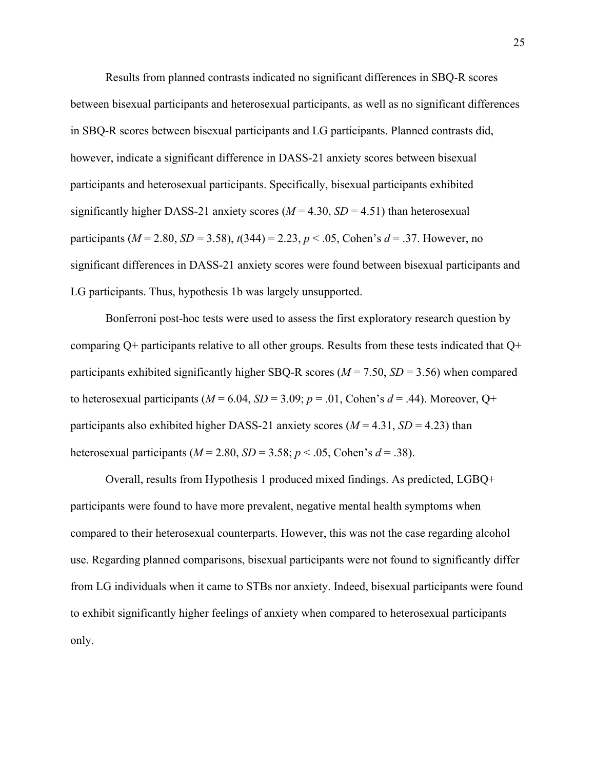Results from planned contrasts indicated no significant differences in SBQ-R scores between bisexual participants and heterosexual participants, as well as no significant differences in SBQ-R scores between bisexual participants and LG participants. Planned contrasts did, however, indicate a significant difference in DASS-21 anxiety scores between bisexual participants and heterosexual participants. Specifically, bisexual participants exhibited significantly higher DASS-21 anxiety scores ($M = 4.30$, $SD = 4.51$) than heterosexual participants ($M = 2.80$, $SD = 3.58$), $t(344) = 2.23$, $p < .05$, Cohen's $d = .37$. However, no significant differences in DASS-21 anxiety scores were found between bisexual participants and LG participants. Thus, hypothesis 1b was largely unsupported.

Bonferroni post-hoc tests were used to assess the first exploratory research question by comparing Q+ participants relative to all other groups. Results from these tests indicated that Q+ participants exhibited significantly higher SBQ-R scores ($M = 7.50$, $SD = 3.56$) when compared to heterosexual participants ($M = 6.04$, $SD = 3.09$; $p = .01$, Cohen's $d = .44$). Moreover, Q+ participants also exhibited higher DASS-21 anxiety scores ($M = 4.31$, $SD = 4.23$) than heterosexual participants ($M = 2.80$, $SD = 3.58$; $p < .05$, Cohen's $d = .38$).

Overall, results from Hypothesis 1 produced mixed findings. As predicted, LGBQ+ participants were found to have more prevalent, negative mental health symptoms when compared to their heterosexual counterparts. However, this was not the case regarding alcohol use. Regarding planned comparisons, bisexual participants were not found to significantly differ from LG individuals when it came to STBs nor anxiety. Indeed, bisexual participants were found to exhibit significantly higher feelings of anxiety when compared to heterosexual participants only.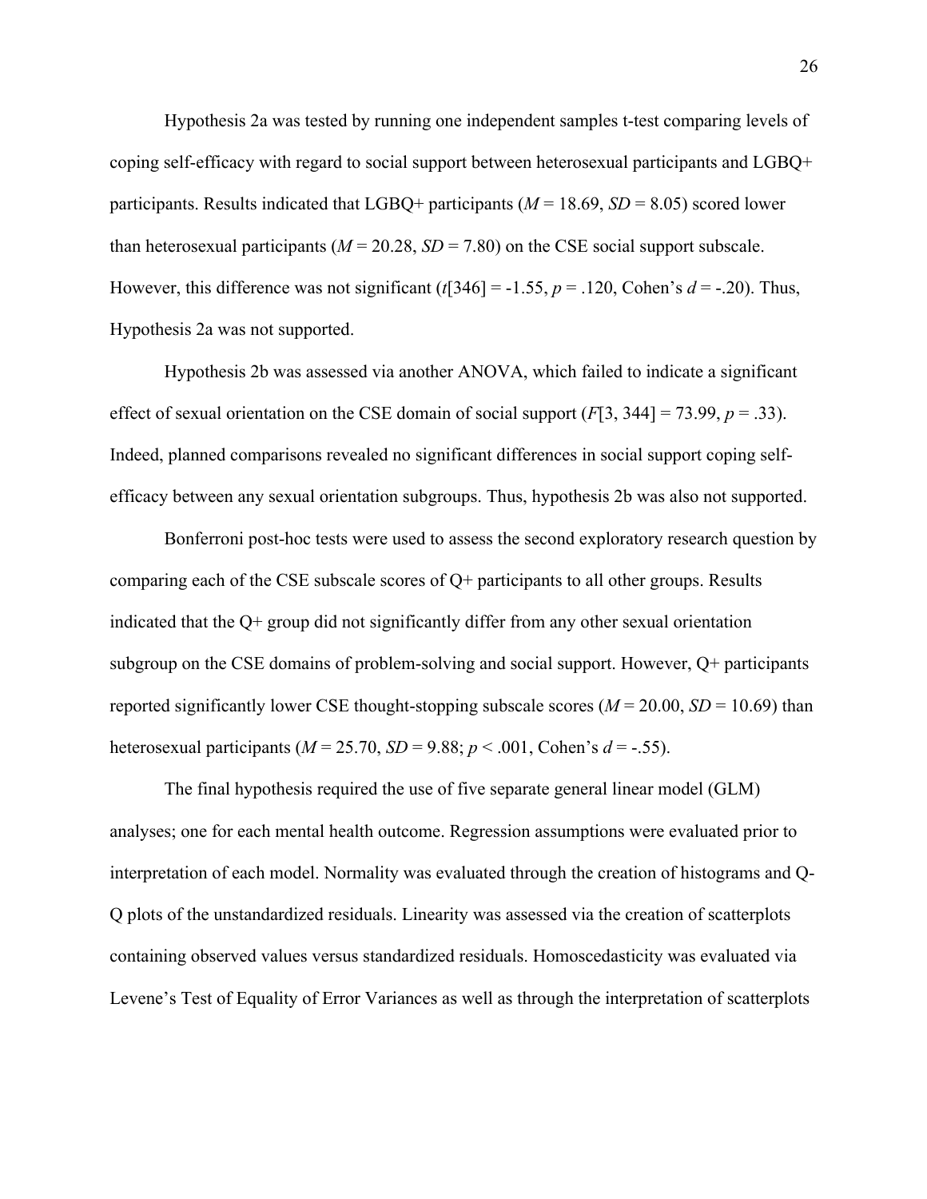Hypothesis 2a was tested by running one independent samples t-test comparing levels of coping self-efficacy with regard to social support between heterosexual participants and LGBQ+ participants. Results indicated that LGBQ+ participants ($M = 18.69$, $SD = 8.05$) scored lower than heterosexual participants ($M = 20.28$, $SD = 7.80$) on the CSE social support subscale. However, this difference was not significant ($t[346] = -1.55$, $p = .120$, Cohen's $d = -.20$). Thus, Hypothesis 2a was not supported.

Hypothesis 2b was assessed via another ANOVA, which failed to indicate a significant effect of sexual orientation on the CSE domain of social support ($F[3, 344] = 73.99$, $p = .33$). Indeed, planned comparisons revealed no significant differences in social support coping self-efficacy between any sexual orientation subgroups. Thus, hypothesis 2b was also not supported.

Bonferroni post-hoc tests were used to assess the second exploratory research question by comparing each of the CSE subscale scores of Q+ participants to all other groups. Results indicated that the Q+ group did not significantly differ from any other sexual orientation subgroup on the CSE domains of problem-solving and social support. However, Q+ participants reported significantly lower CSE thought-stopping subscale scores ($M = 20.00$, $SD = 10.69$) than heterosexual participants ($M = 25.70$, $SD = 9.88$; $p < .001$, Cohen's $d = -.55$).

The final hypothesis required the use of five separate general linear model (GLM) analyses; one for each mental health outcome. Regression assumptions were evaluated prior to interpretation of each model. Normality was evaluated through the creation of histograms and Q-Q plots of the unstandardized residuals. Linearity was assessed via the creation of scatterplots containing observed values versus standardized residuals. Homoscedasticity was evaluated via Levene's Test of Equality of Error Variances as well as through the interpretation of scatterplots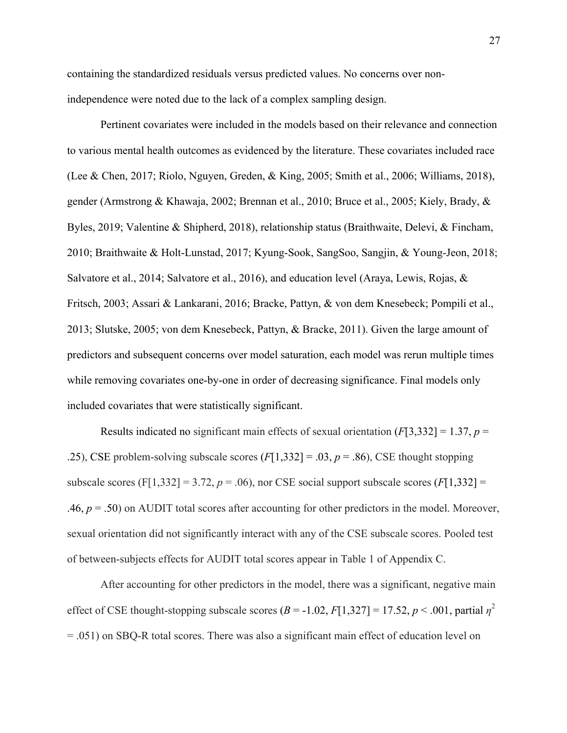containing the standardized residuals versus predicted values. No concerns over non-independence were noted due to the lack of a complex sampling design.

Pertinent covariates were included in the models based on their relevance and connection to various mental health outcomes as evidenced by the literature. These covariates included race (Lee & Chen, 2017; Riolo, Nguyen, Greden, & King, 2005; Smith et al., 2006; Williams, 2018), gender (Armstrong & Khawaja, 2002; Brennan et al., 2010; Bruce et al., 2005; Kiely, Brady, & Byles, 2019; Valentine & Shipherd, 2018), relationship status (Braithwaite, Delevi, & Fincham, 2010; Braithwaite & Holt-Lunstad, 2017; Kyung-Sook, SangSoo, Sangjin, & Young-Jeon, 2018; Salvatore et al., 2014; Salvatore et al., 2016), and education level (Araya, Lewis, Rojas, & Fritsch, 2003; Assari & Lankarani, 2016; Bracke, Pattyn, & von dem Knesebeck; Pompili et al., 2013; Slutske, 2005; von dem Knesebeck, Pattyn, & Bracke, 2011). Given the large amount of predictors and subsequent concerns over model saturation, each model was rerun multiple times while removing covariates one-by-one in order of decreasing significance. Final models only included covariates that were statistically significant.

Results indicated no significant main effects of sexual orientation ($F[3,332] = 1.37$, $p = .25$), CSE problem-solving subscale scores ($F[1,332] = .03$, $p = .86$), CSE thought stopping subscale scores ($F[1,332] = 3.72$, $p = .06$), nor CSE social support subscale scores ($F[1,332] = .46$, $p = .50$) on AUDIT total scores after accounting for other predictors in the model. Moreover, sexual orientation did not significantly interact with any of the CSE subscale scores. Pooled test of between-subjects effects for AUDIT total scores appear in Table 1 of Appendix C.

After accounting for other predictors in the model, there was a significant, negative main effect of CSE thought-stopping subscale scores ($B = -1.02$, $F[1,327] = 17.52$, $p < .001$, partial $\eta^2 = .051$) on SBQ-R total scores. There was also a significant main effect of education level on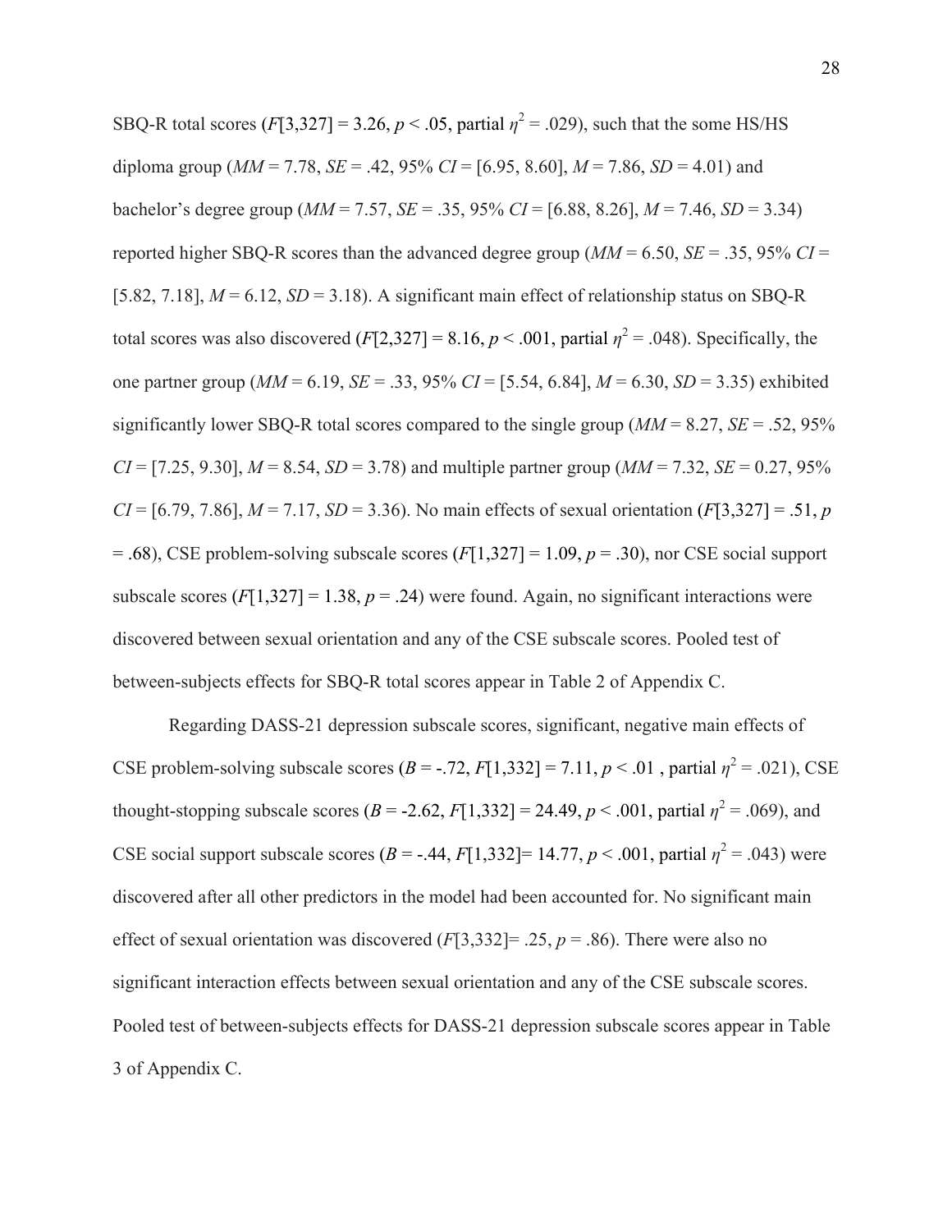SBQ-R total scores ($F[3,327] = 3.26$, $p < .05$, partial $\eta^2 = .029$), such that the some HS/HS diploma group ($MM = 7.78$, $SE = .42$, 95% $CI = [6.95, 8.60]$, $M = 7.86$, $SD = 4.01$) and bachelor's degree group ($MM = 7.57$, $SE = .35$, 95% $CI = [6.88, 8.26]$, $M = 7.46$, $SD = 3.34$) reported higher SBQ-R scores than the advanced degree group ($MM = 6.50$, $SE = .35$, 95% $CI = [5.82, 7.18]$, $M = 6.12$, $SD = 3.18$). A significant main effect of relationship status on SBQ-R total scores was also discovered ($F[2,327] = 8.16$, $p < .001$, partial $\eta^2 = .048$). Specifically, the one partner group ($MM = 6.19$, $SE = .33$, 95% $CI = [5.54, 6.84]$, $M = 6.30$, $SD = 3.35$) exhibited significantly lower SBQ-R total scores compared to the single group ($MM = 8.27$, $SE = .52$, 95% $CI = [7.25, 9.30]$, $M = 8.54$, $SD = 3.78$) and multiple partner group ($MM = 7.32$, $SE = 0.27$, 95% $CI = [6.79, 7.86]$, $M = 7.17$, $SD = 3.36$). No main effects of sexual orientation ($F[3,327] = .51$, $p = .68$), CSE problem-solving subscale scores ($F[1,327] = 1.09$, $p = .30$), nor CSE social support subscale scores ($F[1,327] = 1.38$, $p = .24$) were found. Again, no significant interactions were discovered between sexual orientation and any of the CSE subscale scores. Pooled test of between-subjects effects for SBQ-R total scores appear in Table 2 of Appendix C.

Regarding DASS-21 depression subscale scores, significant, negative main effects of CSE problem-solving subscale scores ($B = -.72$, $F[1,332] = 7.11$, $p < .01$ , partial $\eta^2 = .021$), CSE thought-stopping subscale scores ($B = -2.62$, $F[1,332] = 24.49$, $p < .001$, partial $\eta^2 = .069$), and CSE social support subscale scores ($B = -.44$, $F[1,332]= 14.77$, $p < .001$, partial $\eta^2 = .043$) were discovered after all other predictors in the model had been accounted for. No significant main effect of sexual orientation was discovered ($F[3,332]= .25$, $p = .86$). There were also no significant interaction effects between sexual orientation and any of the CSE subscale scores. Pooled test of between-subjects effects for DASS-21 depression subscale scores appear in Table 3 of Appendix C.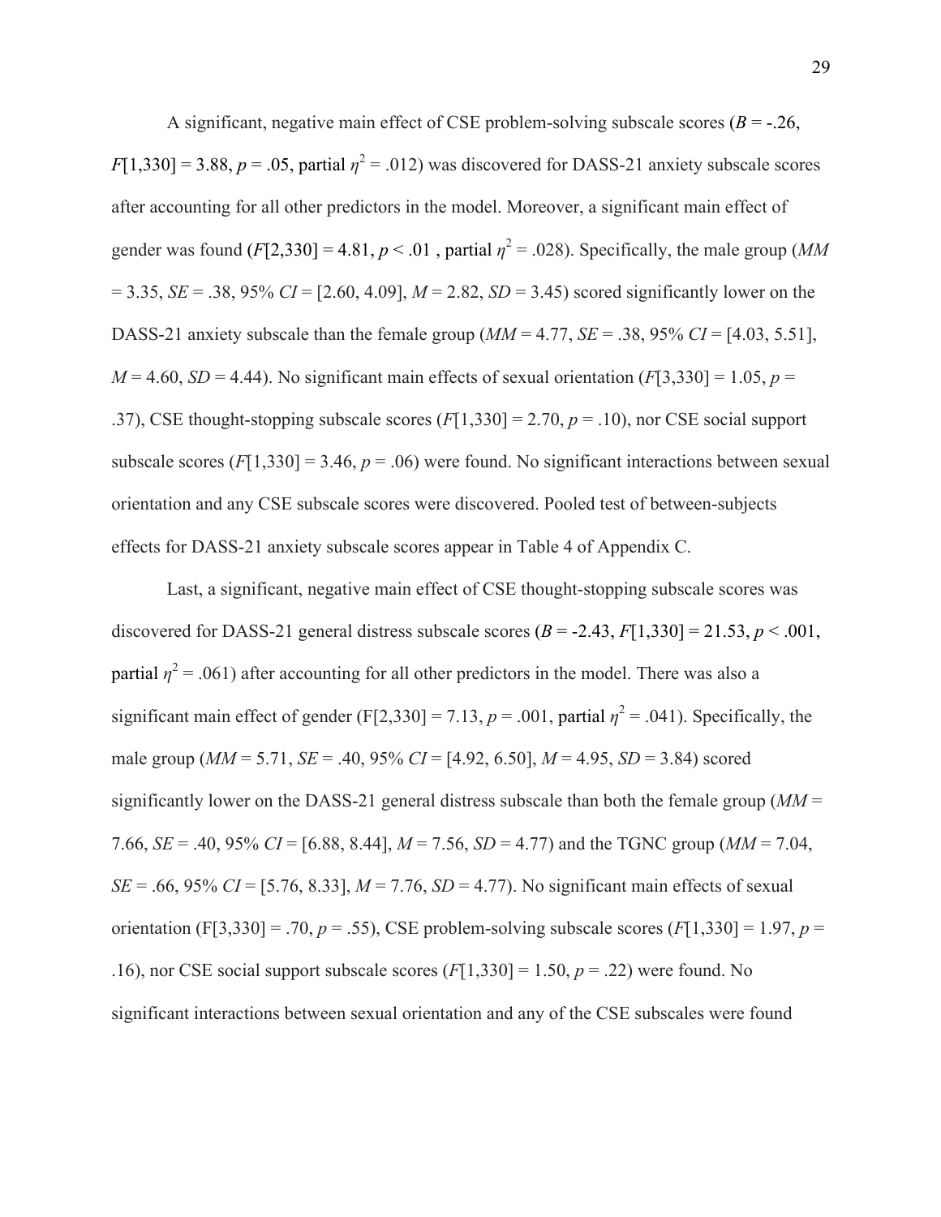A significant, negative main effect of CSE problem-solving subscale scores ($B = -.26$, $F[1,330] = 3.88$, $p = .05$, partial $\eta^2 = .012$) was discovered for DASS-21 anxiety subscale scores after accounting for all other predictors in the model. Moreover, a significant main effect of gender was found ($F[2,330] = 4.81$, $p < .01$ , partial $\eta^2 = .028$). Specifically, the male group ($MM = 3.35$, $SE = .38$, 95% $CI = [2.60, 4.09]$, $M = 2.82$, $SD = 3.45$) scored significantly lower on the DASS-21 anxiety subscale than the female group ($MM = 4.77$, $SE = .38$, 95% $CI = [4.03, 5.51]$, $M = 4.60$, $SD = 4.44$). No significant main effects of sexual orientation ($F[3,330] = 1.05$, $p = .37$), CSE thought-stopping subscale scores ($F[1,330] = 2.70$, $p = .10$), nor CSE social support subscale scores ($F[1,330] = 3.46$, $p = .06$) were found. No significant interactions between sexual orientation and any CSE subscale scores were discovered. Pooled test of between-subjects effects for DASS-21 anxiety subscale scores appear in Table 4 of Appendix C.

Last, a significant, negative main effect of CSE thought-stopping subscale scores was discovered for DASS-21 general distress subscale scores ($B = -2.43$, $F[1,330] = 21.53$, $p < .001$, partial $\eta^2 = .061$) after accounting for all other predictors in the model. There was also a significant main effect of gender ($F[2,330] = 7.13$, $p = .001$, partial $\eta^2 = .041$). Specifically, the male group ($MM = 5.71$, $SE = .40$, 95% $CI = [4.92, 6.50]$, $M = 4.95$, $SD = 3.84$) scored significantly lower on the DASS-21 general distress subscale than both the female group ($MM = 7.66$, $SE = .40$, 95% $CI = [6.88, 8.44]$, $M = 7.56$, $SD = 4.77$) and the TGNC group ($MM = 7.04$, $SE = .66$, 95% $CI = [5.76, 8.33]$, $M = 7.76$, $SD = 4.77$). No significant main effects of sexual orientation ($F[3,330] = .70$, $p = .55$), CSE problem-solving subscale scores ($F[1,330] = 1.97$, $p = .16$), nor CSE social support subscale scores ($F[1,330] = 1.50$, $p = .22$) were found. No significant interactions between sexual orientation and any of the CSE subscales were found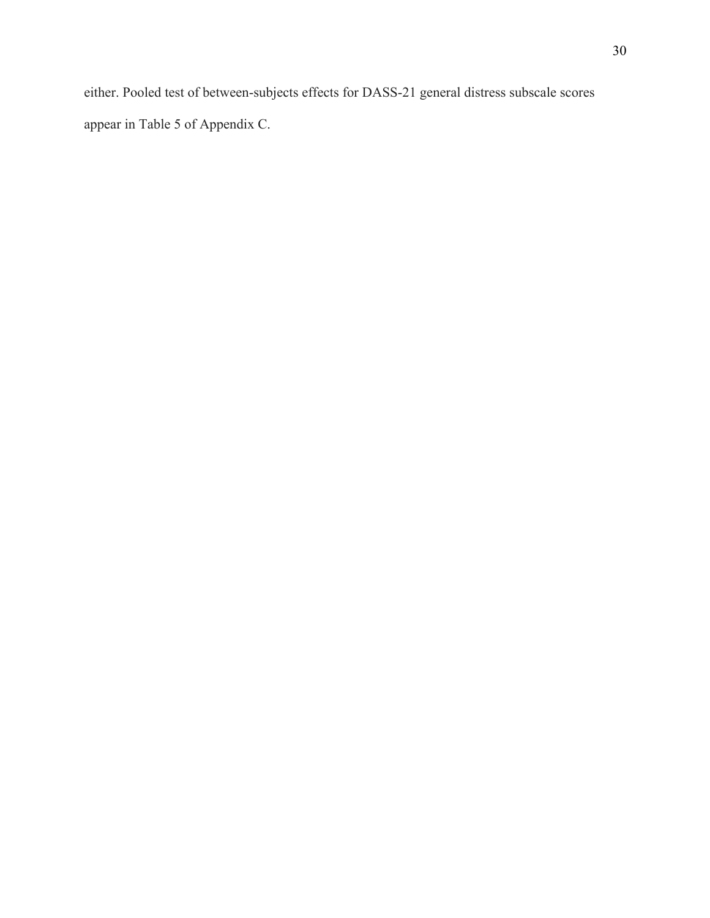either. Pooled test of between-subjects effects for DASS-21 general distress subscale scores appear in Table 5 of Appendix C.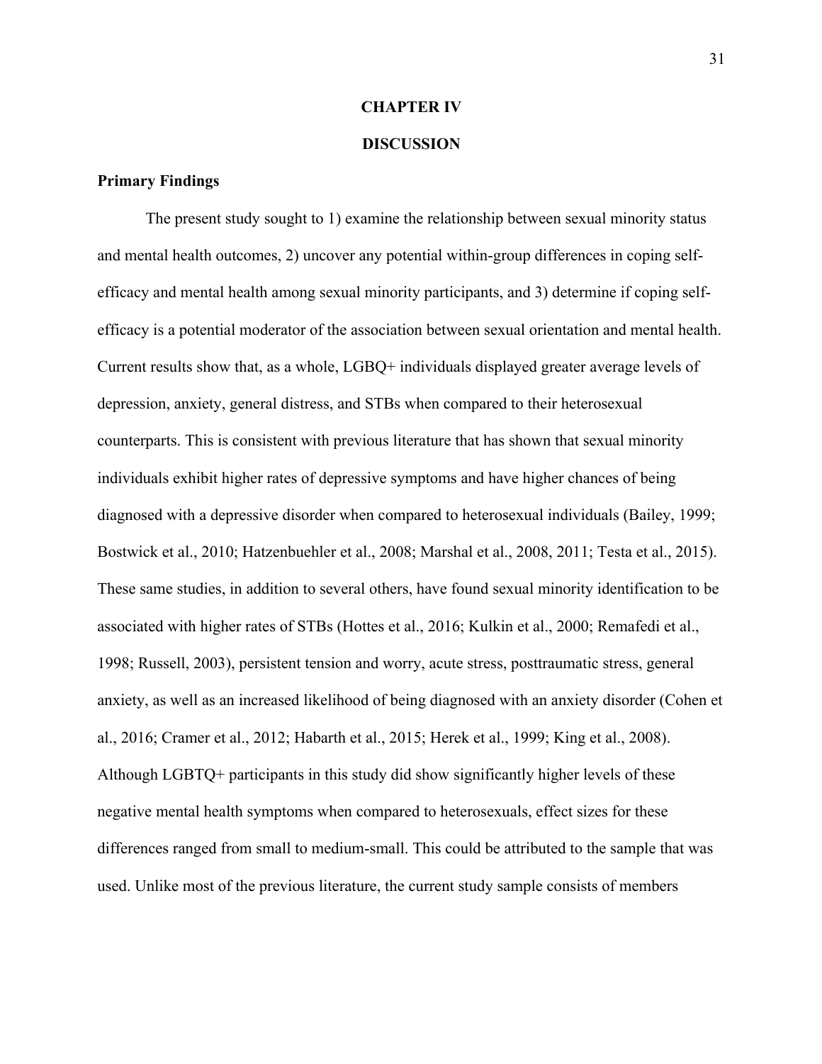# CHAPTER IV

# DISCUSSION

## Primary Findings

The present study sought to 1) examine the relationship between sexual minority status and mental health outcomes, 2) uncover any potential within-group differences in coping self-efficacy and mental health among sexual minority participants, and 3) determine if coping self-efficacy is a potential moderator of the association between sexual orientation and mental health. Current results show that, as a whole, LGBQ+ individuals displayed greater average levels of depression, anxiety, general distress, and STBs when compared to their heterosexual counterparts. This is consistent with previous literature that has shown that sexual minority individuals exhibit higher rates of depressive symptoms and have higher chances of being diagnosed with a depressive disorder when compared to heterosexual individuals (Bailey, 1999; Bostwick et al., 2010; Hatzenbuehler et al., 2008; Marshal et al., 2008, 2011; Testa et al., 2015). These same studies, in addition to several others, have found sexual minority identification to be associated with higher rates of STBs (Hottes et al., 2016; Kulkin et al., 2000; Remafedi et al., 1998; Russell, 2003), persistent tension and worry, acute stress, posttraumatic stress, general anxiety, as well as an increased likelihood of being diagnosed with an anxiety disorder (Cohen et al., 2016; Cramer et al., 2012; Habarth et al., 2015; Herek et al., 1999; King et al., 2008). Although LGBTQ+ participants in this study did show significantly higher levels of these negative mental health symptoms when compared to heterosexuals, effect sizes for these differences ranged from small to medium-small. This could be attributed to the sample that was used. Unlike most of the previous literature, the current study sample consists of members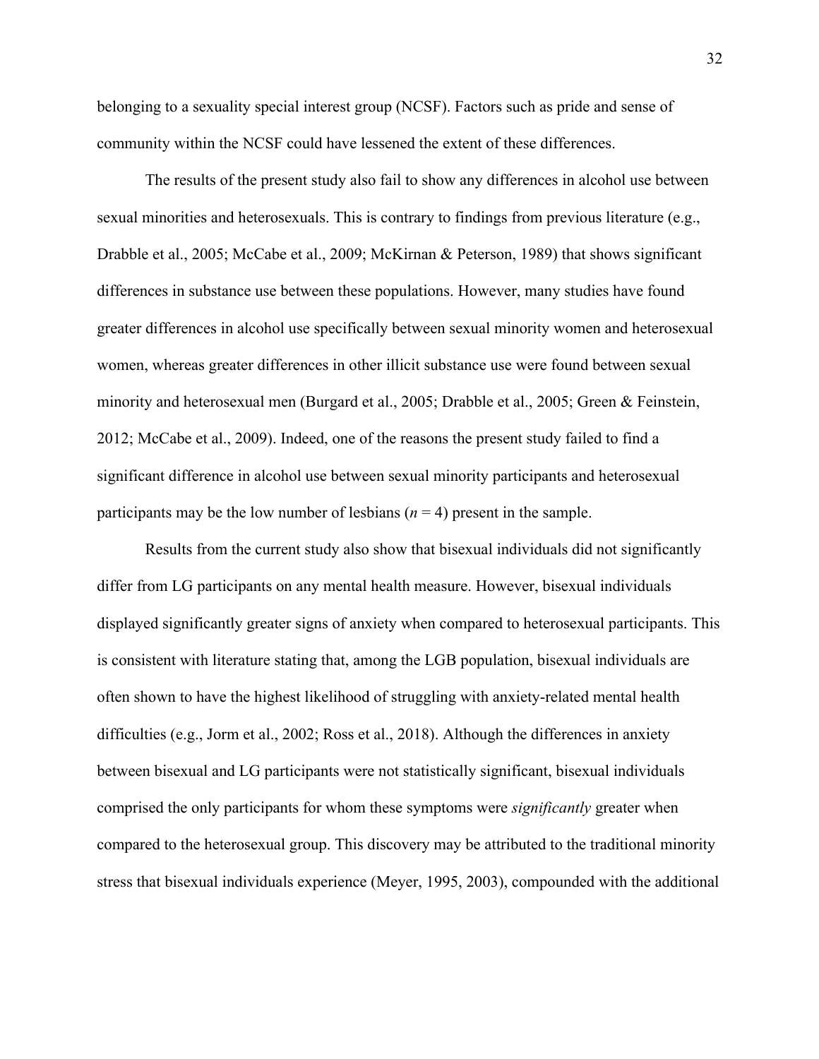belonging to a sexuality special interest group (NCSF). Factors such as pride and sense of community within the NCSF could have lessened the extent of these differences.

The results of the present study also fail to show any differences in alcohol use between sexual minorities and heterosexuals. This is contrary to findings from previous literature (e.g., Drabble et al., 2005; McCabe et al., 2009; McKirnan & Peterson, 1989) that shows significant differences in substance use between these populations. However, many studies have found greater differences in alcohol use specifically between sexual minority women and heterosexual women, whereas greater differences in other illicit substance use were found between sexual minority and heterosexual men (Burgard et al., 2005; Drabble et al., 2005; Green & Feinstein, 2012; McCabe et al., 2009). Indeed, one of the reasons the present study failed to find a significant difference in alcohol use between sexual minority participants and heterosexual participants may be the low number of lesbians ($n = 4$) present in the sample.

Results from the current study also show that bisexual individuals did not significantly differ from LG participants on any mental health measure. However, bisexual individuals displayed significantly greater signs of anxiety when compared to heterosexual participants. This is consistent with literature stating that, among the LGB population, bisexual individuals are often shown to have the highest likelihood of struggling with anxiety-related mental health difficulties (e.g., Jorm et al., 2002; Ross et al., 2018). Although the differences in anxiety between bisexual and LG participants were not statistically significant, bisexual individuals comprised the only participants for whom these symptoms were *significantly* greater when compared to the heterosexual group. This discovery may be attributed to the traditional minority stress that bisexual individuals experience (Meyer, 1995, 2003), compounded with the additional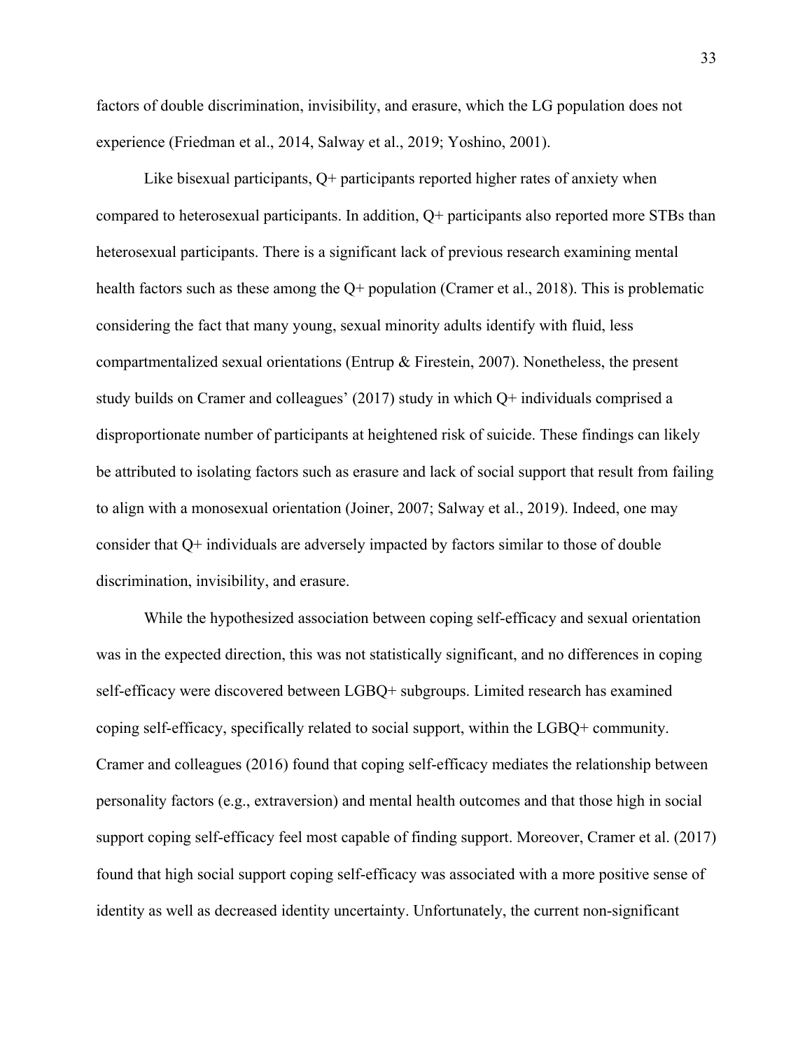factors of double discrimination, invisibility, and erasure, which the LG population does not experience (Friedman et al., 2014, Salway et al., 2019; Yoshino, 2001).

Like bisexual participants, Q+ participants reported higher rates of anxiety when compared to heterosexual participants. In addition, Q+ participants also reported more STBs than heterosexual participants. There is a significant lack of previous research examining mental health factors such as these among the Q+ population (Cramer et al., 2018). This is problematic considering the fact that many young, sexual minority adults identify with fluid, less compartmentalized sexual orientations (Entrup & Firestein, 2007). Nonetheless, the present study builds on Cramer and colleagues' (2017) study in which Q+ individuals comprised a disproportionate number of participants at heightened risk of suicide. These findings can likely be attributed to isolating factors such as erasure and lack of social support that result from failing to align with a monosexual orientation (Joiner, 2007; Salway et al., 2019). Indeed, one may consider that Q+ individuals are adversely impacted by factors similar to those of double discrimination, invisibility, and erasure.

While the hypothesized association between coping self-efficacy and sexual orientation was in the expected direction, this was not statistically significant, and no differences in coping self-efficacy were discovered between LGBQ+ subgroups. Limited research has examined coping self-efficacy, specifically related to social support, within the LGBQ+ community. Cramer and colleagues (2016) found that coping self-efficacy mediates the relationship between personality factors (e.g., extraversion) and mental health outcomes and that those high in social support coping self-efficacy feel most capable of finding support. Moreover, Cramer et al. (2017) found that high social support coping self-efficacy was associated with a more positive sense of identity as well as decreased identity uncertainty. Unfortunately, the current non-significant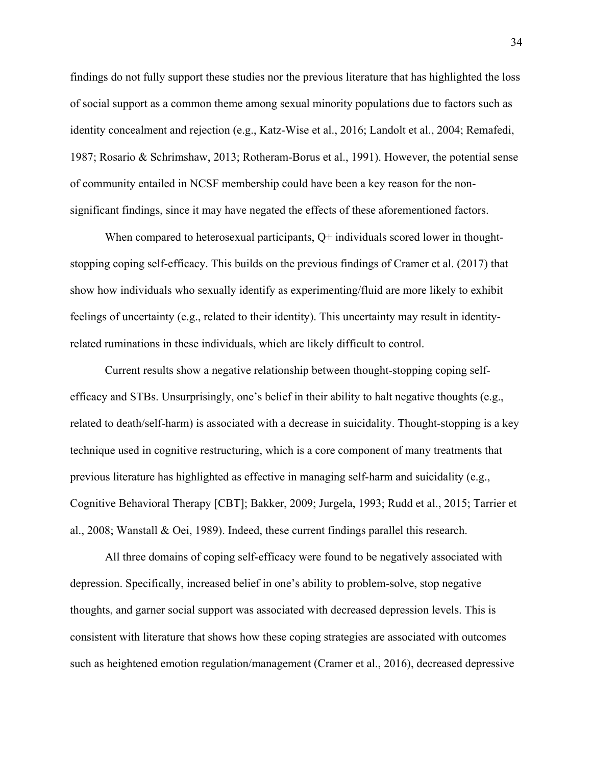findings do not fully support these studies nor the previous literature that has highlighted the loss of social support as a common theme among sexual minority populations due to factors such as identity concealment and rejection (e.g., Katz-Wise et al., 2016; Landolt et al., 2004; Remafedi, 1987; Rosario & Schrimshaw, 2013; Rotheram-Borus et al., 1991). However, the potential sense of community entailed in NCSF membership could have been a key reason for the non-significant findings, since it may have negated the effects of these aforementioned factors.

When compared to heterosexual participants, Q+ individuals scored lower in thought-stopping coping self-efficacy. This builds on the previous findings of Cramer et al. (2017) that show how individuals who sexually identify as experimenting/fluid are more likely to exhibit feelings of uncertainty (e.g., related to their identity). This uncertainty may result in identity-related ruminations in these individuals, which are likely difficult to control.

Current results show a negative relationship between thought-stopping coping self-efficacy and STBs. Unsurprisingly, one's belief in their ability to halt negative thoughts (e.g., related to death/self-harm) is associated with a decrease in suicidality. Thought-stopping is a key technique used in cognitive restructuring, which is a core component of many treatments that previous literature has highlighted as effective in managing self-harm and suicidality (e.g., Cognitive Behavioral Therapy [CBT]; Bakker, 2009; Jurgela, 1993; Rudd et al., 2015; Tarrier et al., 2008; Wanstall & Oei, 1989). Indeed, these current findings parallel this research.

All three domains of coping self-efficacy were found to be negatively associated with depression. Specifically, increased belief in one's ability to problem-solve, stop negative thoughts, and garner social support was associated with decreased depression levels. This is consistent with literature that shows how these coping strategies are associated with outcomes such as heightened emotion regulation/management (Cramer et al., 2016), decreased depressive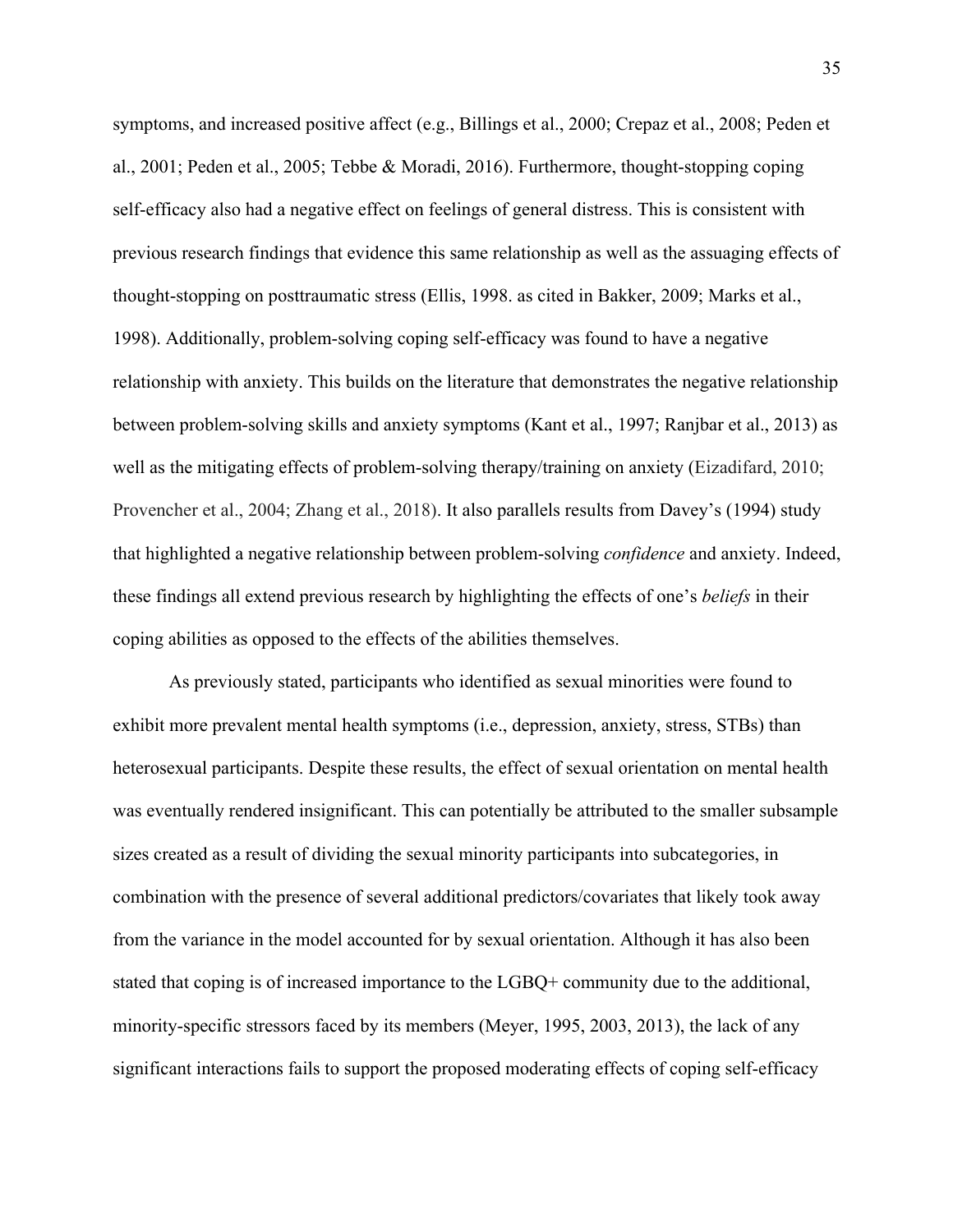symptoms, and increased positive affect (e.g., Billings et al., 2000; Crepaz et al., 2008; Peden et al., 2001; Peden et al., 2005; Tebbe & Moradi, 2016). Furthermore, thought-stopping coping self-efficacy also had a negative effect on feelings of general distress. This is consistent with previous research findings that evidence this same relationship as well as the assuaging effects of thought-stopping on posttraumatic stress (Ellis, 1998. as cited in Bakker, 2009; Marks et al., 1998). Additionally, problem-solving coping self-efficacy was found to have a negative relationship with anxiety. This builds on the literature that demonstrates the negative relationship between problem-solving skills and anxiety symptoms (Kant et al., 1997; Ranjbar et al., 2013) as well as the mitigating effects of problem-solving therapy/training on anxiety (Eizadifard, 2010; Provencher et al., 2004; Zhang et al., 2018). It also parallels results from Davey's (1994) study that highlighted a negative relationship between problem-solving *confidence* and anxiety. Indeed, these findings all extend previous research by highlighting the effects of one's *beliefs* in their coping abilities as opposed to the effects of the abilities themselves.

As previously stated, participants who identified as sexual minorities were found to exhibit more prevalent mental health symptoms (i.e., depression, anxiety, stress, STBs) than heterosexual participants. Despite these results, the effect of sexual orientation on mental health was eventually rendered insignificant. This can potentially be attributed to the smaller subsample sizes created as a result of dividing the sexual minority participants into subcategories, in combination with the presence of several additional predictors/covariates that likely took away from the variance in the model accounted for by sexual orientation. Although it has also been stated that coping is of increased importance to the LGBQ+ community due to the additional, minority-specific stressors faced by its members (Meyer, 1995, 2003, 2013), the lack of any significant interactions fails to support the proposed moderating effects of coping self-efficacy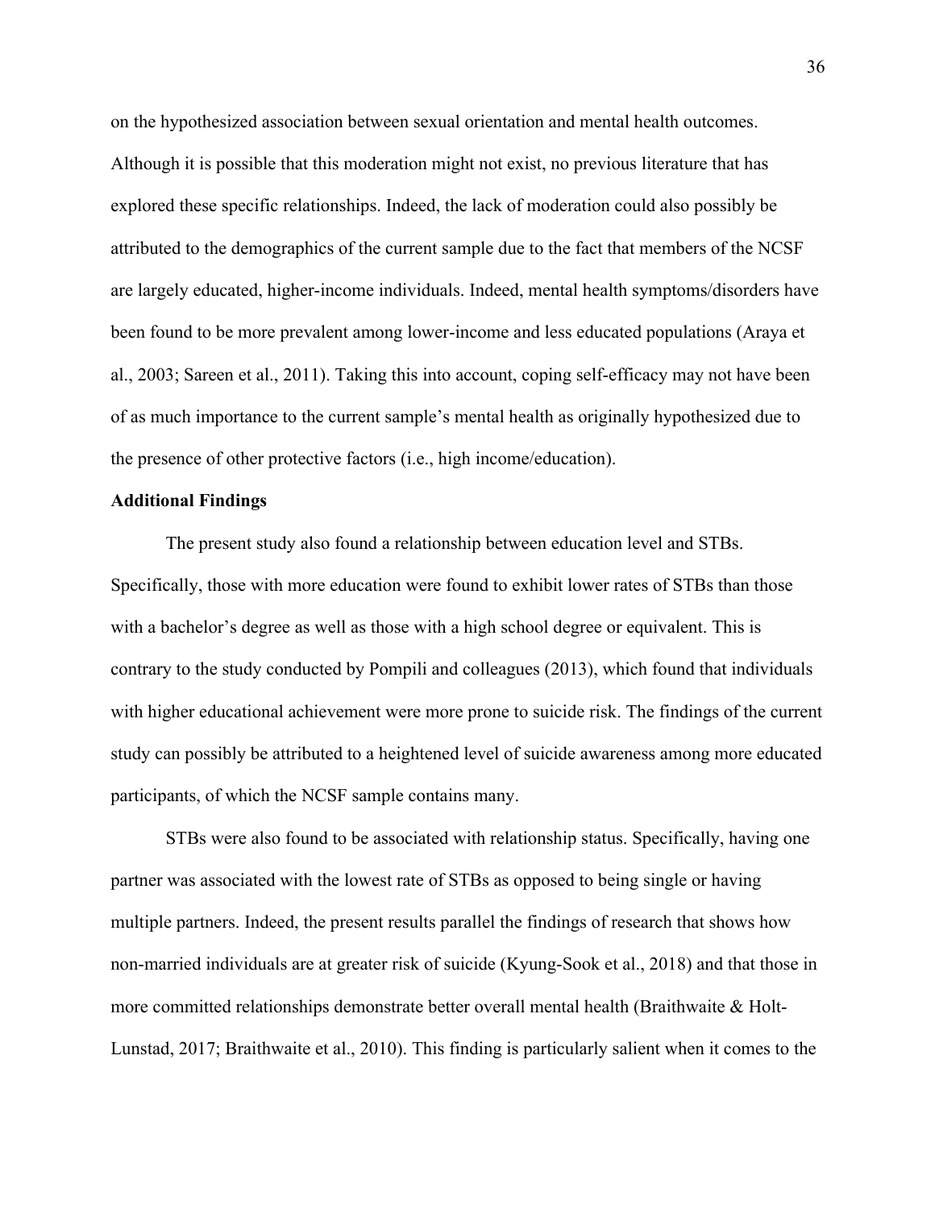on the hypothesized association between sexual orientation and mental health outcomes. Although it is possible that this moderation might not exist, no previous literature that has explored these specific relationships. Indeed, the lack of moderation could also possibly be attributed to the demographics of the current sample due to the fact that members of the NCSF are largely educated, higher-income individuals. Indeed, mental health symptoms/disorders have been found to be more prevalent among lower-income and less educated populations (Araya et al., 2003; Sareen et al., 2011). Taking this into account, coping self-efficacy may not have been of as much importance to the current sample's mental health as originally hypothesized due to the presence of other protective factors (i.e., high income/education).

**Additional Findings**

The present study also found a relationship between education level and STBs. Specifically, those with more education were found to exhibit lower rates of STBs than those with a bachelor's degree as well as those with a high school degree or equivalent. This is contrary to the study conducted by Pompili and colleagues (2013), which found that individuals with higher educational achievement were more prone to suicide risk. The findings of the current study can possibly be attributed to a heightened level of suicide awareness among more educated participants, of which the NCSF sample contains many.

STBs were also found to be associated with relationship status. Specifically, having one partner was associated with the lowest rate of STBs as opposed to being single or having multiple partners. Indeed, the present results parallel the findings of research that shows how non-married individuals are at greater risk of suicide (Kyung-Sook et al., 2018) and that those in more committed relationships demonstrate better overall mental health (Braithwaite & Holt-Lunstad, 2017; Braithwaite et al., 2010). This finding is particularly salient when it comes to the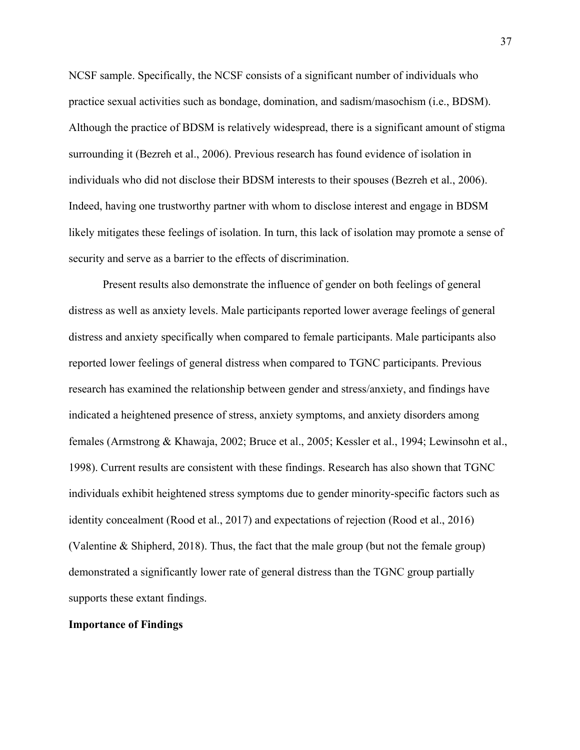NCSF sample. Specifically, the NCSF consists of a significant number of individuals who practice sexual activities such as bondage, domination, and sadism/masochism (i.e., BDSM). Although the practice of BDSM is relatively widespread, there is a significant amount of stigma surrounding it (Bezreh et al., 2006). Previous research has found evidence of isolation in individuals who did not disclose their BDSM interests to their spouses (Bezreh et al., 2006). Indeed, having one trustworthy partner with whom to disclose interest and engage in BDSM likely mitigates these feelings of isolation. In turn, this lack of isolation may promote a sense of security and serve as a barrier to the effects of discrimination.

Present results also demonstrate the influence of gender on both feelings of general distress as well as anxiety levels. Male participants reported lower average feelings of general distress and anxiety specifically when compared to female participants. Male participants also reported lower feelings of general distress when compared to TGNC participants. Previous research has examined the relationship between gender and stress/anxiety, and findings have indicated a heightened presence of stress, anxiety symptoms, and anxiety disorders among females (Armstrong & Khawaja, 2002; Bruce et al., 2005; Kessler et al., 1994; Lewinsohn et al., 1998). Current results are consistent with these findings. Research has also shown that TGNC individuals exhibit heightened stress symptoms due to gender minority-specific factors such as identity concealment (Rood et al., 2017) and expectations of rejection (Rood et al., 2016) (Valentine & Shipherd, 2018). Thus, the fact that the male group (but not the female group) demonstrated a significantly lower rate of general distress than the TGNC group partially supports these extant findings.

**Importance of Findings**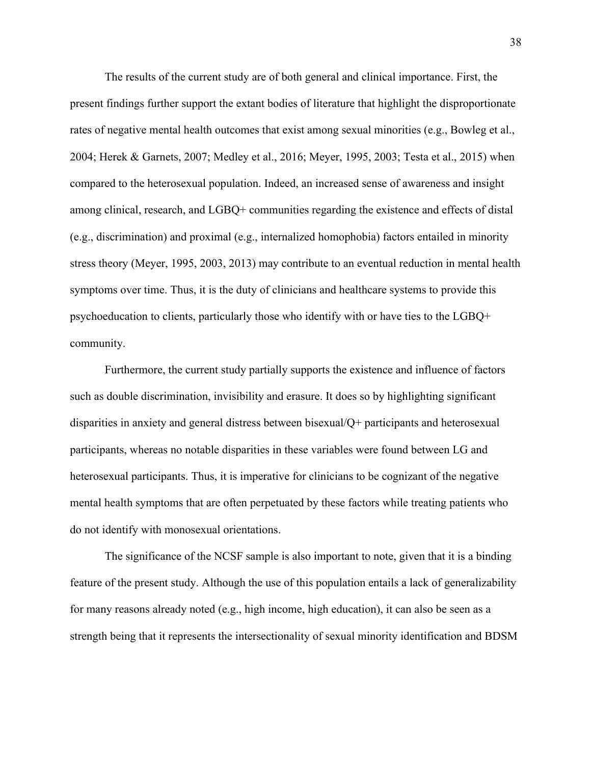The results of the current study are of both general and clinical importance. First, the present findings further support the extant bodies of literature that highlight the disproportionate rates of negative mental health outcomes that exist among sexual minorities (e.g., Bowleg et al., 2004; Herek & Garnets, 2007; Medley et al., 2016; Meyer, 1995, 2003; Testa et al., 2015) when compared to the heterosexual population. Indeed, an increased sense of awareness and insight among clinical, research, and LGBQ+ communities regarding the existence and effects of distal (e.g., discrimination) and proximal (e.g., internalized homophobia) factors entailed in minority stress theory (Meyer, 1995, 2003, 2013) may contribute to an eventual reduction in mental health symptoms over time. Thus, it is the duty of clinicians and healthcare systems to provide this psychoeducation to clients, particularly those who identify with or have ties to the LGBQ+ community.

Furthermore, the current study partially supports the existence and influence of factors such as double discrimination, invisibility and erasure. It does so by highlighting significant disparities in anxiety and general distress between bisexual/Q+ participants and heterosexual participants, whereas no notable disparities in these variables were found between LG and heterosexual participants. Thus, it is imperative for clinicians to be cognizant of the negative mental health symptoms that are often perpetuated by these factors while treating patients who do not identify with monosexual orientations.

The significance of the NCSF sample is also important to note, given that it is a binding feature of the present study. Although the use of this population entails a lack of generalizability for many reasons already noted (e.g., high income, high education), it can also be seen as a strength being that it represents the intersectionality of sexual minority identification and BDSM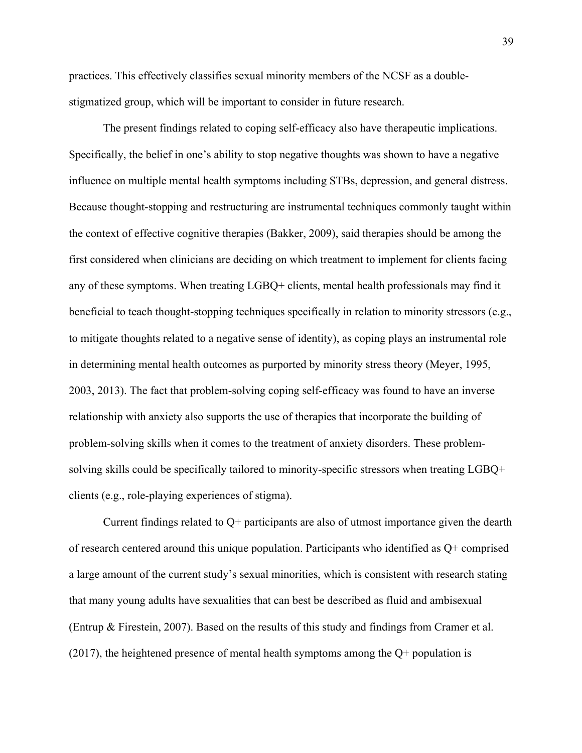practices. This effectively classifies sexual minority members of the NCSF as a double-stigmatized group, which will be important to consider in future research.

The present findings related to coping self-efficacy also have therapeutic implications. Specifically, the belief in one's ability to stop negative thoughts was shown to have a negative influence on multiple mental health symptoms including STBs, depression, and general distress. Because thought-stopping and restructuring are instrumental techniques commonly taught within the context of effective cognitive therapies (Bakker, 2009), said therapies should be among the first considered when clinicians are deciding on which treatment to implement for clients facing any of these symptoms. When treating LGBQ+ clients, mental health professionals may find it beneficial to teach thought-stopping techniques specifically in relation to minority stressors (e.g., to mitigate thoughts related to a negative sense of identity), as coping plays an instrumental role in determining mental health outcomes as purported by minority stress theory (Meyer, 1995, 2003, 2013). The fact that problem-solving coping self-efficacy was found to have an inverse relationship with anxiety also supports the use of therapies that incorporate the building of problem-solving skills when it comes to the treatment of anxiety disorders. These problem-solving skills could be specifically tailored to minority-specific stressors when treating LGBQ+ clients (e.g., role-playing experiences of stigma).

Current findings related to Q+ participants are also of utmost importance given the dearth of research centered around this unique population. Participants who identified as Q+ comprised a large amount of the current study's sexual minorities, which is consistent with research stating that many young adults have sexualities that can best be described as fluid and ambisexual (Entrup & Firestein, 2007). Based on the results of this study and findings from Cramer et al. (2017), the heightened presence of mental health symptoms among the Q+ population is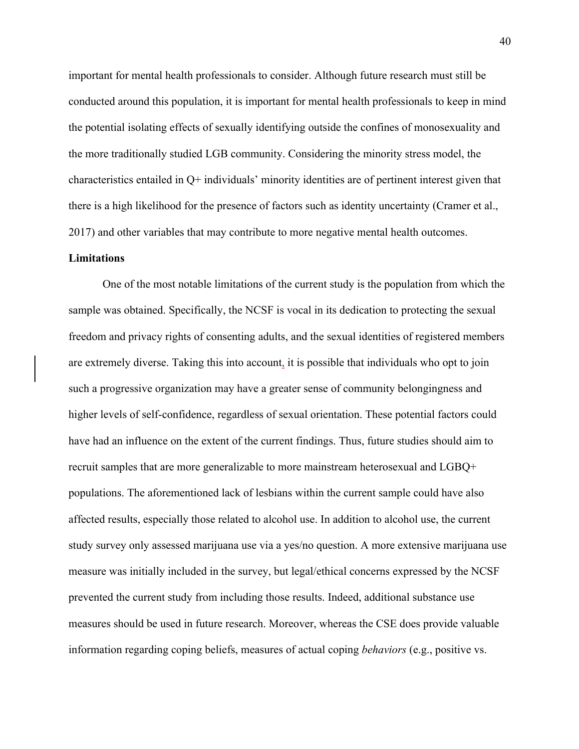important for mental health professionals to consider. Although future research must still be conducted around this population, it is important for mental health professionals to keep in mind the potential isolating effects of sexually identifying outside the confines of monosexuality and the more traditionally studied LGB community. Considering the minority stress model, the characteristics entailed in Q+ individuals' minority identities are of pertinent interest given that there is a high likelihood for the presence of factors such as identity uncertainty (Cramer et al., 2017) and other variables that may contribute to more negative mental health outcomes.

**Limitations**

One of the most notable limitations of the current study is the population from which the sample was obtained. Specifically, the NCSF is vocal in its dedication to protecting the sexual freedom and privacy rights of consenting adults, and the sexual identities of registered members are extremely diverse. Taking this into account, it is possible that individuals who opt to join such a progressive organization may have a greater sense of community belongingness and higher levels of self-confidence, regardless of sexual orientation. These potential factors could have had an influence on the extent of the current findings. Thus, future studies should aim to recruit samples that are more generalizable to more mainstream heterosexual and LGBQ+ populations. The aforementioned lack of lesbians within the current sample could have also affected results, especially those related to alcohol use. In addition to alcohol use, the current study survey only assessed marijuana use via a yes/no question. A more extensive marijuana use measure was initially included in the survey, but legal/ethical concerns expressed by the NCSF prevented the current study from including those results. Indeed, additional substance use measures should be used in future research. Moreover, whereas the CSE does provide valuable information regarding coping beliefs, measures of actual coping *behaviors* (e.g., positive vs.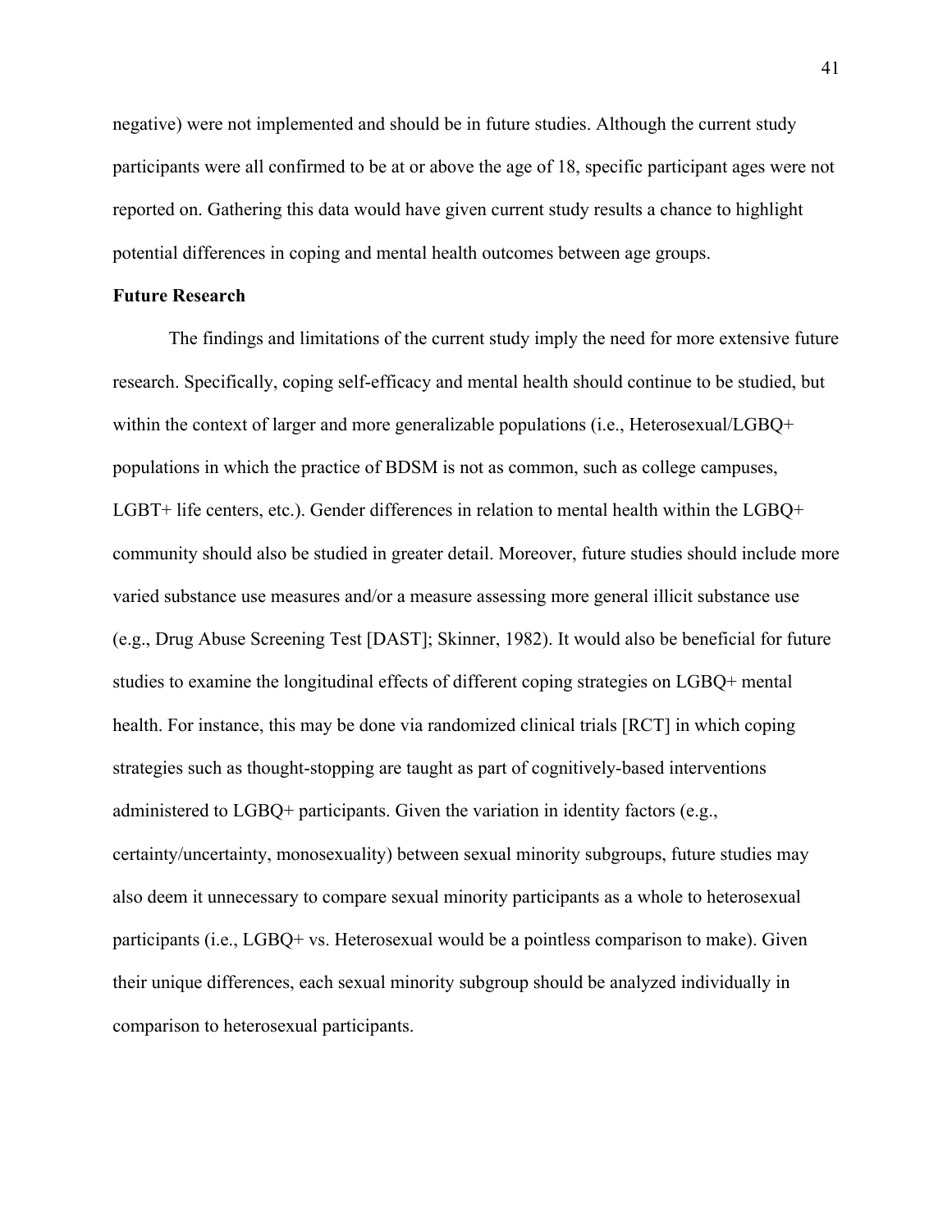negative) were not implemented and should be in future studies. Although the current study participants were all confirmed to be at or above the age of 18, specific participant ages were not reported on. Gathering this data would have given current study results a chance to highlight potential differences in coping and mental health outcomes between age groups.

**Future Research**

The findings and limitations of the current study imply the need for more extensive future research. Specifically, coping self-efficacy and mental health should continue to be studied, but within the context of larger and more generalizable populations (i.e., Heterosexual/LGBQ+ populations in which the practice of BDSM is not as common, such as college campuses, LGBT+ life centers, etc.). Gender differences in relation to mental health within the LGBQ+ community should also be studied in greater detail. Moreover, future studies should include more varied substance use measures and/or a measure assessing more general illicit substance use (e.g., Drug Abuse Screening Test [DAST]; Skinner, 1982). It would also be beneficial for future studies to examine the longitudinal effects of different coping strategies on LGBQ+ mental health. For instance, this may be done via randomized clinical trials [RCT] in which coping strategies such as thought-stopping are taught as part of cognitively-based interventions administered to LGBQ+ participants. Given the variation in identity factors (e.g., certainty/uncertainty, monosexuality) between sexual minority subgroups, future studies may also deem it unnecessary to compare sexual minority participants as a whole to heterosexual participants (i.e., LGBQ+ vs. Heterosexual would be a pointless comparison to make). Given their unique differences, each sexual minority subgroup should be analyzed individually in comparison to heterosexual participants.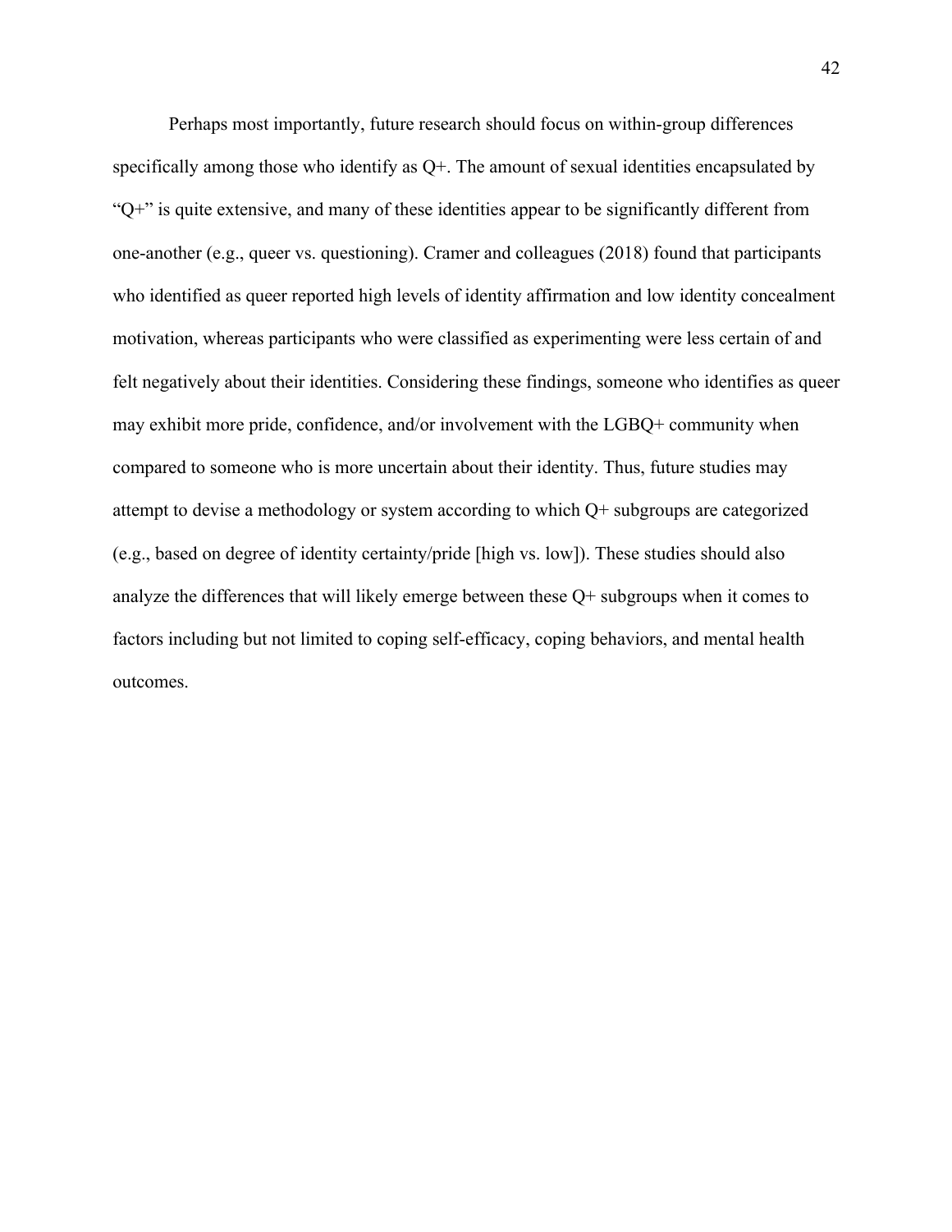Perhaps most importantly, future research should focus on within-group differences specifically among those who identify as Q+. The amount of sexual identities encapsulated by "Q+" is quite extensive, and many of these identities appear to be significantly different from one-another (e.g., queer vs. questioning). Cramer and colleagues (2018) found that participants who identified as queer reported high levels of identity affirmation and low identity concealment motivation, whereas participants who were classified as experimenting were less certain of and felt negatively about their identities. Considering these findings, someone who identifies as queer may exhibit more pride, confidence, and/or involvement with the LGBQ+ community when compared to someone who is more uncertain about their identity. Thus, future studies may attempt to devise a methodology or system according to which Q+ subgroups are categorized (e.g., based on degree of identity certainty/pride [high vs. low]). These studies should also analyze the differences that will likely emerge between these Q+ subgroups when it comes to factors including but not limited to coping self-efficacy, coping behaviors, and mental health outcomes.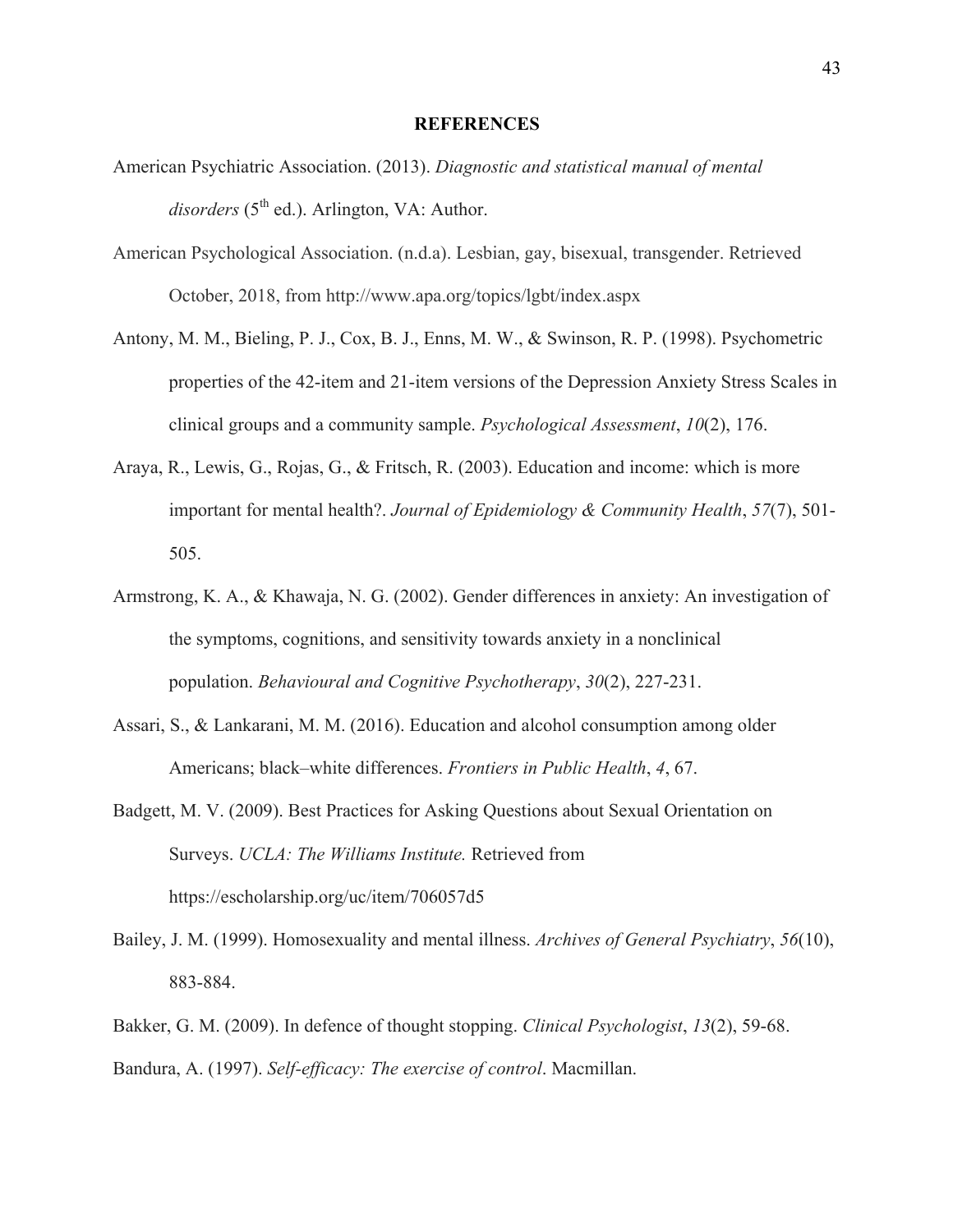# REFERENCES

American Psychiatric Association. (2013). *Diagnostic and statistical manual of mental disorders* (5th ed.). Arlington, VA: Author.

American Psychological Association. (n.d.a). Lesbian, gay, bisexual, transgender. Retrieved October, 2018, from http://www.apa.org/topics/lgbt/index.aspx

Antony, M. M., Bieling, P. J., Cox, B. J., Enns, M. W., & Swinson, R. P. (1998). Psychometric properties of the 42-item and 21-item versions of the Depression Anxiety Stress Scales in clinical groups and a community sample. *Psychological Assessment*, *10*(2), 176.

Araya, R., Lewis, G., Rojas, G., & Fritsch, R. (2003). Education and income: which is more important for mental health?. *Journal of Epidemiology & Community Health*, *57*(7), 501-505.

Armstrong, K. A., & Khawaja, N. G. (2002). Gender differences in anxiety: An investigation of the symptoms, cognitions, and sensitivity towards anxiety in a nonclinical population. *Behavioural and Cognitive Psychotherapy*, *30*(2), 227-231.

Assari, S., & Lankarani, M. M. (2016). Education and alcohol consumption among older Americans; black–white differences. *Frontiers in Public Health*, *4*, 67.

Badgett, M. V. (2009). Best Practices for Asking Questions about Sexual Orientation on Surveys. *UCLA: The Williams Institute.* Retrieved from https://escholarship.org/uc/item/706057d5

Bailey, J. M. (1999). Homosexuality and mental illness. *Archives of General Psychiatry*, *56*(10), 883-884.

Bakker, G. M. (2009). In defence of thought stopping. *Clinical Psychologist*, *13*(2), 59-68.

Bandura, A. (1997). *Self-efficacy: The exercise of control*. Macmillan.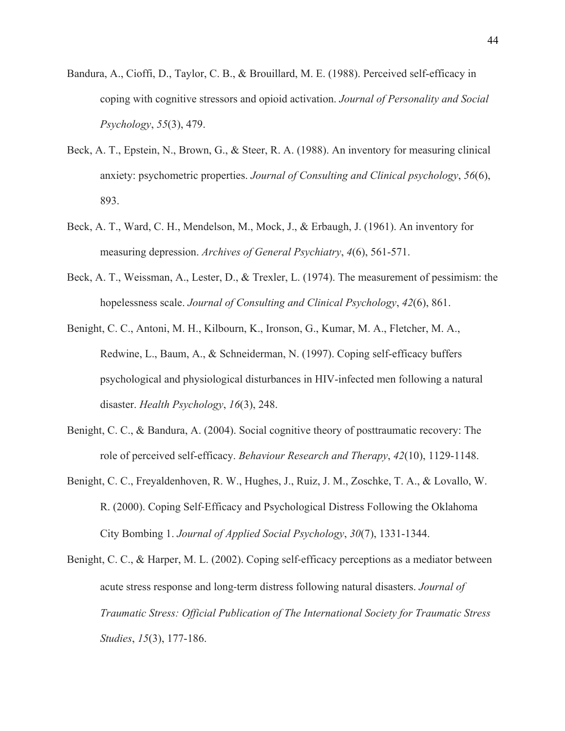Bandura, A., Cioffi, D., Taylor, C. B., & Brouillard, M. E. (1988). Perceived self-efficacy in coping with cognitive stressors and opioid activation. *Journal of Personality and Social Psychology*, *55*(3), 479.

Beck, A. T., Epstein, N., Brown, G., & Steer, R. A. (1988). An inventory for measuring clinical anxiety: psychometric properties. *Journal of Consulting and Clinical psychology*, *56*(6), 893.

Beck, A. T., Ward, C. H., Mendelson, M., Mock, J., & Erbaugh, J. (1961). An inventory for measuring depression. *Archives of General Psychiatry*, *4*(6), 561-571.

Beck, A. T., Weissman, A., Lester, D., & Trexler, L. (1974). The measurement of pessimism: the hopelessness scale. *Journal of Consulting and Clinical Psychology*, *42*(6), 861.

Benight, C. C., Antoni, M. H., Kilbourn, K., Ironson, G., Kumar, M. A., Fletcher, M. A., Redwine, L., Baum, A., & Schneiderman, N. (1997). Coping self-efficacy buffers psychological and physiological disturbances in HIV-infected men following a natural disaster. *Health Psychology*, *16*(3), 248.

Benight, C. C., & Bandura, A. (2004). Social cognitive theory of posttraumatic recovery: The role of perceived self-efficacy. *Behaviour Research and Therapy*, *42*(10), 1129-1148.

Benight, C. C., Freyaldenhoven, R. W., Hughes, J., Ruiz, J. M., Zoschke, T. A., & Lovallo, W. R. (2000). Coping Self-Efficacy and Psychological Distress Following the Oklahoma City Bombing 1. *Journal of Applied Social Psychology*, *30*(7), 1331-1344.

Benight, C. C., & Harper, M. L. (2002). Coping self-efficacy perceptions as a mediator between acute stress response and long-term distress following natural disasters. *Journal of Traumatic Stress: Official Publication of The International Society for Traumatic Stress Studies*, *15*(3), 177-186.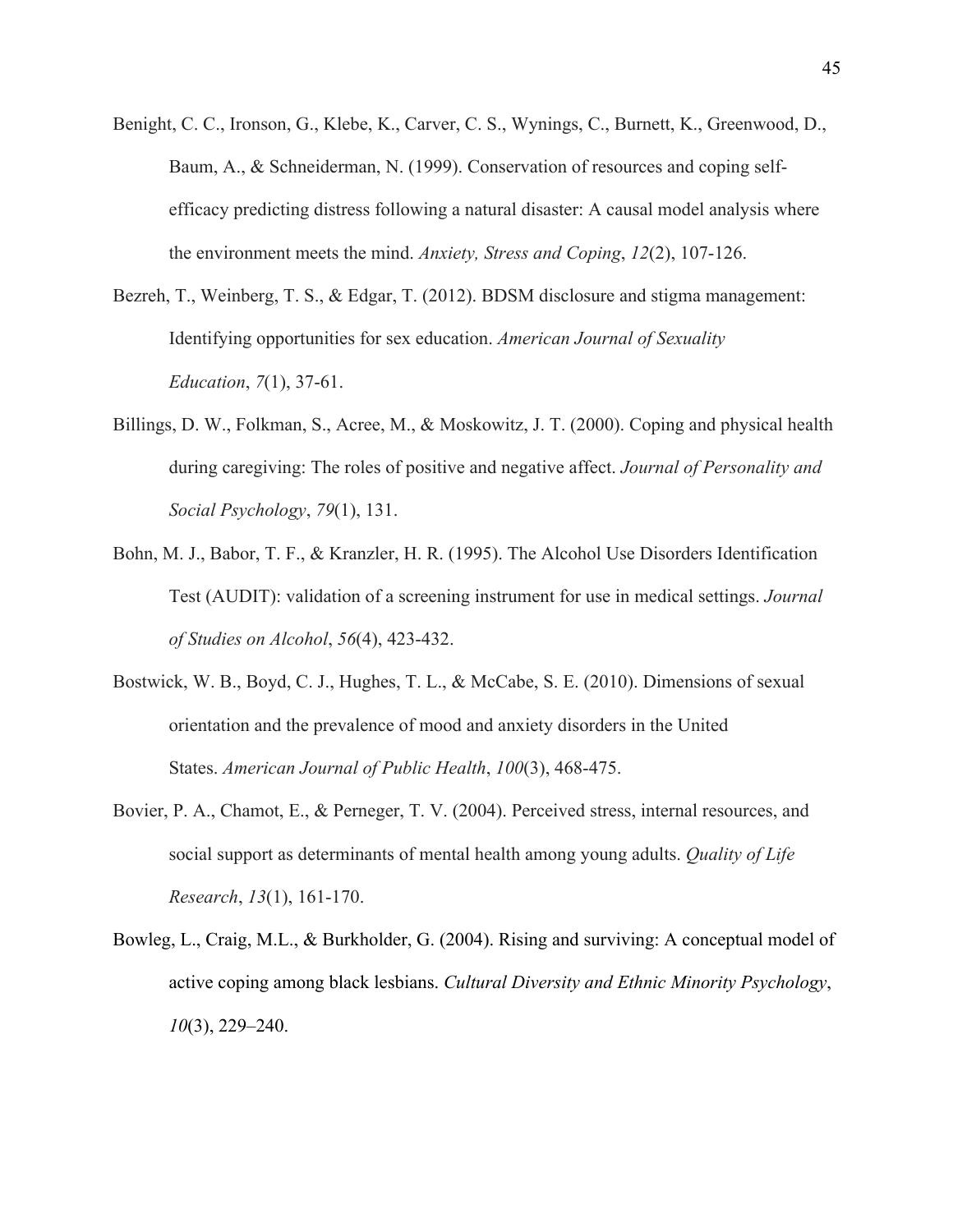Benight, C. C., Ironson, G., Klebe, K., Carver, C. S., Wynings, C., Burnett, K., Greenwood, D., Baum, A., & Schneiderman, N. (1999). Conservation of resources and coping self-efficacy predicting distress following a natural disaster: A causal model analysis where the environment meets the mind. *Anxiety, Stress and Coping*, *12*(2), 107-126.

Bezreh, T., Weinberg, T. S., & Edgar, T. (2012). BDSM disclosure and stigma management: Identifying opportunities for sex education. *American Journal of Sexuality Education*, *7*(1), 37-61.

Billings, D. W., Folkman, S., Acree, M., & Moskowitz, J. T. (2000). Coping and physical health during caregiving: The roles of positive and negative affect. *Journal of Personality and Social Psychology*, *79*(1), 131.

Bohn, M. J., Babor, T. F., & Kranzler, H. R. (1995). The Alcohol Use Disorders Identification Test (AUDIT): validation of a screening instrument for use in medical settings. *Journal of Studies on Alcohol*, *56*(4), 423-432.

Bostwick, W. B., Boyd, C. J., Hughes, T. L., & McCabe, S. E. (2010). Dimensions of sexual orientation and the prevalence of mood and anxiety disorders in the United States. *American Journal of Public Health*, *100*(3), 468-475.

Bovier, P. A., Chamot, E., & Perneger, T. V. (2004). Perceived stress, internal resources, and social support as determinants of mental health among young adults. *Quality of Life Research*, *13*(1), 161-170.

Bowleg, L., Craig, M.L., & Burkholder, G. (2004). Rising and surviving: A conceptual model of active coping among black lesbians. *Cultural Diversity and Ethnic Minority Psychology*, *10*(3), 229–240.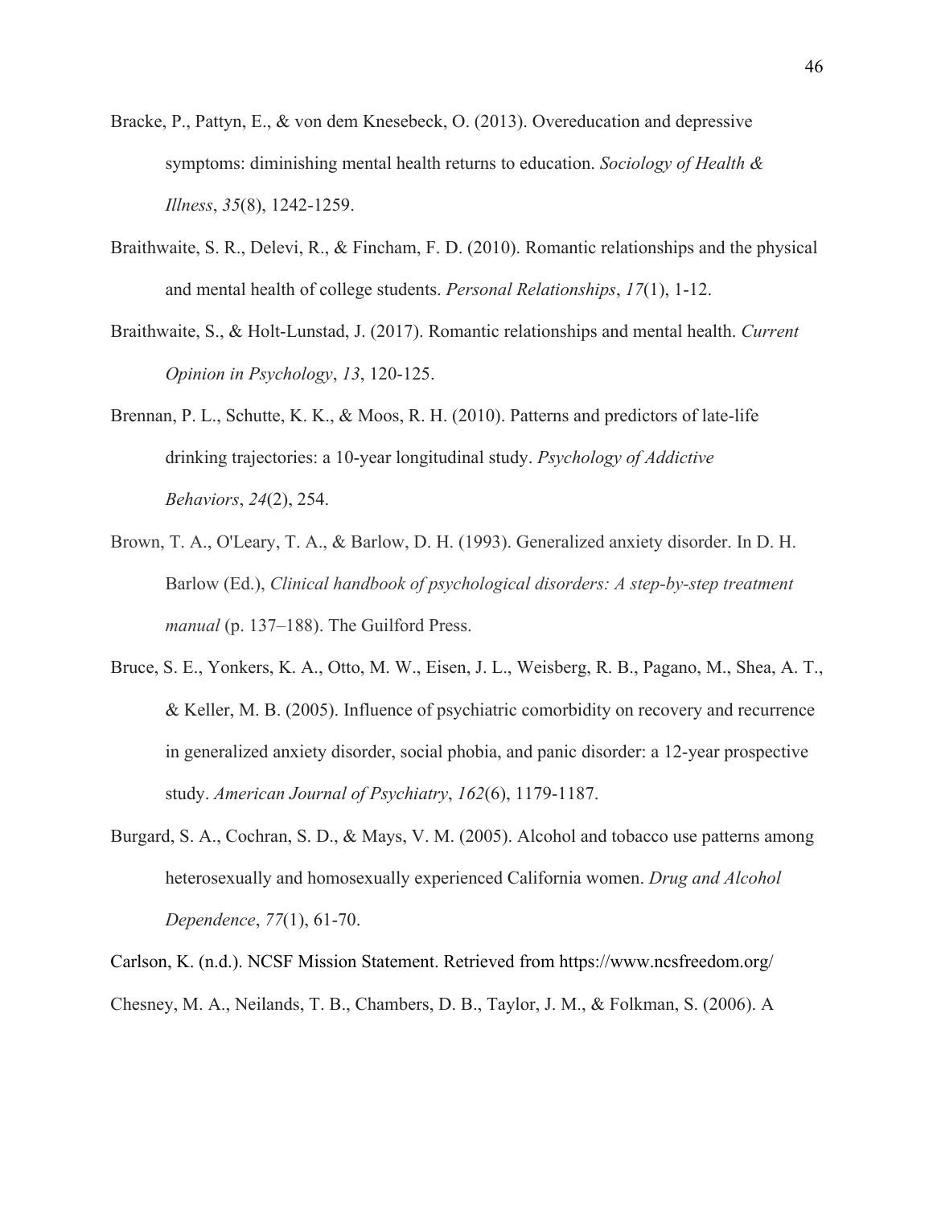Bracke, P., Pattyn, E., & von dem Knesebeck, O. (2013). Overeducation and depressive symptoms: diminishing mental health returns to education. *Sociology of Health & Illness*, *35*(8), 1242-1259.

Braithwaite, S. R., Delevi, R., & Fincham, F. D. (2010). Romantic relationships and the physical and mental health of college students. *Personal Relationships*, *17*(1), 1-12.

Braithwaite, S., & Holt-Lunstad, J. (2017). Romantic relationships and mental health. *Current Opinion in Psychology*, *13*, 120-125.

Brennan, P. L., Schutte, K. K., & Moos, R. H. (2010). Patterns and predictors of late-life drinking trajectories: a 10-year longitudinal study. *Psychology of Addictive Behaviors*, *24*(2), 254.

Brown, T. A., O'Leary, T. A., & Barlow, D. H. (1993). Generalized anxiety disorder. In D. H. Barlow (Ed.), *Clinical handbook of psychological disorders: A step-by-step treatment manual* (p. 137–188). The Guilford Press.

Bruce, S. E., Yonkers, K. A., Otto, M. W., Eisen, J. L., Weisberg, R. B., Pagano, M., Shea, A. T., & Keller, M. B. (2005). Influence of psychiatric comorbidity on recovery and recurrence in generalized anxiety disorder, social phobia, and panic disorder: a 12-year prospective study. *American Journal of Psychiatry*, *162*(6), 1179-1187.

Burgard, S. A., Cochran, S. D., & Mays, V. M. (2005). Alcohol and tobacco use patterns among heterosexually and homosexually experienced California women. *Drug and Alcohol Dependence*, *77*(1), 61-70.

Carlson, K. (n.d.). NCSF Mission Statement. Retrieved from https://www.ncsfreedom.org/

Chesney, M. A., Neilands, T. B., Chambers, D. B., Taylor, J. M., & Folkman, S. (2006). A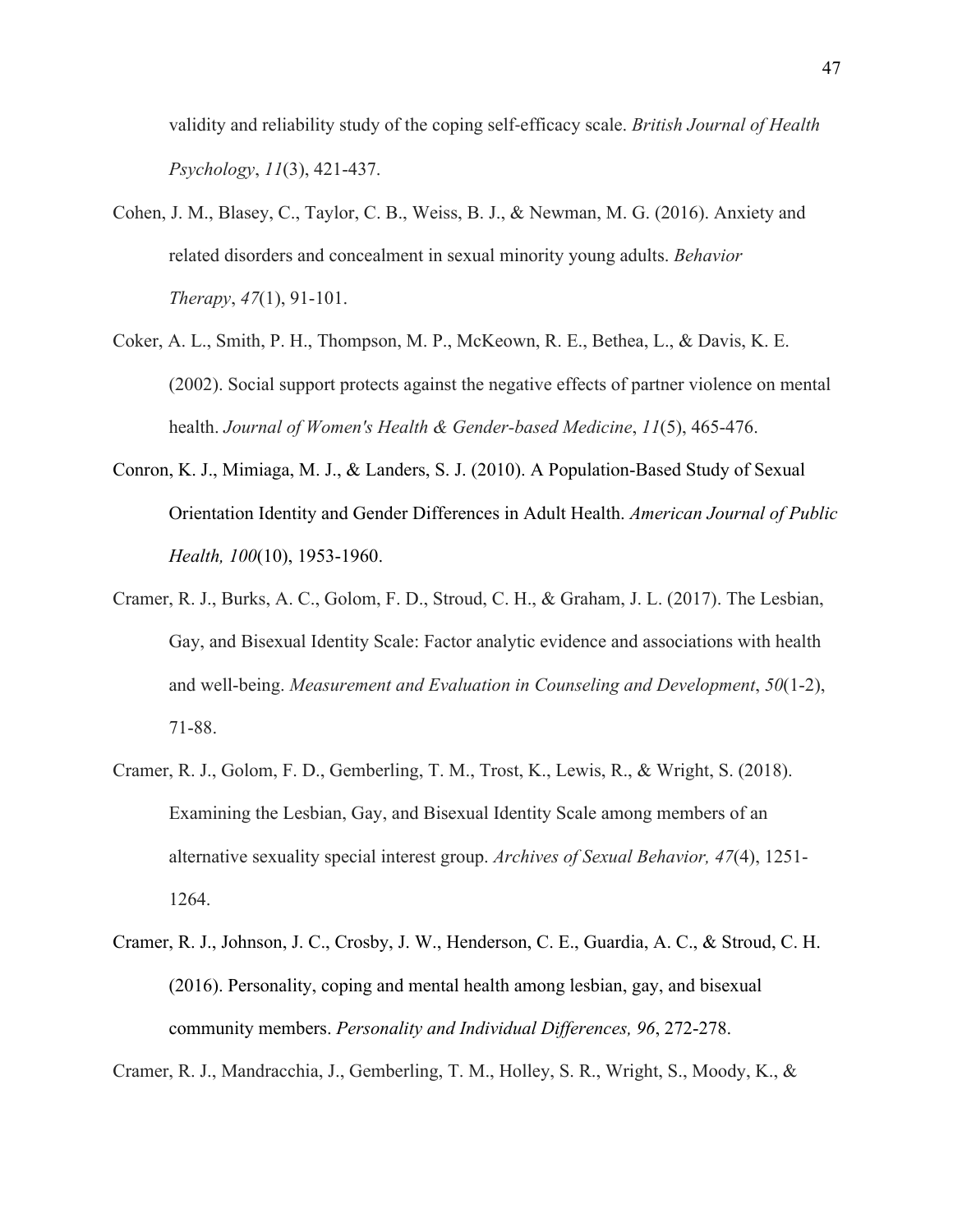validity and reliability study of the coping self-efficacy scale. *British Journal of Health Psychology*, *11*(3), 421-437.

Cohen, J. M., Blasey, C., Taylor, C. B., Weiss, B. J., & Newman, M. G. (2016). Anxiety and related disorders and concealment in sexual minority young adults. *Behavior Therapy*, *47*(1), 91-101.

Coker, A. L., Smith, P. H., Thompson, M. P., McKeown, R. E., Bethea, L., & Davis, K. E. (2002). Social support protects against the negative effects of partner violence on mental health. *Journal of Women's Health & Gender-based Medicine*, *11*(5), 465-476.

Conron, K. J., Mimiaga, M. J., & Landers, S. J. (2010). A Population-Based Study of Sexual Orientation Identity and Gender Differences in Adult Health. *American Journal of Public Health, 100*(10), 1953-1960.

Cramer, R. J., Burks, A. C., Golom, F. D., Stroud, C. H., & Graham, J. L. (2017). The Lesbian, Gay, and Bisexual Identity Scale: Factor analytic evidence and associations with health and well-being. *Measurement and Evaluation in Counseling and Development*, *50*(1-2), 71-88.

Cramer, R. J., Golom, F. D., Gemberling, T. M., Trost, K., Lewis, R., & Wright, S. (2018). Examining the Lesbian, Gay, and Bisexual Identity Scale among members of an alternative sexuality special interest group. *Archives of Sexual Behavior, 47*(4), 1251-1264.

Cramer, R. J., Johnson, J. C., Crosby, J. W., Henderson, C. E., Guardia, A. C., & Stroud, C. H. (2016). Personality, coping and mental health among lesbian, gay, and bisexual community members. *Personality and Individual Differences, 96*, 272-278.

Cramer, R. J., Mandracchia, J., Gemberling, T. M., Holley, S. R., Wright, S., Moody, K., &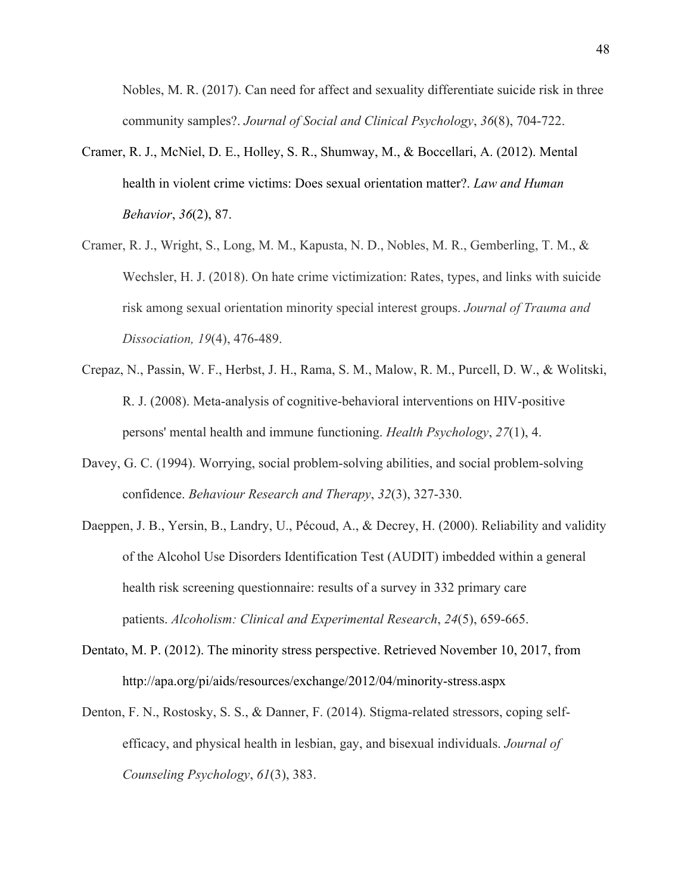Nobles, M. R. (2017). Can need for affect and sexuality differentiate suicide risk in three community samples?. *Journal of Social and Clinical Psychology*, *36*(8), 704-722.

Cramer, R. J., McNiel, D. E., Holley, S. R., Shumway, M., & Boccellari, A. (2012). Mental health in violent crime victims: Does sexual orientation matter?. *Law and Human Behavior*, *36*(2), 87.

Cramer, R. J., Wright, S., Long, M. M., Kapusta, N. D., Nobles, M. R., Gemberling, T. M., & Wechsler, H. J. (2018). On hate crime victimization: Rates, types, and links with suicide risk among sexual orientation minority special interest groups. *Journal of Trauma and Dissociation, 19*(4), 476-489.

Crepaz, N., Passin, W. F., Herbst, J. H., Rama, S. M., Malow, R. M., Purcell, D. W., & Wolitski, R. J. (2008). Meta-analysis of cognitive-behavioral interventions on HIV-positive persons' mental health and immune functioning. *Health Psychology*, *27*(1), 4.

Davey, G. C. (1994). Worrying, social problem-solving abilities, and social problem-solving confidence. *Behaviour Research and Therapy*, *32*(3), 327-330.

Daeppen, J. B., Yersin, B., Landry, U., Pécoud, A., & Decrey, H. (2000). Reliability and validity of the Alcohol Use Disorders Identification Test (AUDIT) imbedded within a general health risk screening questionnaire: results of a survey in 332 primary care patients. *Alcoholism: Clinical and Experimental Research*, *24*(5), 659-665.

Dentato, M. P. (2012). The minority stress perspective. Retrieved November 10, 2017, from http://apa.org/pi/aids/resources/exchange/2012/04/minority-stress.aspx

Denton, F. N., Rostosky, S. S., & Danner, F. (2014). Stigma-related stressors, coping self-efficacy, and physical health in lesbian, gay, and bisexual individuals. *Journal of Counseling Psychology*, *61*(3), 383.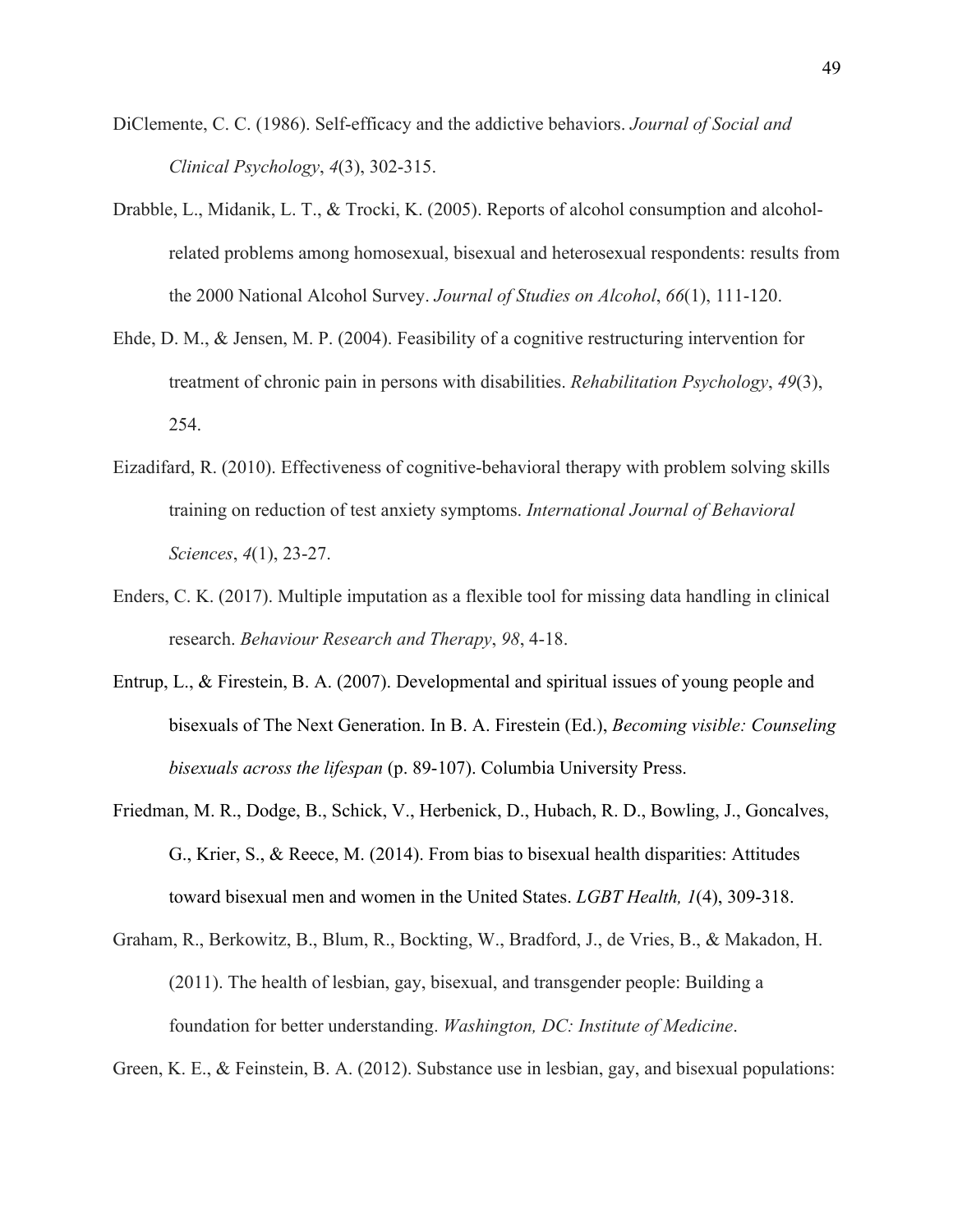DiClemente, C. C. (1986). Self-efficacy and the addictive behaviors. *Journal of Social and Clinical Psychology*, *4*(3), 302-315.

Drabble, L., Midanik, L. T., & Trocki, K. (2005). Reports of alcohol consumption and alcohol-related problems among homosexual, bisexual and heterosexual respondents: results from the 2000 National Alcohol Survey. *Journal of Studies on Alcohol*, *66*(1), 111-120.

Ehde, D. M., & Jensen, M. P. (2004). Feasibility of a cognitive restructuring intervention for treatment of chronic pain in persons with disabilities. *Rehabilitation Psychology*, *49*(3), 254.

Eizadifard, R. (2010). Effectiveness of cognitive-behavioral therapy with problem solving skills training on reduction of test anxiety symptoms. *International Journal of Behavioral Sciences*, *4*(1), 23-27.

Enders, C. K. (2017). Multiple imputation as a flexible tool for missing data handling in clinical research. *Behaviour Research and Therapy*, *98*, 4-18.

Entrup, L., & Firestein, B. A. (2007). Developmental and spiritual issues of young people and bisexuals of The Next Generation. In B. A. Firestein (Ed.), *Becoming visible: Counseling bisexuals across the lifespan* (p. 89-107). Columbia University Press.

Friedman, M. R., Dodge, B., Schick, V., Herbenick, D., Hubach, R. D., Bowling, J., Goncalves, G., Krier, S., & Reece, M. (2014). From bias to bisexual health disparities: Attitudes toward bisexual men and women in the United States. *LGBT Health, 1*(4), 309-318.

Graham, R., Berkowitz, B., Blum, R., Bockting, W., Bradford, J., de Vries, B., & Makadon, H. (2011). The health of lesbian, gay, bisexual, and transgender people: Building a foundation for better understanding. *Washington, DC: Institute of Medicine*.

Green, K. E., & Feinstein, B. A. (2012). Substance use in lesbian, gay, and bisexual populations: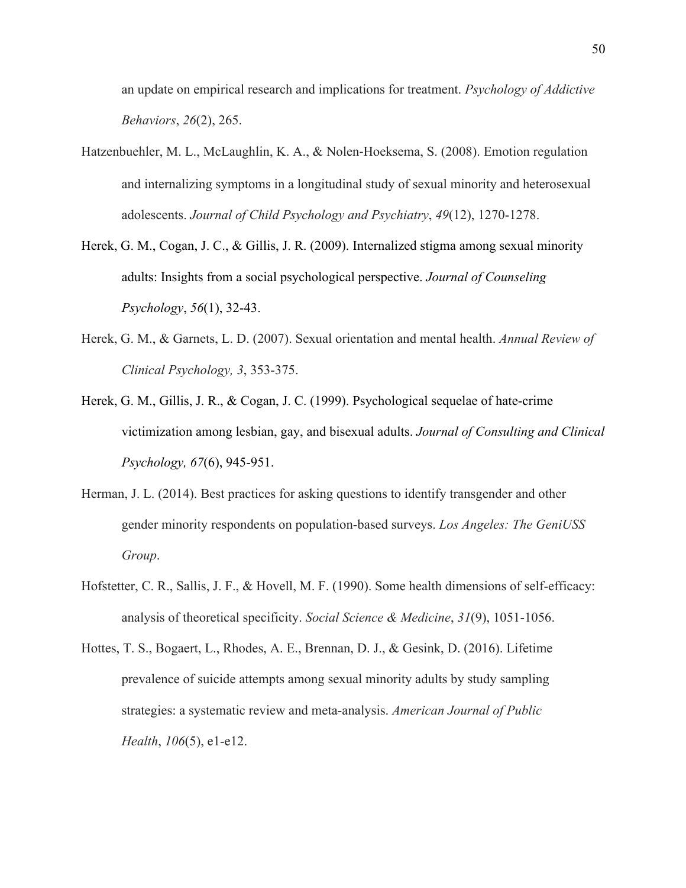an update on empirical research and implications for treatment. *Psychology of Addictive Behaviors*, *26*(2), 265.

Hatzenbuehler, M. L., McLaughlin, K. A., & Nolen-Hoeksema, S. (2008). Emotion regulation and internalizing symptoms in a longitudinal study of sexual minority and heterosexual adolescents. *Journal of Child Psychology and Psychiatry*, *49*(12), 1270-1278.

Herek, G. M., Cogan, J. C., & Gillis, J. R. (2009). Internalized stigma among sexual minority adults: Insights from a social psychological perspective. *Journal of Counseling Psychology*, *56*(1), 32-43.

Herek, G. M., & Garnets, L. D. (2007). Sexual orientation and mental health. *Annual Review of Clinical Psychology, 3*, 353-375.

Herek, G. M., Gillis, J. R., & Cogan, J. C. (1999). Psychological sequelae of hate-crime victimization among lesbian, gay, and bisexual adults. *Journal of Consulting and Clinical Psychology, 67*(6), 945-951.

Herman, J. L. (2014). Best practices for asking questions to identify transgender and other gender minority respondents on population-based surveys. *Los Angeles: The GeniUSS Group*.

Hofstetter, C. R., Sallis, J. F., & Hovell, M. F. (1990). Some health dimensions of self-efficacy: analysis of theoretical specificity. *Social Science & Medicine*, *31*(9), 1051-1056.

Hottes, T. S., Bogaert, L., Rhodes, A. E., Brennan, D. J., & Gesink, D. (2016). Lifetime prevalence of suicide attempts among sexual minority adults by study sampling strategies: a systematic review and meta-analysis. *American Journal of Public Health*, *106*(5), e1-e12.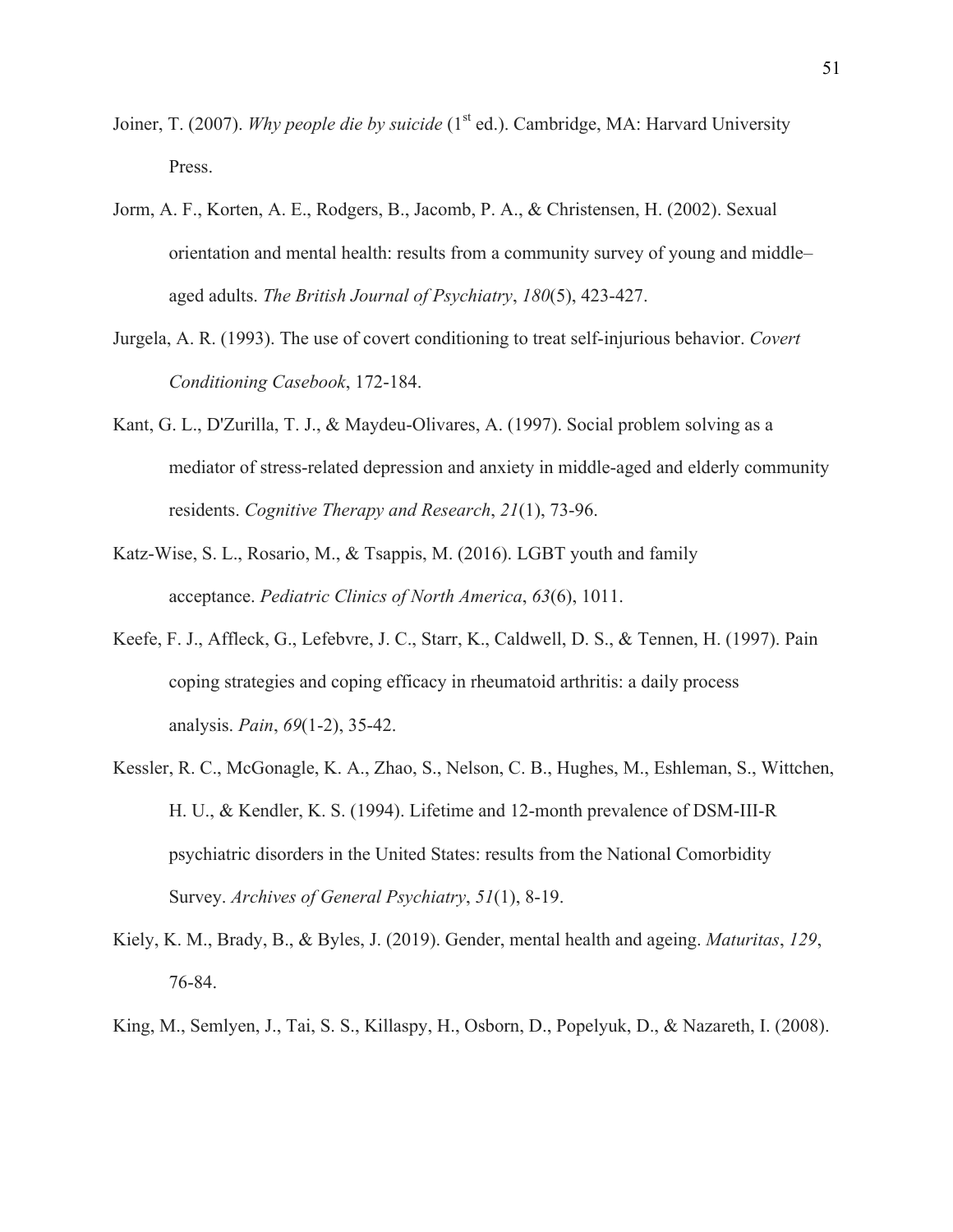Joiner, T. (2007). *Why people die by suicide* (1st ed.). Cambridge, MA: Harvard University Press.

Jorm, A. F., Korten, A. E., Rodgers, B., Jacomb, P. A., & Christensen, H. (2002). Sexual orientation and mental health: results from a community survey of young and middle–aged adults. *The British Journal of Psychiatry*, *180*(5), 423-427.

Jurgela, A. R. (1993). The use of covert conditioning to treat self-injurious behavior. *Covert Conditioning Casebook*, 172-184.

Kant, G. L., D'Zurilla, T. J., & Maydeu-Olivares, A. (1997). Social problem solving as a mediator of stress-related depression and anxiety in middle-aged and elderly community residents. *Cognitive Therapy and Research*, *21*(1), 73-96.

Katz-Wise, S. L., Rosario, M., & Tsappis, M. (2016). LGBT youth and family acceptance. *Pediatric Clinics of North America*, *63*(6), 1011.

Keefe, F. J., Affleck, G., Lefebvre, J. C., Starr, K., Caldwell, D. S., & Tennen, H. (1997). Pain coping strategies and coping efficacy in rheumatoid arthritis: a daily process analysis. *Pain*, *69*(1-2), 35-42.

Kessler, R. C., McGonagle, K. A., Zhao, S., Nelson, C. B., Hughes, M., Eshleman, S., Wittchen, H. U., & Kendler, K. S. (1994). Lifetime and 12-month prevalence of DSM-III-R psychiatric disorders in the United States: results from the National Comorbidity Survey. *Archives of General Psychiatry*, *51*(1), 8-19.

Kiely, K. M., Brady, B., & Byles, J. (2019). Gender, mental health and ageing. *Maturitas*, *129*, 76-84.

King, M., Semlyen, J., Tai, S. S., Killaspy, H., Osborn, D., Popelyuk, D., & Nazareth, I. (2008).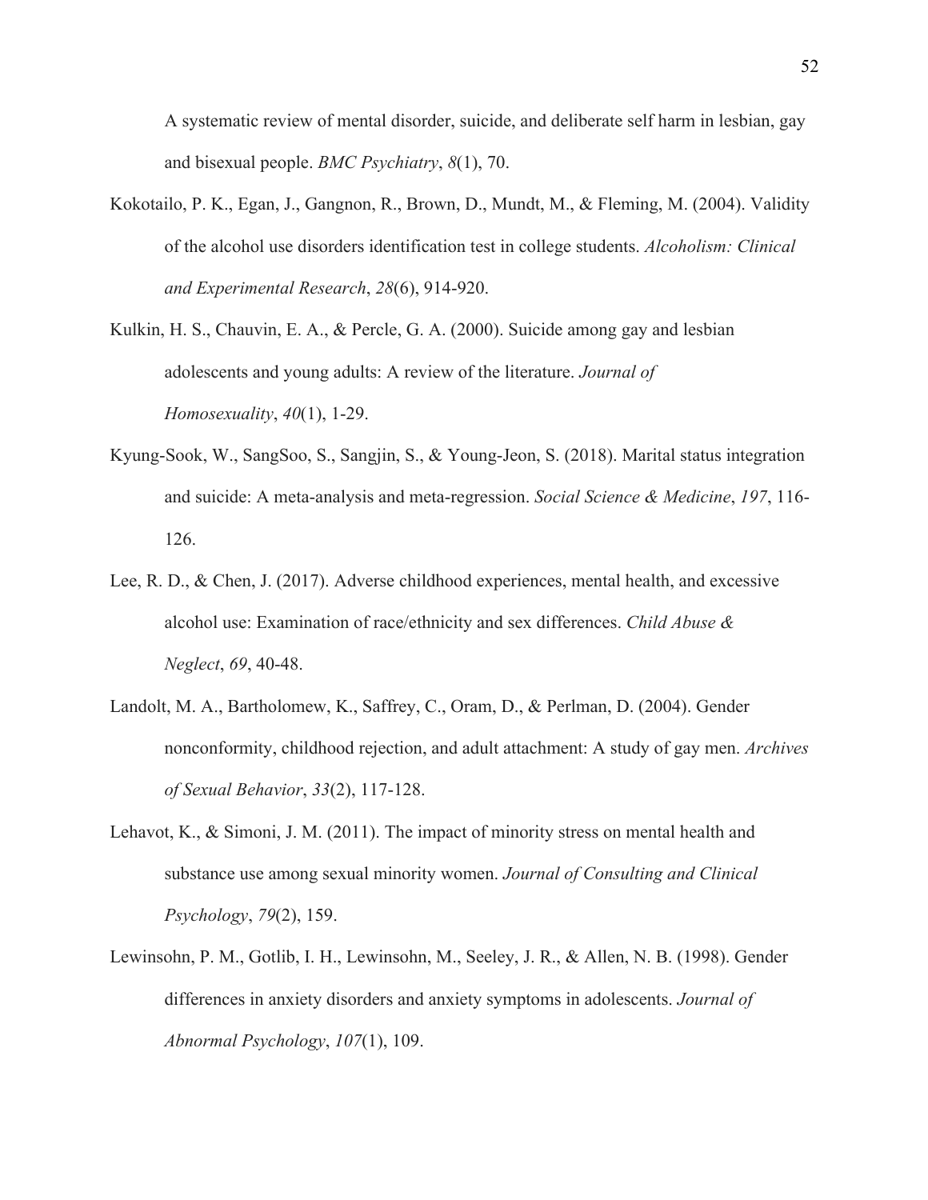A systematic review of mental disorder, suicide, and deliberate self harm in lesbian, gay and bisexual people. *BMC Psychiatry*, *8*(1), 70.

Kokotailo, P. K., Egan, J., Gangnon, R., Brown, D., Mundt, M., & Fleming, M. (2004). Validity of the alcohol use disorders identification test in college students. *Alcoholism: Clinical and Experimental Research*, *28*(6), 914-920.

Kulkin, H. S., Chauvin, E. A., & Percle, G. A. (2000). Suicide among gay and lesbian adolescents and young adults: A review of the literature. *Journal of Homosexuality*, *40*(1), 1-29.

Kyung-Sook, W., SangSoo, S., Sangjin, S., & Young-Jeon, S. (2018). Marital status integration and suicide: A meta-analysis and meta-regression. *Social Science & Medicine*, *197*, 116-126.

Lee, R. D., & Chen, J. (2017). Adverse childhood experiences, mental health, and excessive alcohol use: Examination of race/ethnicity and sex differences. *Child Abuse & Neglect*, *69*, 40-48.

Landolt, M. A., Bartholomew, K., Saffrey, C., Oram, D., & Perlman, D. (2004). Gender nonconformity, childhood rejection, and adult attachment: A study of gay men. *Archives of Sexual Behavior*, *33*(2), 117-128.

Lehavot, K., & Simoni, J. M. (2011). The impact of minority stress on mental health and substance use among sexual minority women. *Journal of Consulting and Clinical Psychology*, *79*(2), 159.

Lewinsohn, P. M., Gotlib, I. H., Lewinsohn, M., Seeley, J. R., & Allen, N. B. (1998). Gender differences in anxiety disorders and anxiety symptoms in adolescents. *Journal of Abnormal Psychology*, *107*(1), 109.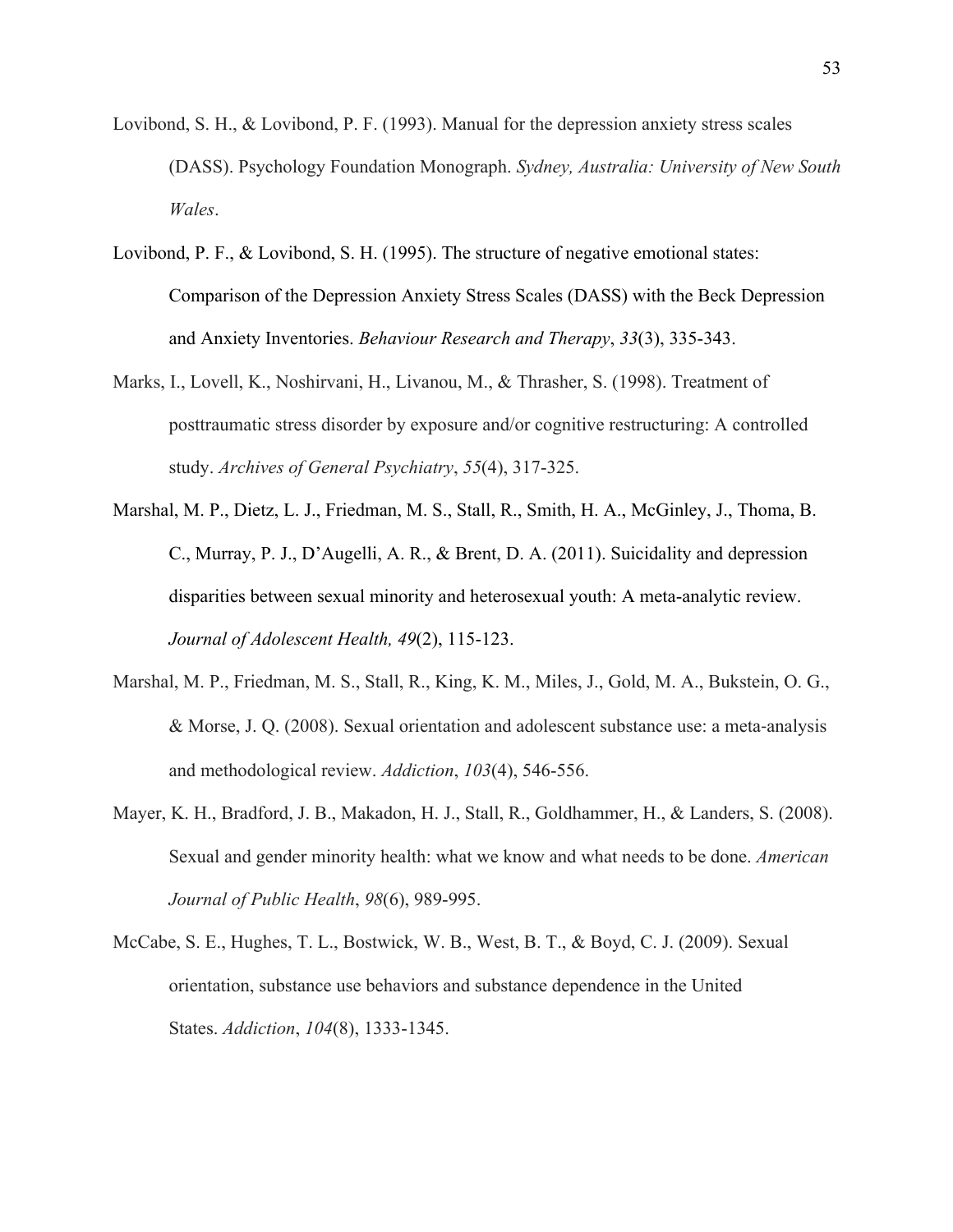Lovibond, S. H., & Lovibond, P. F. (1993). Manual for the depression anxiety stress scales (DASS). Psychology Foundation Monograph. *Sydney, Australia: University of New South Wales*.

Lovibond, P. F., & Lovibond, S. H. (1995). The structure of negative emotional states: Comparison of the Depression Anxiety Stress Scales (DASS) with the Beck Depression and Anxiety Inventories. *Behaviour Research and Therapy*, *33*(3), 335-343.

Marks, I., Lovell, K., Noshirvani, H., Livanou, M., & Thrasher, S. (1998). Treatment of posttraumatic stress disorder by exposure and/or cognitive restructuring: A controlled study. *Archives of General Psychiatry*, *55*(4), 317-325.

Marshal, M. P., Dietz, L. J., Friedman, M. S., Stall, R., Smith, H. A., McGinley, J., Thoma, B. C., Murray, P. J., D'Augelli, A. R., & Brent, D. A. (2011). Suicidality and depression disparities between sexual minority and heterosexual youth: A meta-analytic review. *Journal of Adolescent Health, 49*(2), 115-123.

Marshal, M. P., Friedman, M. S., Stall, R., King, K. M., Miles, J., Gold, M. A., Bukstein, O. G., & Morse, J. Q. (2008). Sexual orientation and adolescent substance use: a meta-analysis and methodological review. *Addiction*, *103*(4), 546-556.

Mayer, K. H., Bradford, J. B., Makadon, H. J., Stall, R., Goldhammer, H., & Landers, S. (2008). Sexual and gender minority health: what we know and what needs to be done. *American Journal of Public Health*, *98*(6), 989-995.

McCabe, S. E., Hughes, T. L., Bostwick, W. B., West, B. T., & Boyd, C. J. (2009). Sexual orientation, substance use behaviors and substance dependence in the United States. *Addiction*, *104*(8), 1333-1345.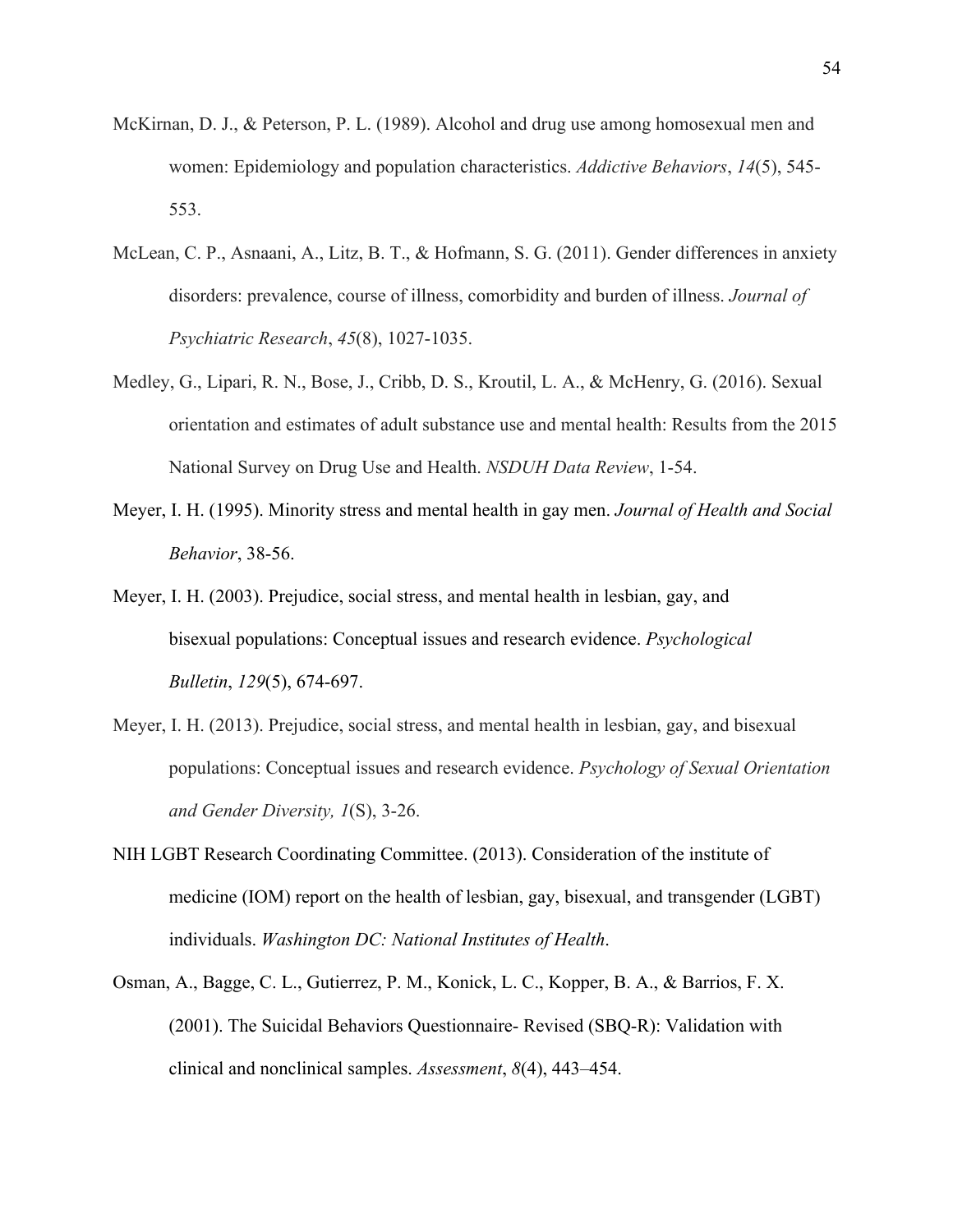McKirnan, D. J., & Peterson, P. L. (1989). Alcohol and drug use among homosexual men and women: Epidemiology and population characteristics. *Addictive Behaviors*, *14*(5), 545-553.

McLean, C. P., Asnaani, A., Litz, B. T., & Hofmann, S. G. (2011). Gender differences in anxiety disorders: prevalence, course of illness, comorbidity and burden of illness. *Journal of Psychiatric Research*, *45*(8), 1027-1035.

Medley, G., Lipari, R. N., Bose, J., Cribb, D. S., Kroutil, L. A., & McHenry, G. (2016). Sexual orientation and estimates of adult substance use and mental health: Results from the 2015 National Survey on Drug Use and Health. *NSDUH Data Review*, 1-54.

Meyer, I. H. (1995). Minority stress and mental health in gay men. *Journal of Health and Social Behavior*, 38-56.

Meyer, I. H. (2003). Prejudice, social stress, and mental health in lesbian, gay, and bisexual populations: Conceptual issues and research evidence. *Psychological Bulletin*, *129*(5), 674-697.

Meyer, I. H. (2013). Prejudice, social stress, and mental health in lesbian, gay, and bisexual populations: Conceptual issues and research evidence. *Psychology of Sexual Orientation and Gender Diversity, 1*(S), 3-26.

NIH LGBT Research Coordinating Committee. (2013). Consideration of the institute of medicine (IOM) report on the health of lesbian, gay, bisexual, and transgender (LGBT) individuals. *Washington DC: National Institutes of Health*.

Osman, A., Bagge, C. L., Gutierrez, P. M., Konick, L. C., Kopper, B. A., & Barrios, F. X. (2001). The Suicidal Behaviors Questionnaire- Revised (SBQ-R): Validation with clinical and nonclinical samples. *Assessment*, *8*(4), 443–454.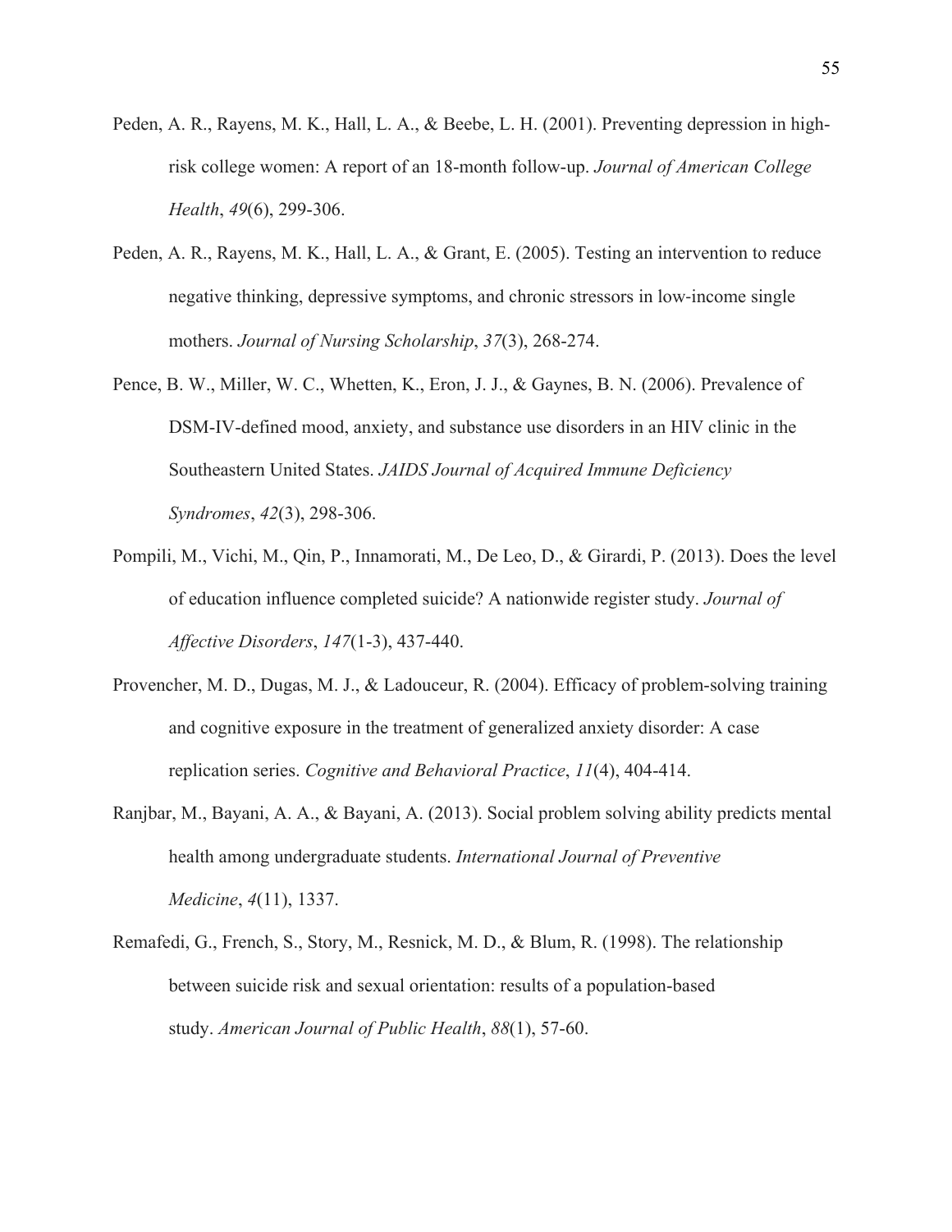Peden, A. R., Rayens, M. K., Hall, L. A., & Beebe, L. H. (2001). Preventing depression in high-risk college women: A report of an 18-month follow-up. *Journal of American College Health*, *49*(6), 299-306.

Peden, A. R., Rayens, M. K., Hall, L. A., & Grant, E. (2005). Testing an intervention to reduce negative thinking, depressive symptoms, and chronic stressors in low-income single mothers. *Journal of Nursing Scholarship*, *37*(3), 268-274.

Pence, B. W., Miller, W. C., Whetten, K., Eron, J. J., & Gaynes, B. N. (2006). Prevalence of DSM-IV-defined mood, anxiety, and substance use disorders in an HIV clinic in the Southeastern United States. *JAIDS Journal of Acquired Immune Deficiency Syndromes*, *42*(3), 298-306.

Pompili, M., Vichi, M., Qin, P., Innamorati, M., De Leo, D., & Girardi, P. (2013). Does the level of education influence completed suicide? A nationwide register study. *Journal of Affective Disorders*, *147*(1-3), 437-440.

Provencher, M. D., Dugas, M. J., & Ladouceur, R. (2004). Efficacy of problem-solving training and cognitive exposure in the treatment of generalized anxiety disorder: A case replication series. *Cognitive and Behavioral Practice*, *11*(4), 404-414.

Ranjbar, M., Bayani, A. A., & Bayani, A. (2013). Social problem solving ability predicts mental health among undergraduate students. *International Journal of Preventive Medicine*, *4*(11), 1337.

Remafedi, G., French, S., Story, M., Resnick, M. D., & Blum, R. (1998). The relationship between suicide risk and sexual orientation: results of a population-based study. *American Journal of Public Health*, *88*(1), 57-60.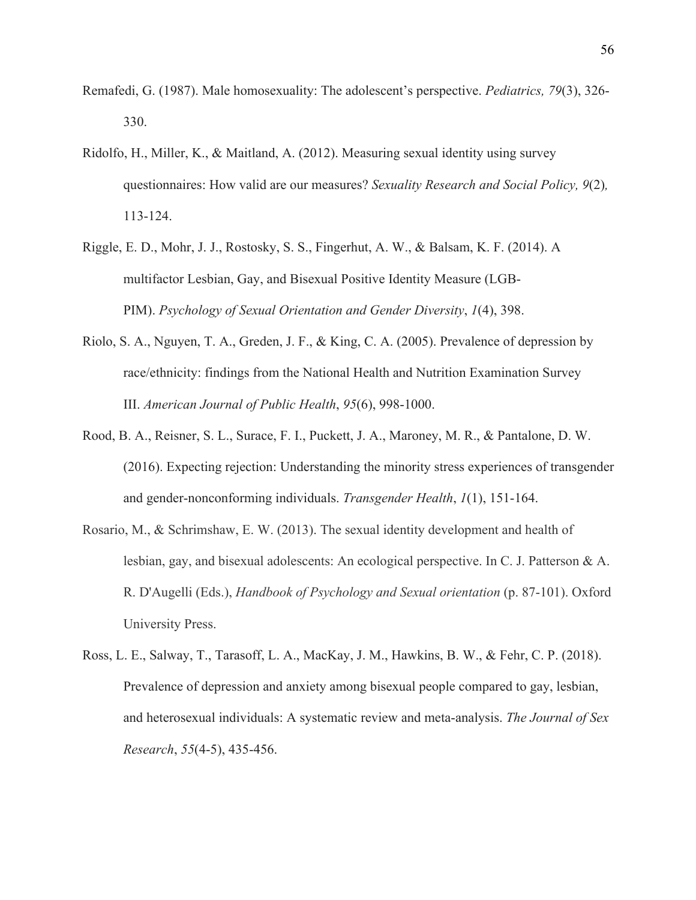Remafedi, G. (1987). Male homosexuality: The adolescent's perspective. *Pediatrics, 79*(3), 326-330.

Ridolfo, H., Miller, K., & Maitland, A. (2012). Measuring sexual identity using survey questionnaires: How valid are our measures? *Sexuality Research and Social Policy, 9*(2)*,* 113-124.

Riggle, E. D., Mohr, J. J., Rostosky, S. S., Fingerhut, A. W., & Balsam, K. F. (2014). A multifactor Lesbian, Gay, and Bisexual Positive Identity Measure (LGB-PIM). *Psychology of Sexual Orientation and Gender Diversity*, *1*(4), 398.

Riolo, S. A., Nguyen, T. A., Greden, J. F., & King, C. A. (2005). Prevalence of depression by race/ethnicity: findings from the National Health and Nutrition Examination Survey III. *American Journal of Public Health*, *95*(6), 998-1000.

Rood, B. A., Reisner, S. L., Surace, F. I., Puckett, J. A., Maroney, M. R., & Pantalone, D. W. (2016). Expecting rejection: Understanding the minority stress experiences of transgender and gender-nonconforming individuals. *Transgender Health*, *1*(1), 151-164.

Rosario, M., & Schrimshaw, E. W. (2013). The sexual identity development and health of lesbian, gay, and bisexual adolescents: An ecological perspective. In C. J. Patterson & A. R. D'Augelli (Eds.), *Handbook of Psychology and Sexual orientation* (p. 87-101). Oxford University Press.

Ross, L. E., Salway, T., Tarasoff, L. A., MacKay, J. M., Hawkins, B. W., & Fehr, C. P. (2018). Prevalence of depression and anxiety among bisexual people compared to gay, lesbian, and heterosexual individuals: A systematic review and meta-analysis. *The Journal of Sex Research*, *55*(4-5), 435-456.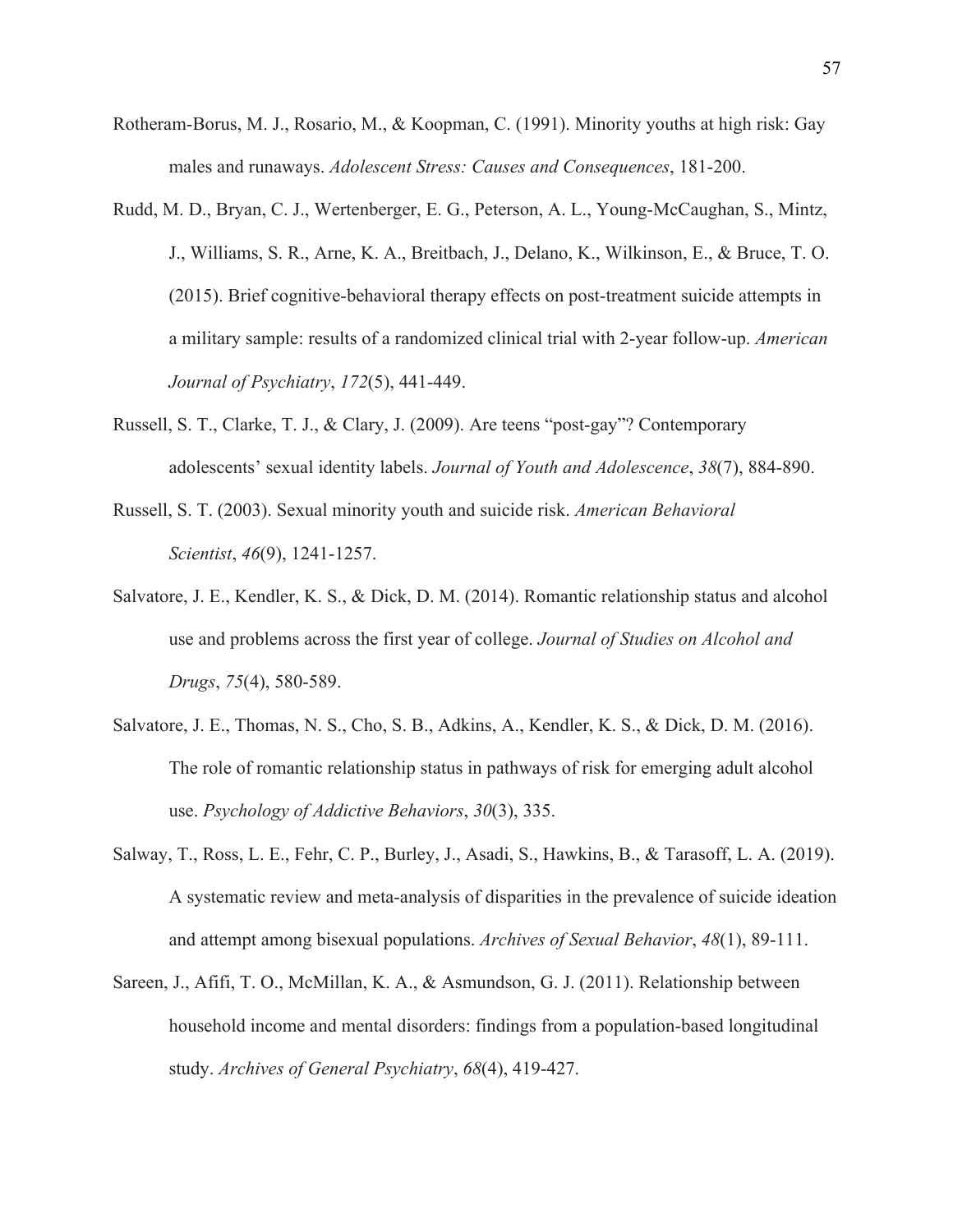Rotheram-Borus, M. J., Rosario, M., & Koopman, C. (1991). Minority youths at high risk: Gay males and runaways. *Adolescent Stress: Causes and Consequences*, 181-200.

Rudd, M. D., Bryan, C. J., Wertenberger, E. G., Peterson, A. L., Young-McCaughan, S., Mintz, J., Williams, S. R., Arne, K. A., Breitbach, J., Delano, K., Wilkinson, E., & Bruce, T. O. (2015). Brief cognitive-behavioral therapy effects on post-treatment suicide attempts in a military sample: results of a randomized clinical trial with 2-year follow-up. *American Journal of Psychiatry*, *172*(5), 441-449.

Russell, S. T., Clarke, T. J., & Clary, J. (2009). Are teens "post-gay"? Contemporary adolescents' sexual identity labels. *Journal of Youth and Adolescence*, *38*(7), 884-890.

Russell, S. T. (2003). Sexual minority youth and suicide risk. *American Behavioral Scientist*, *46*(9), 1241-1257.

Salvatore, J. E., Kendler, K. S., & Dick, D. M. (2014). Romantic relationship status and alcohol use and problems across the first year of college. *Journal of Studies on Alcohol and Drugs*, *75*(4), 580-589.

Salvatore, J. E., Thomas, N. S., Cho, S. B., Adkins, A., Kendler, K. S., & Dick, D. M. (2016). The role of romantic relationship status in pathways of risk for emerging adult alcohol use. *Psychology of Addictive Behaviors*, *30*(3), 335.

Salway, T., Ross, L. E., Fehr, C. P., Burley, J., Asadi, S., Hawkins, B., & Tarasoff, L. A. (2019). A systematic review and meta-analysis of disparities in the prevalence of suicide ideation and attempt among bisexual populations. *Archives of Sexual Behavior*, *48*(1), 89-111.

Sareen, J., Afifi, T. O., McMillan, K. A., & Asmundson, G. J. (2011). Relationship between household income and mental disorders: findings from a population-based longitudinal study. *Archives of General Psychiatry*, *68*(4), 419-427.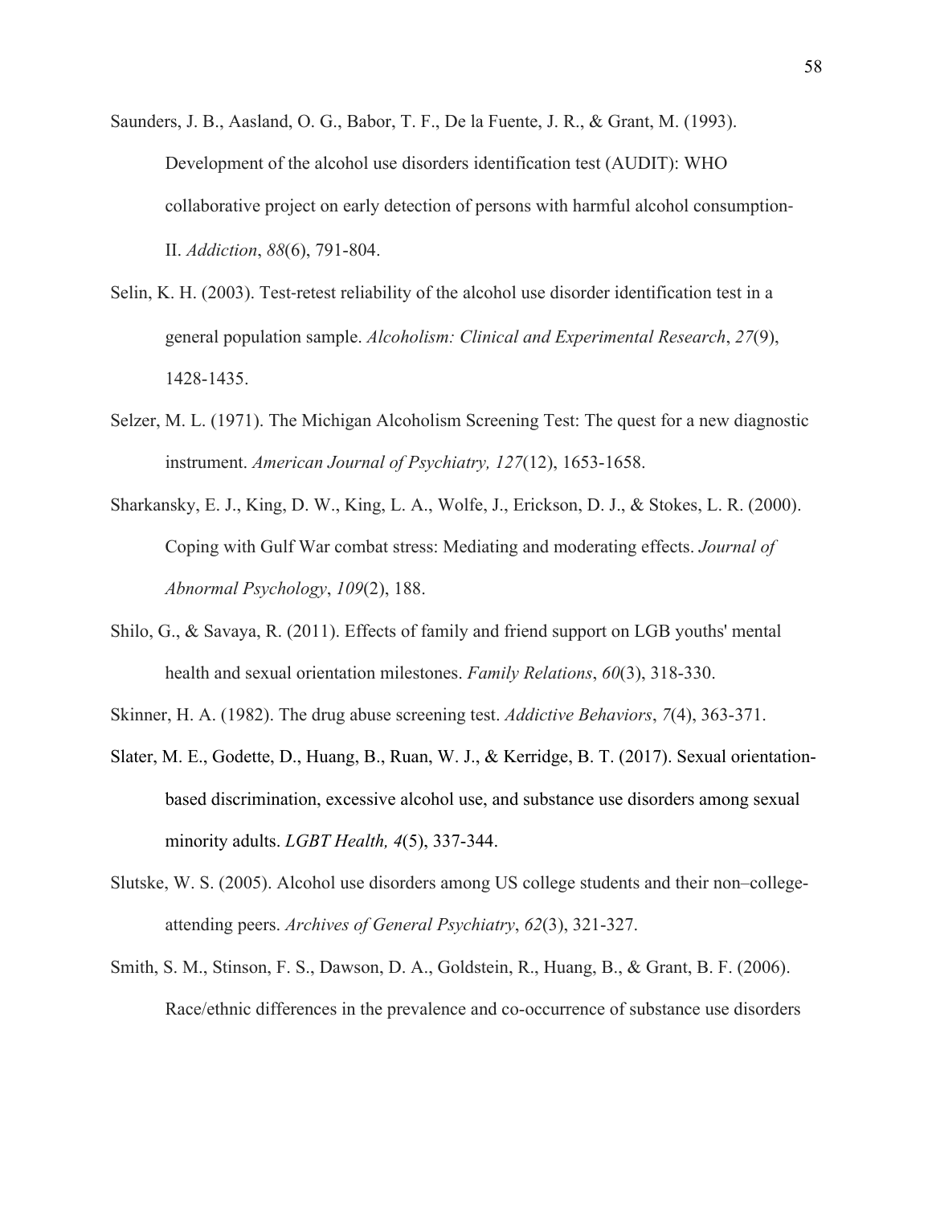Saunders, J. B., Aasland, O. G., Babor, T. F., De la Fuente, J. R., & Grant, M. (1993). Development of the alcohol use disorders identification test (AUDIT): WHO collaborative project on early detection of persons with harmful alcohol consumption-II. *Addiction*, *88*(6), 791-804.

Selin, K. H. (2003). Test-retest reliability of the alcohol use disorder identification test in a general population sample. *Alcoholism: Clinical and Experimental Research*, *27*(9), 1428-1435.

Selzer, M. L. (1971). The Michigan Alcoholism Screening Test: The quest for a new diagnostic instrument. *American Journal of Psychiatry, 127*(12), 1653-1658.

Sharkansky, E. J., King, D. W., King, L. A., Wolfe, J., Erickson, D. J., & Stokes, L. R. (2000). Coping with Gulf War combat stress: Mediating and moderating effects. *Journal of Abnormal Psychology*, *109*(2), 188.

Shilo, G., & Savaya, R. (2011). Effects of family and friend support on LGB youths' mental health and sexual orientation milestones. *Family Relations*, *60*(3), 318-330.

Skinner, H. A. (1982). The drug abuse screening test. *Addictive Behaviors*, *7*(4), 363-371.

Slater, M. E., Godette, D., Huang, B., Ruan, W. J., & Kerridge, B. T. (2017). Sexual orientation-based discrimination, excessive alcohol use, and substance use disorders among sexual minority adults. *LGBT Health, 4*(5), 337-344.

Slutske, W. S. (2005). Alcohol use disorders among US college students and their non–college-attending peers. *Archives of General Psychiatry*, *62*(3), 321-327.

Smith, S. M., Stinson, F. S., Dawson, D. A., Goldstein, R., Huang, B., & Grant, B. F. (2006). Race/ethnic differences in the prevalence and co-occurrence of substance use disorders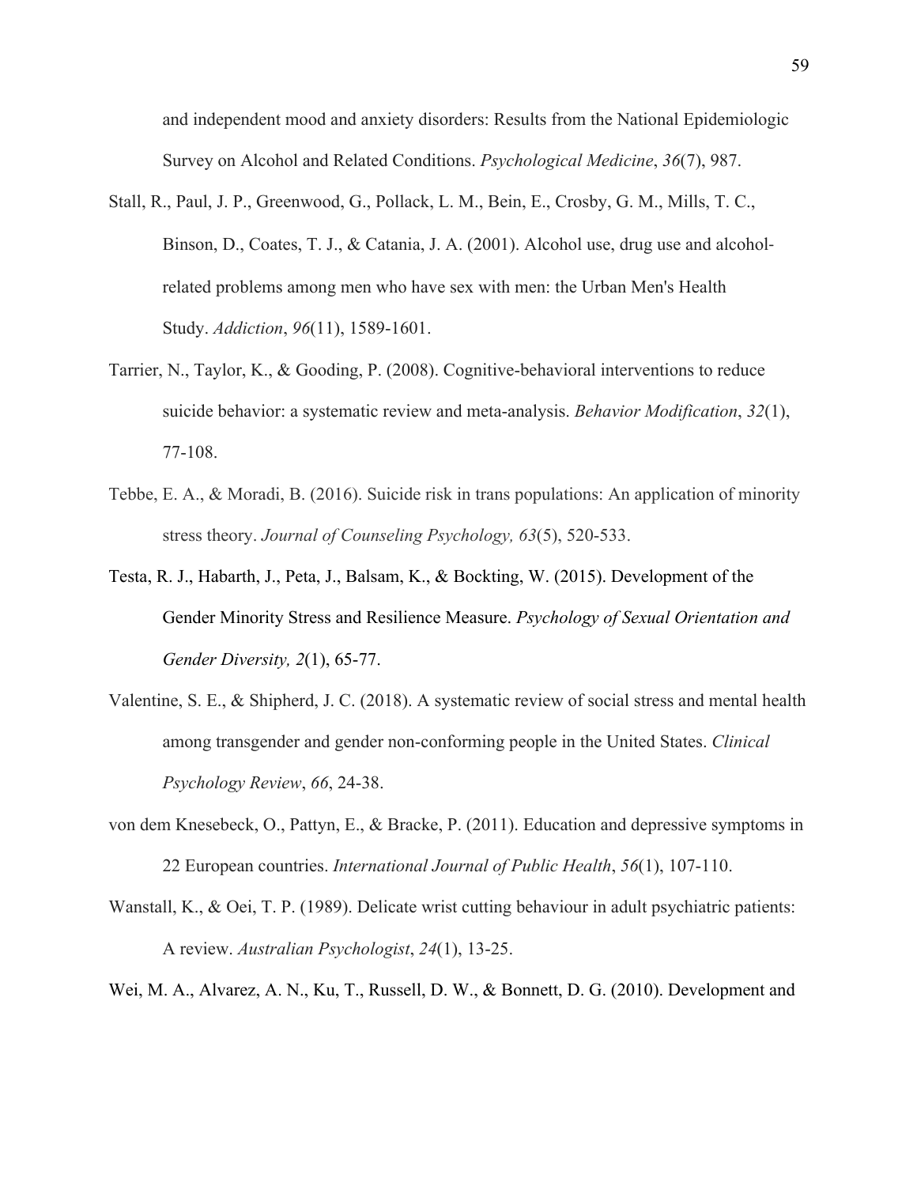and independent mood and anxiety disorders: Results from the National Epidemiologic Survey on Alcohol and Related Conditions. *Psychological Medicine*, *36*(7), 987.

Stall, R., Paul, J. P., Greenwood, G., Pollack, L. M., Bein, E., Crosby, G. M., Mills, T. C., Binson, D., Coates, T. J., & Catania, J. A. (2001). Alcohol use, drug use and alcohol-related problems among men who have sex with men: the Urban Men's Health Study. *Addiction*, *96*(11), 1589-1601.

Tarrier, N., Taylor, K., & Gooding, P. (2008). Cognitive-behavioral interventions to reduce suicide behavior: a systematic review and meta-analysis. *Behavior Modification*, *32*(1), 77-108.

Tebbe, E. A., & Moradi, B. (2016). Suicide risk in trans populations: An application of minority stress theory. *Journal of Counseling Psychology, 63*(5), 520-533.

Testa, R. J., Habarth, J., Peta, J., Balsam, K., & Bockting, W. (2015). Development of the Gender Minority Stress and Resilience Measure. *Psychology of Sexual Orientation and Gender Diversity, 2*(1), 65-77.

Valentine, S. E., & Shipherd, J. C. (2018). A systematic review of social stress and mental health among transgender and gender non-conforming people in the United States. *Clinical Psychology Review*, *66*, 24-38.

von dem Knesebeck, O., Pattyn, E., & Bracke, P. (2011). Education and depressive symptoms in 22 European countries. *International Journal of Public Health*, *56*(1), 107-110.

Wanstall, K., & Oei, T. P. (1989). Delicate wrist cutting behaviour in adult psychiatric patients: A review. *Australian Psychologist*, *24*(1), 13-25.

Wei, M. A., Alvarez, A. N., Ku, T., Russell, D. W., & Bonnett, D. G. (2010). Development and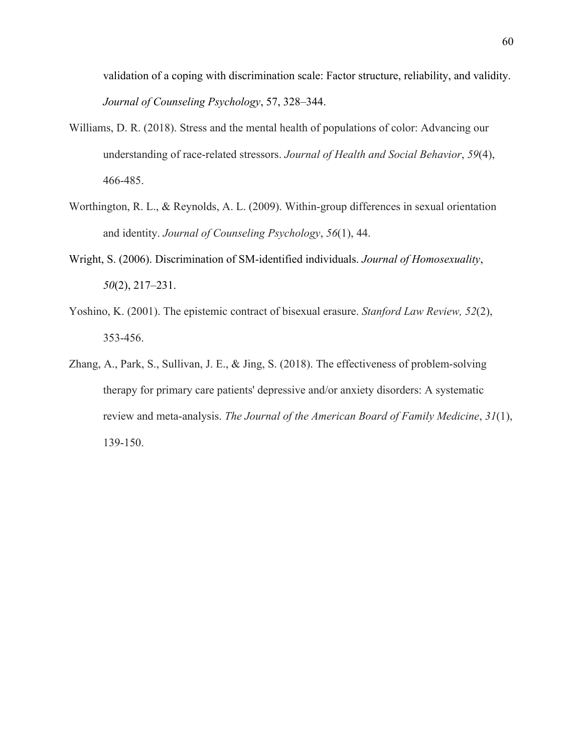validation of a coping with discrimination scale: Factor structure, reliability, and validity. *Journal of Counseling Psychology*, 57, 328–344.

Williams, D. R. (2018). Stress and the mental health of populations of color: Advancing our understanding of race-related stressors. *Journal of Health and Social Behavior*, *59*(4), 466-485.

Worthington, R. L., & Reynolds, A. L. (2009). Within-group differences in sexual orientation and identity. *Journal of Counseling Psychology*, *56*(1), 44.

Wright, S. (2006). Discrimination of SM-identified individuals. *Journal of Homosexuality*, *50*(2), 217–231.

Yoshino, K. (2001). The epistemic contract of bisexual erasure. *Stanford Law Review, 52*(2), 353-456.

Zhang, A., Park, S., Sullivan, J. E., & Jing, S. (2018). The effectiveness of problem-solving therapy for primary care patients' depressive and/or anxiety disorders: A systematic review and meta-analysis. *The Journal of the American Board of Family Medicine*, *31*(1), 139-150.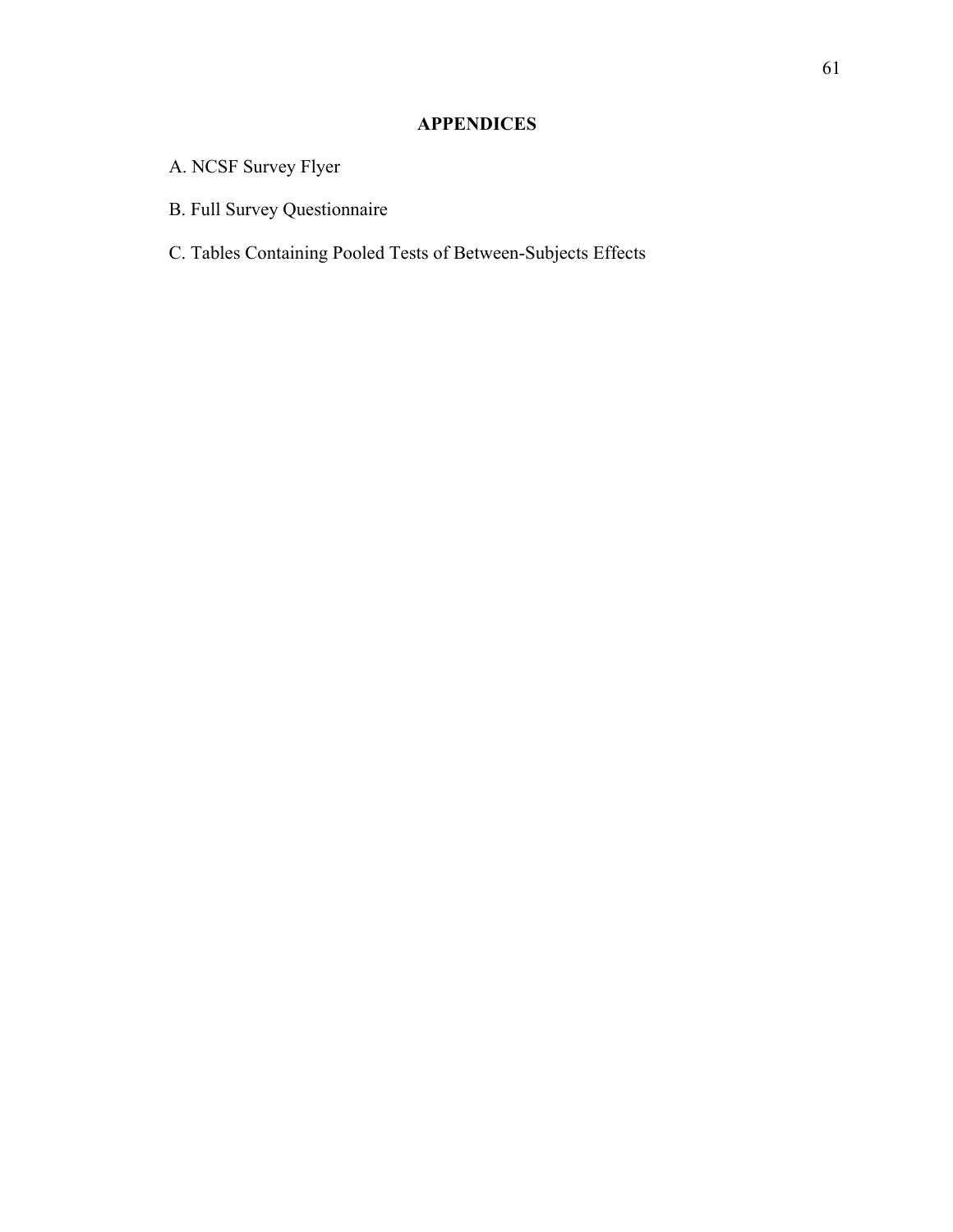# APPENDICES

A. NCSF Survey Flyer

B. Full Survey Questionnaire

C. Tables Containing Pooled Tests of Between-Subjects Effects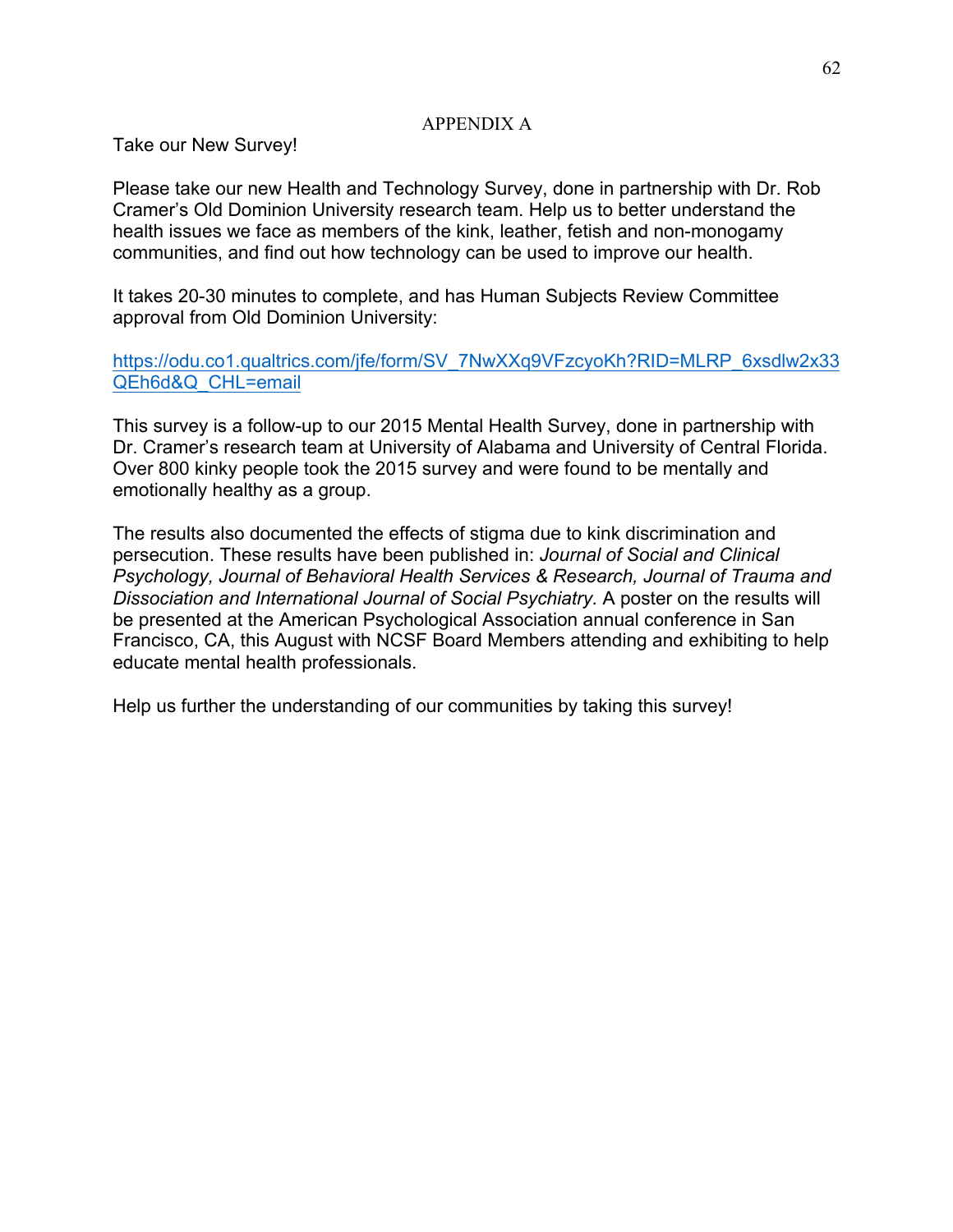# APPENDIX A

Take our New Survey!

Please take our new Health and Technology Survey, done in partnership with Dr. Rob Cramer's Old Dominion University research team. Help us to better understand the health issues we face as members of the kink, leather, fetish and non-monogamy communities, and find out how technology can be used to improve our health.

It takes 20-30 minutes to complete, and has Human Subjects Review Committee approval from Old Dominion University:

https://odu.co1.qualtrics.com/jfe/form/SV_7NwXXq9VFzcyoKh?RID=MLRP_6xsdlw2x33QEh6d&Q_CHL=email

This survey is a follow-up to our 2015 Mental Health Survey, done in partnership with Dr. Cramer's research team at University of Alabama and University of Central Florida. Over 800 kinky people took the 2015 survey and were found to be mentally and emotionally healthy as a group.

The results also documented the effects of stigma due to kink discrimination and persecution. These results have been published in: *Journal of Social and Clinical Psychology, Journal of Behavioral Health Services & Research, Journal of Trauma and Dissociation and International Journal of Social Psychiatry.* A poster on the results will be presented at the American Psychological Association annual conference in San Francisco, CA, this August with NCSF Board Members attending and exhibiting to help educate mental health professionals.

Help us further the understanding of our communities by taking this survey!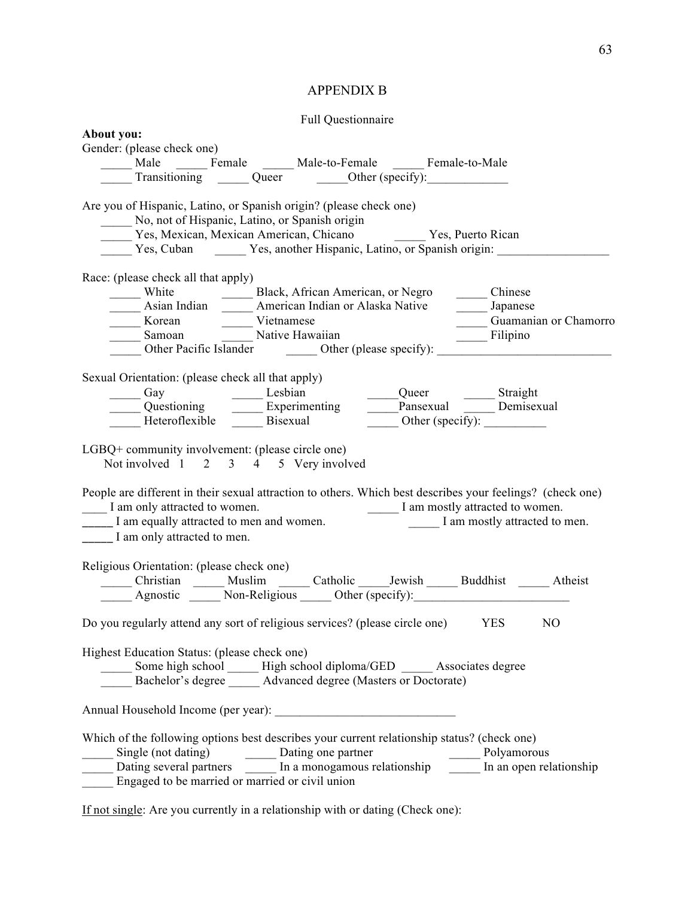# APPENDIX B

Full Questionnaire

**About you:**

Gender: (please check one)

_____ Male _____ Female _____ Male-to-Female _____ Female-to-Male
_____ Transitioning _____ Queer _____Other (specify):_____________

Are you of Hispanic, Latino, or Spanish origin? (please check one)

_____ No, not of Hispanic, Latino, or Spanish origin
_____ Yes, Mexican, Mexican American, Chicano _____ Yes, Puerto Rican
_____ Yes, Cuban _____ Yes, another Hispanic, Latino, or Spanish origin: __________________

Race: (please check all that apply)

_____ White _____ Black, African American, or Negro _____ Chinese
_____ Asian Indian _____ American Indian or Alaska Native _____ Japanese
_____ Korean _____ Vietnamese _____ Guamanian or Chamorro
_____ Samoan _____ Native Hawaiian _____ Filipino
_____ Other Pacific Islander _____ Other (please specify): ____________________________

Sexual Orientation: (please check all that apply)

_____ Gay _____ Lesbian _____Queer _____ Straight
_____ Questioning _____ Experimenting _____Pansexual _____ Demisexual
_____ Heteroflexible _____ Bisexual _____ Other (specify): __________

LGBQ+ community involvement: (please circle one)

Not involved 1 2 3 4 5 Very involved

People are different in their sexual attraction to others. Which best describes your feelings? (check one)

____ I am only attracted to women. _____ I am mostly attracted to women.
_____ I am equally attracted to men and women. _____ I am mostly attracted to men.
_____ I am only attracted to men.

Religious Orientation: (please check one)

_____ Christian _____ Muslim _____ Catholic _____Jewish _____ Buddhist _____ Atheist
_____ Agnostic _____ Non-Religious _____ Other (specify):_________________________

Do you regularly attend any sort of religious services? (please circle one) YES NO

Highest Education Status: (please check one)

_____ Some high school _____ High school diploma/GED _____ Associates degree
_____ Bachelor's degree _____ Advanced degree (Masters or Doctorate)

Annual Household Income (per year): _____________________________

Which of the following options best describes your current relationship status? (check one)

_____ Single (not dating) _____ Dating one partner _____ Polyamorous
_____ Dating several partners _____ In a monogamous relationship _____ In an open relationship
_____ Engaged to be married or married or civil union

<u>If not single</u>: Are you currently in a relationship with or dating (Check one):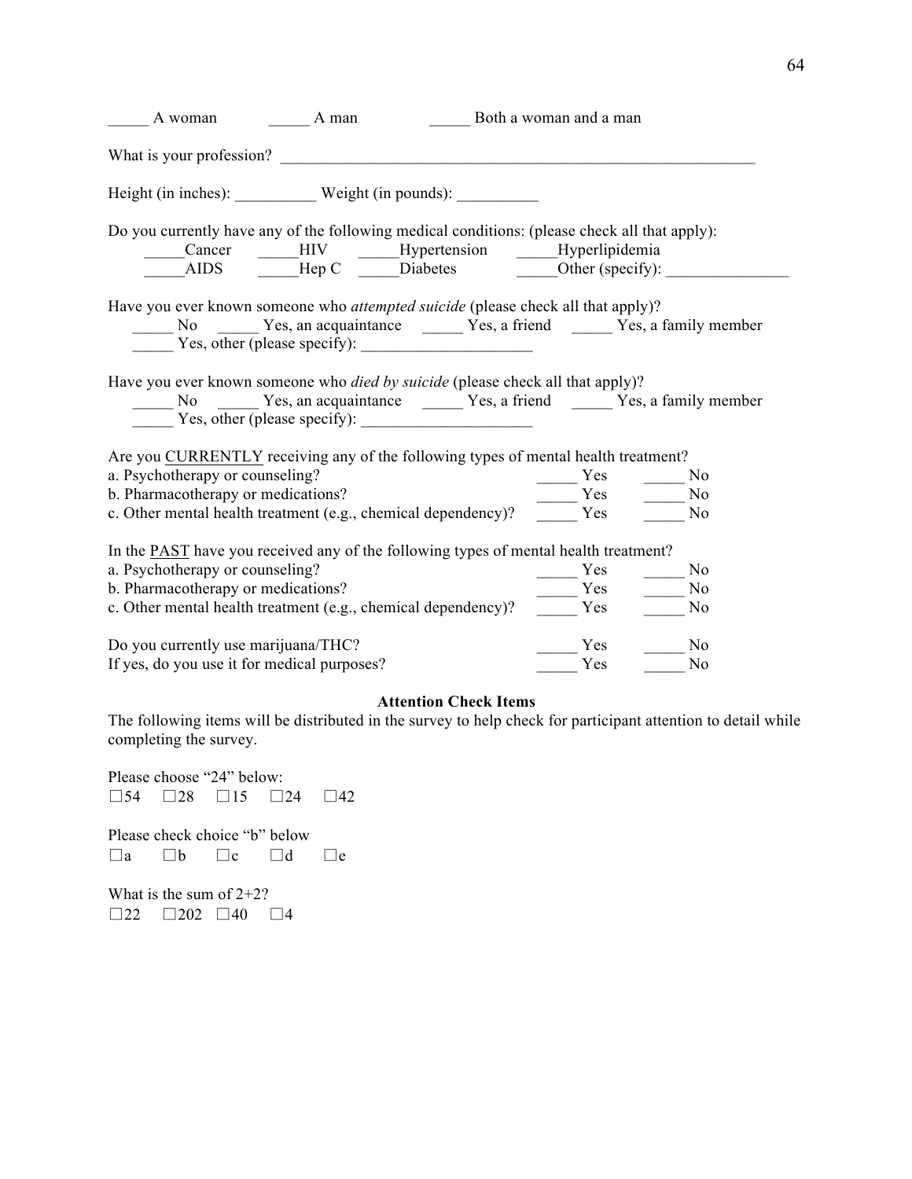_____ A woman _____ A man _____ Both a woman and a man

What is your profession? ____________________________________________________________

Height (in inches): __________ Weight (in pounds): __________

Do you currently have any of the following medical conditions: (please check all that apply):

_____Cancer _____HIV _____Hypertension _____Hyperlipidemia
_____AIDS _____Hep C _____Diabetes _____Other (specify): _______________

Have you ever known someone who *attempted suicide* (please check all that apply)?

_____ No _____ Yes, an acquaintance _____ Yes, a friend _____ Yes, a family member
_____ Yes, other (please specify): _____________________

Have you ever known someone who *died by suicide* (please check all that apply)?

_____ No _____ Yes, an acquaintance _____ Yes, a friend _____ Yes, a family member
_____ Yes, other (please specify): _____________________

Are you <u>CURRENTLY</u> receiving any of the following types of mental health treatment?

a. Psychotherapy or counseling? _____ Yes _____ No
b. Pharmacotherapy or medications? _____ Yes _____ No
c. Other mental health treatment (e.g., chemical dependency)? _____ Yes _____ No

In the <u>PAST</u> have you received any of the following types of mental health treatment?

a. Psychotherapy or counseling? _____ Yes _____ No
b. Pharmacotherapy or medications? _____ Yes _____ No
c. Other mental health treatment (e.g., chemical dependency)? _____ Yes _____ No

Do you currently use marijuana/THC? _____ Yes _____ No
If yes, do you use it for medical purposes? _____ Yes _____ No

**Attention Check Items**

The following items will be distributed in the survey to help check for participant attention to detail while completing the survey.

Please choose "24" below:
☐54 ☐28 ☐15 ☐24 ☐42

Please check choice "b" below
☐a ☐b ☐c ☐d ☐e

What is the sum of 2+2?
☐22 ☐202 ☐40 ☐4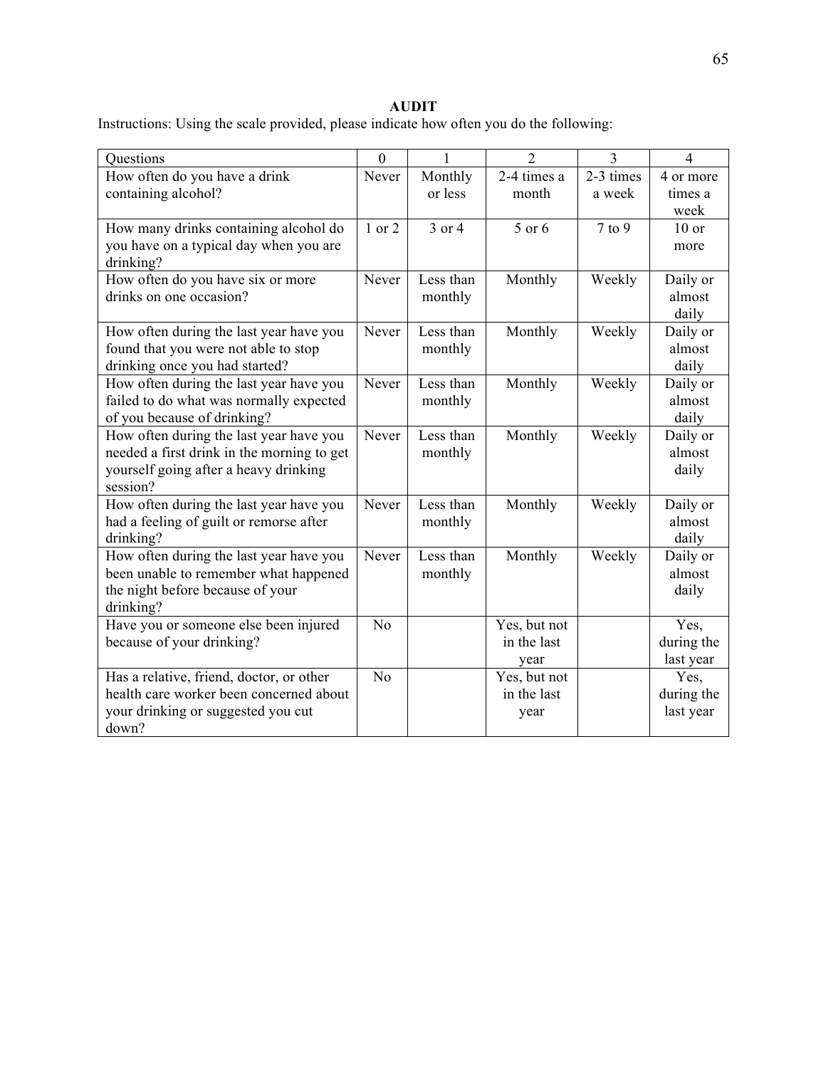**AUDIT**

Instructions: Using the scale provided, please indicate how often you do the following:

| Questions | 0 | 1 | 2 | 3 | 4 |
|---|---|---|---|---|---|
| How often do you have a drink containing alcohol? | Never | Monthly or less | 2-4 times a month | 2-3 times a week | 4 or more times a week |
| How many drinks containing alcohol do you have on a typical day when you are drinking? | 1 or 2 | 3 or 4 | 5 or 6 | 7 to 9 | 10 or more |
| How often do you have six or more drinks on one occasion? | Never | Less than monthly | Monthly | Weekly | Daily or almost daily |
| How often during the last year have you found that you were not able to stop drinking once you had started? | Never | Less than monthly | Monthly | Weekly | Daily or almost daily |
| How often during the last year have you failed to do what was normally expected of you because of drinking? | Never | Less than monthly | Monthly | Weekly | Daily or almost daily |
| How often during the last year have you needed a first drink in the morning to get yourself going after a heavy drinking session? | Never | Less than monthly | Monthly | Weekly | Daily or almost daily |
| How often during the last year have you had a feeling of guilt or remorse after drinking? | Never | Less than monthly | Monthly | Weekly | Daily or almost daily |
| How often during the last year have you been unable to remember what happened the night before because of your drinking? | Never | Less than monthly | Monthly | Weekly | Daily or almost daily |
| Have you or someone else been injured because of your drinking? | No | | Yes, but not in the last year | | Yes, during the last year |
| Has a relative, friend, doctor, or other health care worker been concerned about your drinking or suggested you cut down? | No | | Yes, but not in the last year | | Yes, during the last year |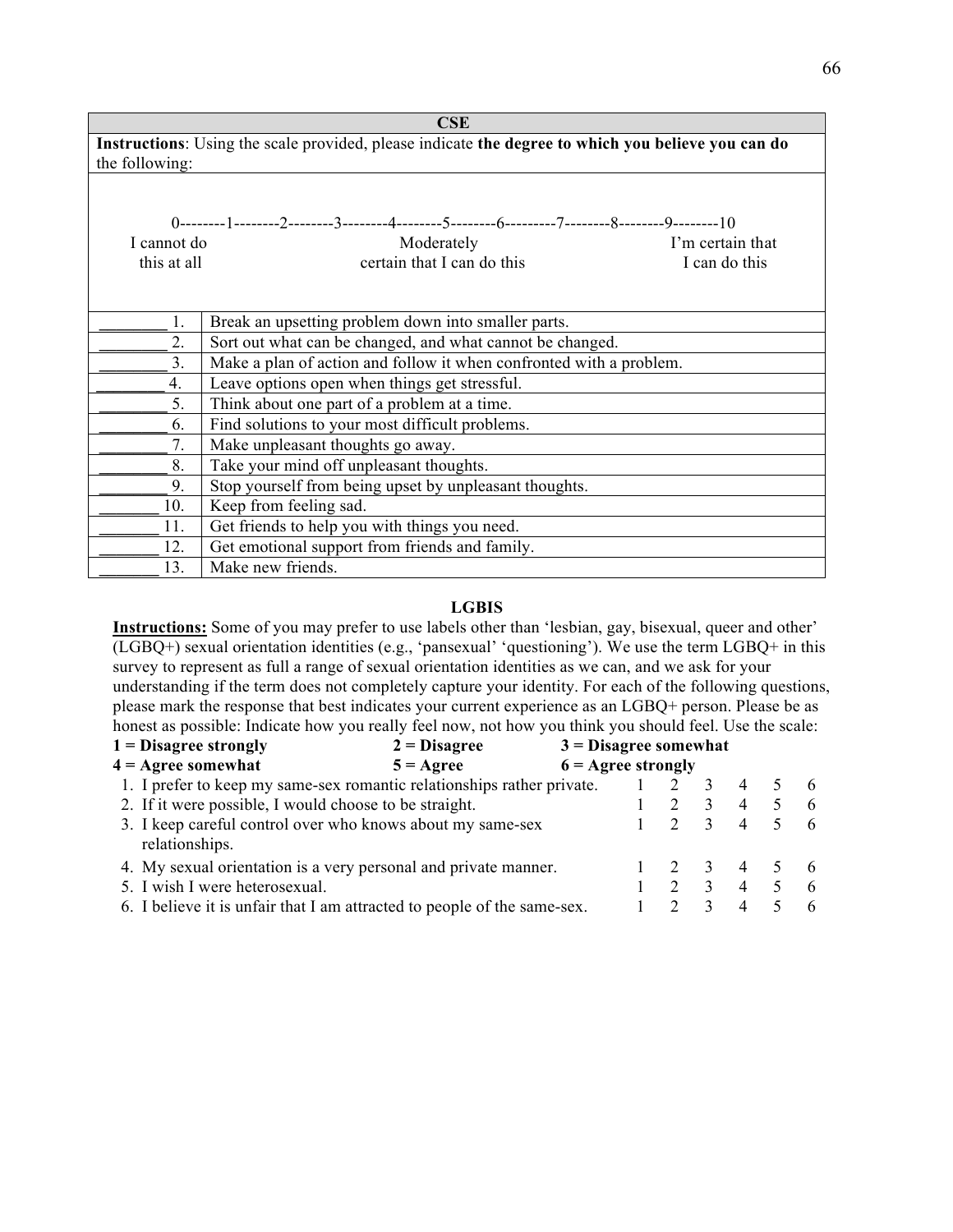| CSE | |
|---|---|
| **Instructions**: Using the scale provided, please indicate **the degree to which you believe you can do** the following: | |
| 0--------1--------2--------3--------4--------5--------6---------7--------8--------9--------10<br>I cannot do this at all — Moderately certain that I can do this — I'm certain that I can do this | |
| ________ 1. | Break an upsetting problem down into smaller parts. |
| ________ 2. | Sort out what can be changed, and what cannot be changed. |
| ________ 3. | Make a plan of action and follow it when confronted with a problem. |
| ________ 4. | Leave options open when things get stressful. |
| ________ 5. | Think about one part of a problem at a time. |
| ________ 6. | Find solutions to your most difficult problems. |
| ________ 7. | Make unpleasant thoughts go away. |
| ________ 8. | Take your mind off unpleasant thoughts. |
| ________ 9. | Stop yourself from being upset by unpleasant thoughts. |
| _______ 10. | Keep from feeling sad. |
| _______ 11. | Get friends to help you with things you need. |
| _______ 12. | Get emotional support from friends and family. |
| _______ 13. | Make new friends. |

**LGBIS**

**Instructions:** Some of you may prefer to use labels other than 'lesbian, gay, bisexual, queer and other' (LGBQ+) sexual orientation identities (e.g., 'pansexual' 'questioning'). We use the term LGBQ+ in this survey to represent as full a range of sexual orientation identities as we can, and we ask for your understanding if the term does not completely capture your identity. For each of the following questions, please mark the response that best indicates your current experience as an LGBQ+ person. Please be as honest as possible: Indicate how you really feel now, not how you think you should feel. Use the scale:

**1 = Disagree strongly** **2 = Disagree** **3 = Disagree somewhat**
**4 = Agree somewhat** **5 = Agree** **6 = Agree strongly**

| Item | | | | | | |
|---|---|---|---|---|---|---|
| 1. I prefer to keep my same-sex romantic relationships rather private. | 1 | 2 | 3 | 4 | 5 | 6 |
| 2. If it were possible, I would choose to be straight. | 1 | 2 | 3 | 4 | 5 | 6 |
| 3. I keep careful control over who knows about my same-sex relationships. | 1 | 2 | 3 | 4 | 5 | 6 |
| 4. My sexual orientation is a very personal and private manner. | 1 | 2 | 3 | 4 | 5 | 6 |
| 5. I wish I were heterosexual. | 1 | 2 | 3 | 4 | 5 | 6 |
| 6. I believe it is unfair that I am attracted to people of the same-sex. | 1 | 2 | 3 | 4 | 5 | 6 |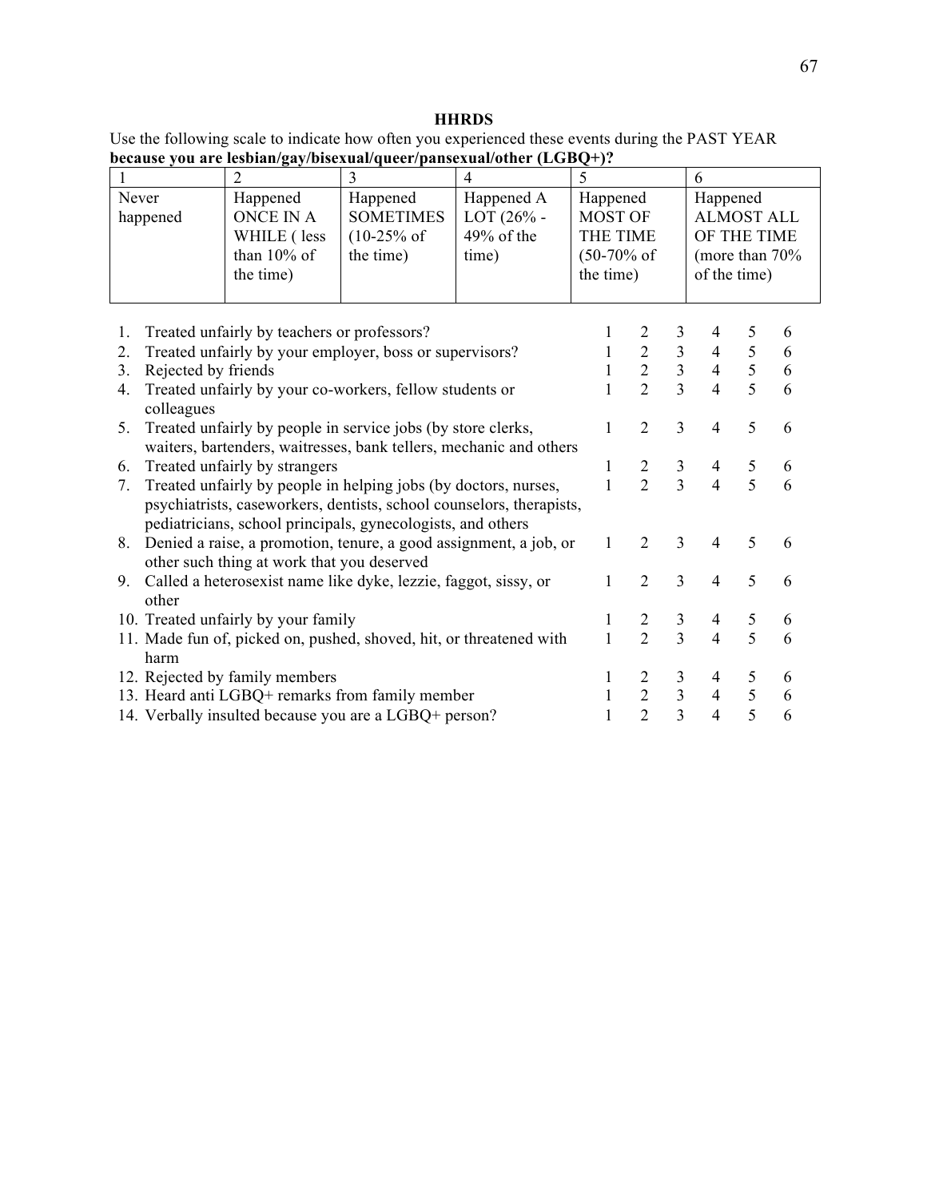**HHRDS**

Use the following scale to indicate how often you experienced these events during the PAST YEAR **because you are lesbian/gay/bisexual/queer/pansexual/other (LGBQ+)?**

| 1 | 2 | 3 | 4 | 5 | 6 |
|---|---|---|---|---|---|
| Never happened | Happened ONCE IN A WHILE ( less than 10% of the time) | Happened SOMETIMES (10-25% of the time) | Happened A LOT (26% - 49% of the time) | Happened MOST OF THE TIME (50-70% of the time) | Happened ALMOST ALL OF THE TIME (more than 70% of the time) |

| Item | | | | | | |
|---|---|---|---|---|---|---|
| 1. Treated unfairly by teachers or professors? | 1 | 2 | 3 | 4 | 5 | 6 |
| 2. Treated unfairly by your employer, boss or supervisors? | 1 | 2 | 3 | 4 | 5 | 6 |
| 3. Rejected by friends | 1 | 2 | 3 | 4 | 5 | 6 |
| 4. Treated unfairly by your co-workers, fellow students or colleagues | 1 | 2 | 3 | 4 | 5 | 6 |
| 5. Treated unfairly by people in service jobs (by store clerks, waiters, bartenders, waitresses, bank tellers, mechanic and others | 1 | 2 | 3 | 4 | 5 | 6 |
| 6. Treated unfairly by strangers | 1 | 2 | 3 | 4 | 5 | 6 |
| 7. Treated unfairly by people in helping jobs (by doctors, nurses, psychiatrists, caseworkers, dentists, school counselors, therapists, pediatricians, school principals, gynecologists, and others | 1 | 2 | 3 | 4 | 5 | 6 |
| 8. Denied a raise, a promotion, tenure, a good assignment, a job, or other such thing at work that you deserved | 1 | 2 | 3 | 4 | 5 | 6 |
| 9. Called a heterosexist name like dyke, lezzie, faggot, sissy, or other | 1 | 2 | 3 | 4 | 5 | 6 |
| 10. Treated unfairly by your family | 1 | 2 | 3 | 4 | 5 | 6 |
| 11. Made fun of, picked on, pushed, shoved, hit, or threatened with harm | 1 | 2 | 3 | 4 | 5 | 6 |
| 12. Rejected by family members | 1 | 2 | 3 | 4 | 5 | 6 |
| 13. Heard anti LGBQ+ remarks from family member | 1 | 2 | 3 | 4 | 5 | 6 |
| 14. Verbally insulted because you are a LGBQ+ person? | 1 | 2 | 3 | 4 | 5 | 6 |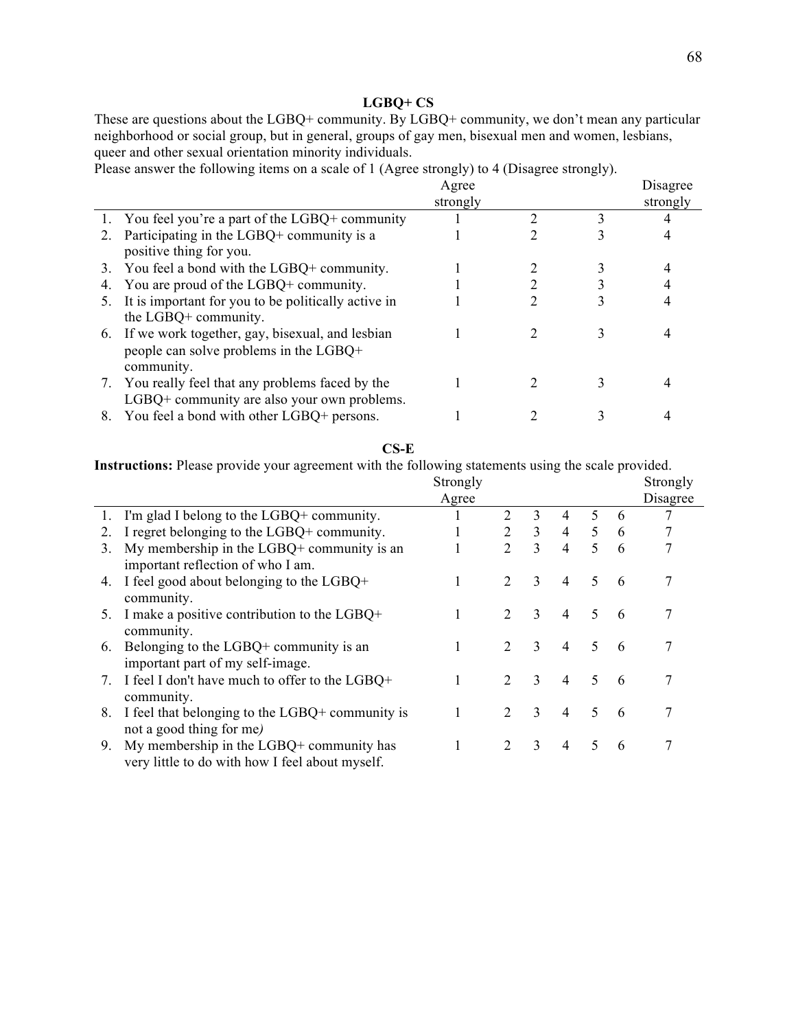**LGBQ+ CS**

These are questions about the LGBQ+ community. By LGBQ+ community, we don't mean any particular neighborhood or social group, but in general, groups of gay men, bisexual men and women, lesbians, queer and other sexual orientation minority individuals.

Please answer the following items on a scale of 1 (Agree strongly) to 4 (Disagree strongly).

| | Agree strongly | | | Disagree strongly |
|---|---|---|---|---|
| 1. You feel you're a part of the LGBQ+ community | 1 | 2 | 3 | 4 |
| 2. Participating in the LGBQ+ community is a positive thing for you. | 1 | 2 | 3 | 4 |
| 3. You feel a bond with the LGBQ+ community. | 1 | 2 | 3 | 4 |
| 4. You are proud of the LGBQ+ community. | 1 | 2 | 3 | 4 |
| 5. It is important for you to be politically active in the LGBQ+ community. | 1 | 2 | 3 | 4 |
| 6. If we work together, gay, bisexual, and lesbian people can solve problems in the LGBQ+ community. | 1 | 2 | 3 | 4 |
| 7. You really feel that any problems faced by the LGBQ+ community are also your own problems. | 1 | 2 | 3 | 4 |
| 8. You feel a bond with other LGBQ+ persons. | 1 | 2 | 3 | 4 |

**CS-E**

**Instructions:** Please provide your agreement with the following statements using the scale provided.

| | Strongly Agree | | | | | | Strongly Disagree |
|---|---|---|---|---|---|---|---|
| 1. I'm glad I belong to the LGBQ+ community. | 1 | 2 | 3 | 4 | 5 | 6 | 7 |
| 2. I regret belonging to the LGBQ+ community. | 1 | 2 | 3 | 4 | 5 | 6 | 7 |
| 3. My membership in the LGBQ+ community is an important reflection of who I am. | 1 | 2 | 3 | 4 | 5 | 6 | 7 |
| 4. I feel good about belonging to the LGBQ+ community. | 1 | 2 | 3 | 4 | 5 | 6 | 7 |
| 5. I make a positive contribution to the LGBQ+ community. | 1 | 2 | 3 | 4 | 5 | 6 | 7 |
| 6. Belonging to the LGBQ+ community is an important part of my self-image. | 1 | 2 | 3 | 4 | 5 | 6 | 7 |
| 7. I feel I don't have much to offer to the LGBQ+ community. | 1 | 2 | 3 | 4 | 5 | 6 | 7 |
| 8. I feel that belonging to the LGBQ+ community is not a good thing for me*)* | 1 | 2 | 3 | 4 | 5 | 6 | 7 |
| 9. My membership in the LGBQ+ community has very little to do with how I feel about myself. | 1 | 2 | 3 | 4 | 5 | 6 | 7 |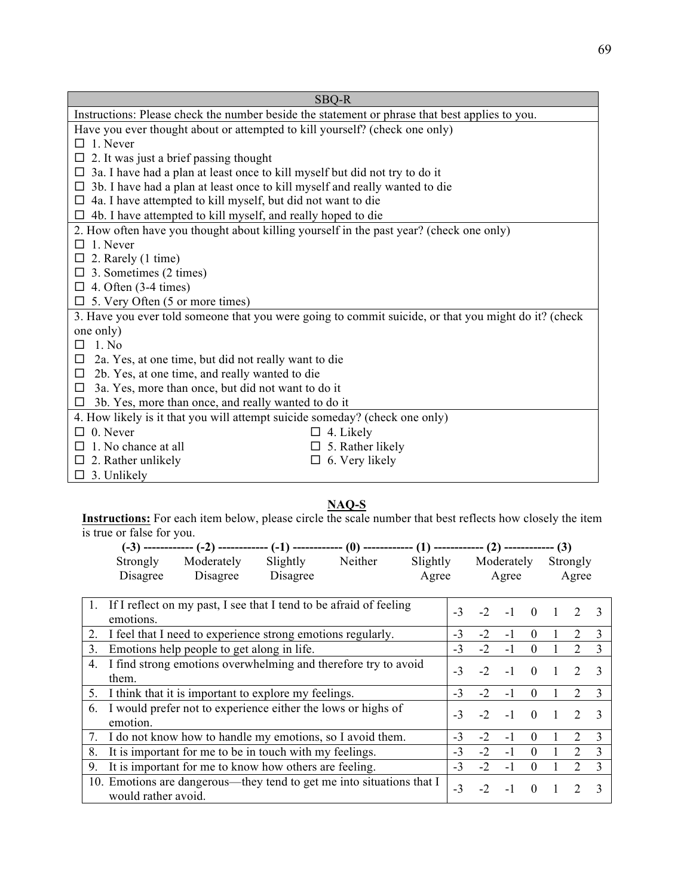| SBQ-R |
|---|
| Instructions: Please check the number beside the statement or phrase that best applies to you. |
| Have you ever thought about or attempted to kill yourself? (check one only)<br>☐ 1. Never<br>☐ 2. It was just a brief passing thought<br>☐ 3a. I have had a plan at least once to kill myself but did not try to do it<br>☐ 3b. I have had a plan at least once to kill myself and really wanted to die<br>☐ 4a. I have attempted to kill myself, but did not want to die<br>☐ 4b. I have attempted to kill myself, and really hoped to die |
| 2. How often have you thought about killing yourself in the past year? (check one only)<br>☐ 1. Never<br>☐ 2. Rarely (1 time)<br>☐ 3. Sometimes (2 times)<br>☐ 4. Often (3-4 times)<br>☐ 5. Very Often (5 or more times) |
| 3. Have you ever told someone that you were going to commit suicide, or that you might do it? (check one only)<br>☐ 1. No<br>☐ 2a. Yes, at one time, but did not really want to die<br>☐ 2b. Yes, at one time, and really wanted to die<br>☐ 3a. Yes, more than once, but did not want to do it<br>☐ 3b. Yes, more than once, and really wanted to do it |
| 4. How likely is it that you will attempt suicide someday? (check one only)<br>☐ 0. Never<br>☐ 1. No chance at all<br>☐ 2. Rather unlikely<br>☐ 3. Unlikely<br>☐ 4. Likely<br>☐ 5. Rather likely<br>☐ 6. Very likely |

## NAQ-S

**Instructions:** For each item below, please circle the scale number that best reflects how closely the item is true or false for you.

**(-3) ------------ (-2) ------------ (-1) ------------ (0) ------------ (1) ------------ (2) ------------ (3)**

| (-3) | (-2) | (-1) | (0) | (1) | (2) | (3) |
|---|---|---|---|---|---|---|
| Strongly Disagree | Moderately Disagree | Slightly Disagree | Neither | Slightly Agree | Moderately Agree | Strongly Agree |

| Item | | | | | | | |
|---|---|---|---|---|---|---|---|
| 1. If I reflect on my past, I see that I tend to be afraid of feeling emotions. | -3 | -2 | -1 | 0 | 1 | 2 | 3 |
| 2. I feel that I need to experience strong emotions regularly. | -3 | -2 | -1 | 0 | 1 | 2 | 3 |
| 3. Emotions help people to get along in life. | -3 | -2 | -1 | 0 | 1 | 2 | 3 |
| 4. I find strong emotions overwhelming and therefore try to avoid them. | -3 | -2 | -1 | 0 | 1 | 2 | 3 |
| 5. I think that it is important to explore my feelings. | -3 | -2 | -1 | 0 | 1 | 2 | 3 |
| 6. I would prefer not to experience either the lows or highs of emotion. | -3 | -2 | -1 | 0 | 1 | 2 | 3 |
| 7. I do not know how to handle my emotions, so I avoid them. | -3 | -2 | -1 | 0 | 1 | 2 | 3 |
| 8. It is important for me to be in touch with my feelings. | -3 | -2 | -1 | 0 | 1 | 2 | 3 |
| 9. It is important for me to know how others are feeling. | -3 | -2 | -1 | 0 | 1 | 2 | 3 |
| 10. Emotions are dangerous—they tend to get me into situations that I would rather avoid. | -3 | -2 | -1 | 0 | 1 | 2 | 3 |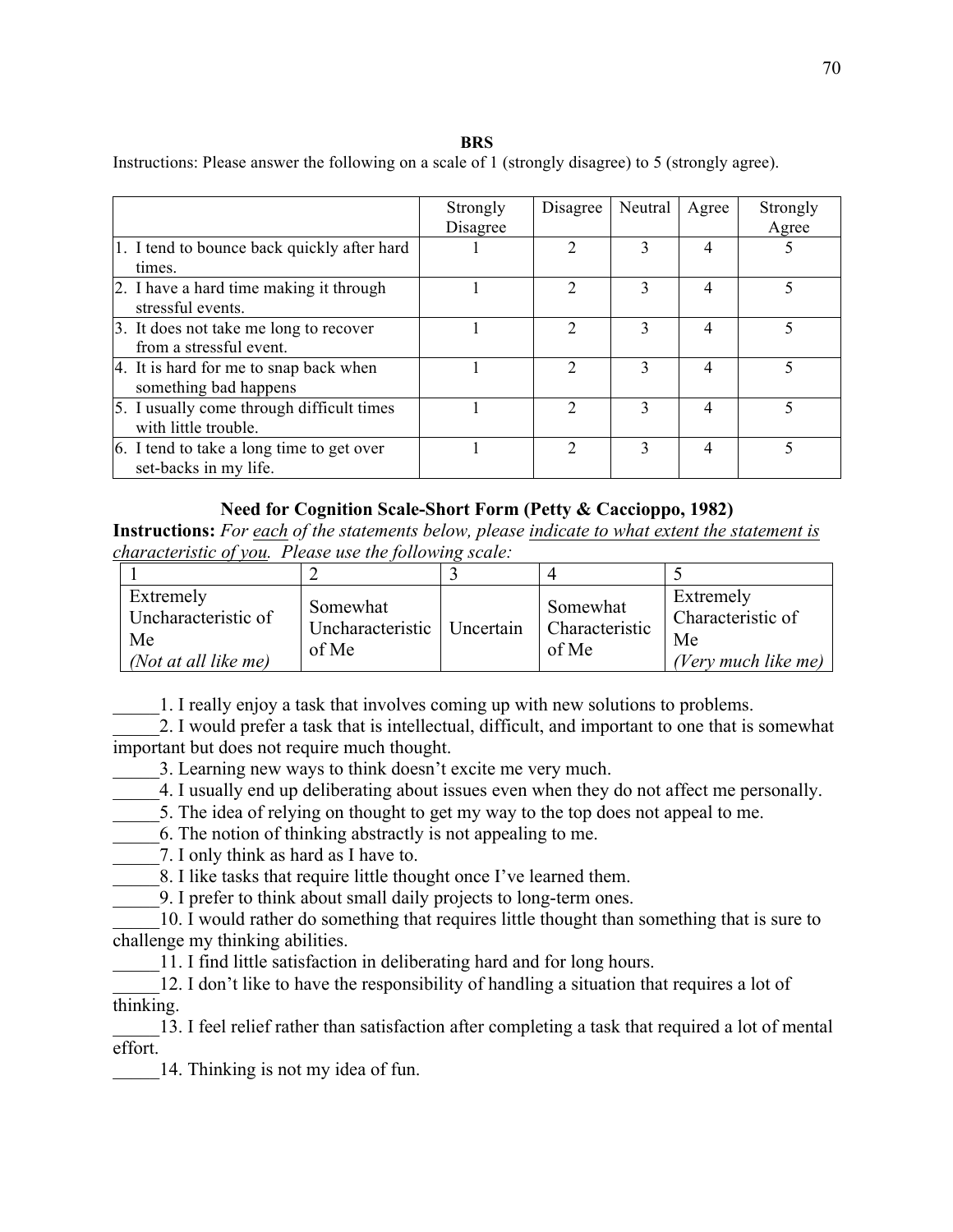**BRS**

Instructions: Please answer the following on a scale of 1 (strongly disagree) to 5 (strongly agree).

| | Strongly Disagree | Disagree | Neutral | Agree | Strongly Agree |
|---|---|---|---|---|---|
| 1. I tend to bounce back quickly after hard times. | 1 | 2 | 3 | 4 | 5 |
| 2. I have a hard time making it through stressful events. | 1 | 2 | 3 | 4 | 5 |
| 3. It does not take me long to recover from a stressful event. | 1 | 2 | 3 | 4 | 5 |
| 4. It is hard for me to snap back when something bad happens | 1 | 2 | 3 | 4 | 5 |
| 5. I usually come through difficult times with little trouble. | 1 | 2 | 3 | 4 | 5 |
| 6. I tend to take a long time to get over set-backs in my life. | 1 | 2 | 3 | 4 | 5 |

**Need for Cognition Scale-Short Form (Petty & Caccioppo, 1982)**

**Instructions:** *For each of the statements below, please indicate to what extent the statement is characteristic of you. Please use the following scale:*

| 1 | 2 | 3 | 4 | 5 |
|---|---|---|---|---|
| Extremely Uncharacteristic of Me *(Not at all like me)* | Somewhat Uncharacteristic of Me | Uncertain | Somewhat Characteristic of Me | Extremely Characteristic of Me *(Very much like me)* |

_____1. I really enjoy a task that involves coming up with new solutions to problems.

_____2. I would prefer a task that is intellectual, difficult, and important to one that is somewhat important but does not require much thought.

_____3. Learning new ways to think doesn't excite me very much.

_____4. I usually end up deliberating about issues even when they do not affect me personally.

_____5. The idea of relying on thought to get my way to the top does not appeal to me.

_____6. The notion of thinking abstractly is not appealing to me.

_____7. I only think as hard as I have to.

_____8. I like tasks that require little thought once I've learned them.

_____9. I prefer to think about small daily projects to long-term ones.

_____10. I would rather do something that requires little thought than something that is sure to challenge my thinking abilities.

_____11. I find little satisfaction in deliberating hard and for long hours.

_____12. I don't like to have the responsibility of handling a situation that requires a lot of thinking.

_____13. I feel relief rather than satisfaction after completing a task that required a lot of mental effort.

_____14. Thinking is not my idea of fun.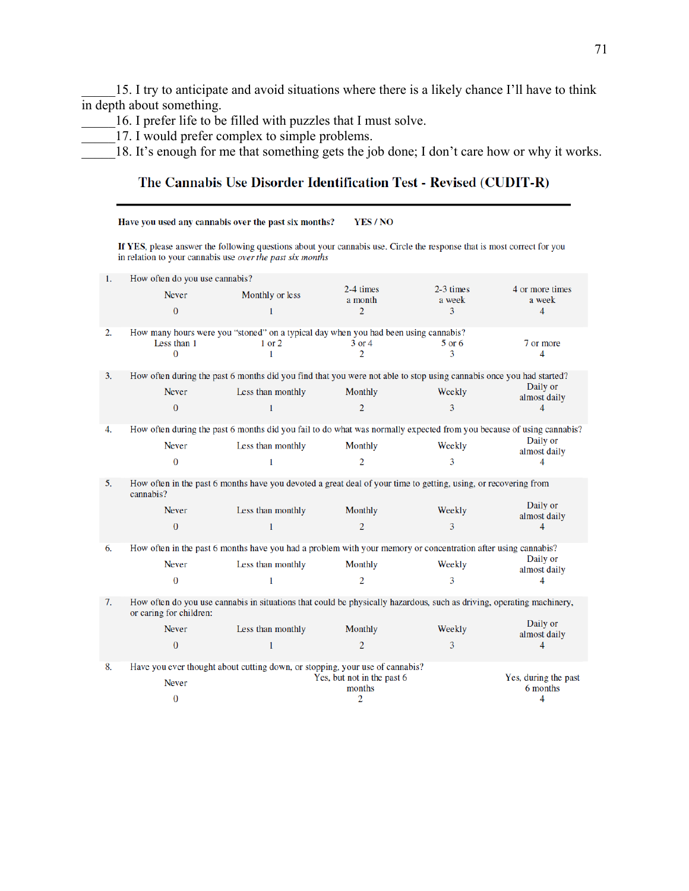_____15. I try to anticipate and avoid situations where there is a likely chance I'll have to think in depth about something.
_____16. I prefer life to be filled with puzzles that I must solve.
_____17. I would prefer complex to simple problems.
_____18. It's enough for me that something gets the job done; I don't care how or why it works.

## The Cannabis Use Disorder Identification Test - Revised (CUDIT-R)

**Have you used any cannabis over the past six months? YES / NO**

**If YES**, please answer the following questions about your cannabis use. Circle the response that is most correct for you in relation to your cannabis use *over the past six months*

1. How often do you use cannabis?

| Never | Monthly or less | 2-4 times a month | 2-3 times a week | 4 or more times a week |
|---|---|---|---|---|
| 0 | 1 | 2 | 3 | 4 |

2. How many hours were you "stoned" on a typical day when you had been using cannabis?

| Less than 1 | 1 or 2 | 3 or 4 | 5 or 6 | 7 or more |
|---|---|---|---|---|
| 0 | 1 | 2 | 3 | 4 |

3. How often during the past 6 months did you find that you were not able to stop using cannabis once you had started?

| Never | Less than monthly | Monthly | Weekly | Daily or almost daily |
|---|---|---|---|---|
| 0 | 1 | 2 | 3 | 4 |

4. How often during the past 6 months did you fail to do what was normally expected from you because of using cannabis?

| Never | Less than monthly | Monthly | Weekly | Daily or almost daily |
|---|---|---|---|---|
| 0 | 1 | 2 | 3 | 4 |

5. How often in the past 6 months have you devoted a great deal of your time to getting, using, or recovering from cannabis?

| Never | Less than monthly | Monthly | Weekly | Daily or almost daily |
|---|---|---|---|---|
| 0 | 1 | 2 | 3 | 4 |

6. How often in the past 6 months have you had a problem with your memory or concentration after using cannabis?

| Never | Less than monthly | Monthly | Weekly | Daily or almost daily |
|---|---|---|---|---|
| 0 | 1 | 2 | 3 | 4 |

7. How often do you use cannabis in situations that could be physically hazardous, such as driving, operating machinery, or caring for children:

| Never | Less than monthly | Monthly | Weekly | Daily or almost daily |
|---|---|---|---|---|
| 0 | 1 | 2 | 3 | 4 |

8. Have you ever thought about cutting down, or stopping, your use of cannabis?

| Never | Yes, but not in the past 6 months | Yes, during the past 6 months |
|---|---|---|
| 0 | 2 | 4 |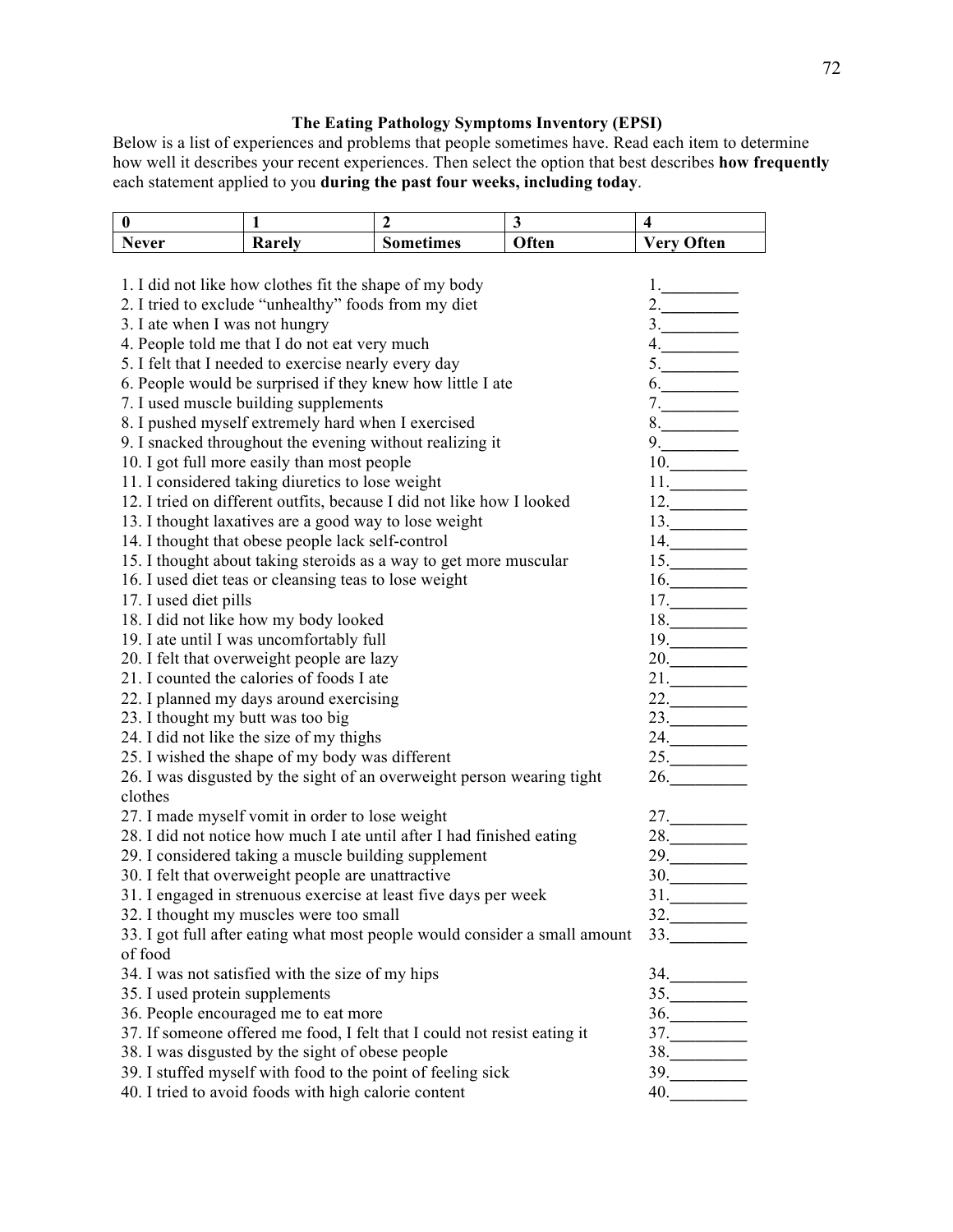### The Eating Pathology Symptoms Inventory (EPSI)

Below is a list of experiences and problems that people sometimes have. Read each item to determine how well it describes your recent experiences. Then select the option that best describes **how frequently** each statement applied to you **during the past four weeks, including today**.

| 0 | 1 | 2 | 3 | 4 |
|---|---|---|---|---|
| **Never** | **Rarely** | **Sometimes** | **Often** | **Very Often** |

| | |
|---|---|
| 1. I did not like how clothes fit the shape of my body | 1.________ |
| 2. I tried to exclude "unhealthy" foods from my diet | 2.________ |
| 3. I ate when I was not hungry | 3.________ |
| 4. People told me that I do not eat very much | 4.________ |
| 5. I felt that I needed to exercise nearly every day | 5.________ |
| 6. People would be surprised if they knew how little I ate | 6.________ |
| 7. I used muscle building supplements | 7.________ |
| 8. I pushed myself extremely hard when I exercised | 8.________ |
| 9. I snacked throughout the evening without realizing it | 9.________ |
| 10. I got full more easily than most people | 10.________ |
| 11. I considered taking diuretics to lose weight | 11.________ |
| 12. I tried on different outfits, because I did not like how I looked | 12.________ |
| 13. I thought laxatives are a good way to lose weight | 13.________ |
| 14. I thought that obese people lack self-control | 14.________ |
| 15. I thought about taking steroids as a way to get more muscular | 15.________ |
| 16. I used diet teas or cleansing teas to lose weight | 16.________ |
| 17. I used diet pills | 17.________ |
| 18. I did not like how my body looked | 18.________ |
| 19. I ate until I was uncomfortably full | 19.________ |
| 20. I felt that overweight people are lazy | 20.________ |
| 21. I counted the calories of foods I ate | 21.________ |
| 22. I planned my days around exercising | 22.________ |
| 23. I thought my butt was too big | 23.________ |
| 24. I did not like the size of my thighs | 24.________ |
| 25. I wished the shape of my body was different | 25.________ |
| 26. I was disgusted by the sight of an overweight person wearing tight clothes | 26.________ |
| 27. I made myself vomit in order to lose weight | 27.________ |
| 28. I did not notice how much I ate until after I had finished eating | 28.________ |
| 29. I considered taking a muscle building supplement | 29.________ |
| 30. I felt that overweight people are unattractive | 30.________ |
| 31. I engaged in strenuous exercise at least five days per week | 31.________ |
| 32. I thought my muscles were too small | 32.________ |
| 33. I got full after eating what most people would consider a small amount of food | 33.________ |
| 34. I was not satisfied with the size of my hips | 34.________ |
| 35. I used protein supplements | 35.________ |
| 36. People encouraged me to eat more | 36.________ |
| 37. If someone offered me food, I felt that I could not resist eating it | 37.________ |
| 38. I was disgusted by the sight of obese people | 38.________ |
| 39. I stuffed myself with food to the point of feeling sick | 39.________ |
| 40. I tried to avoid foods with high calorie content | 40.________ |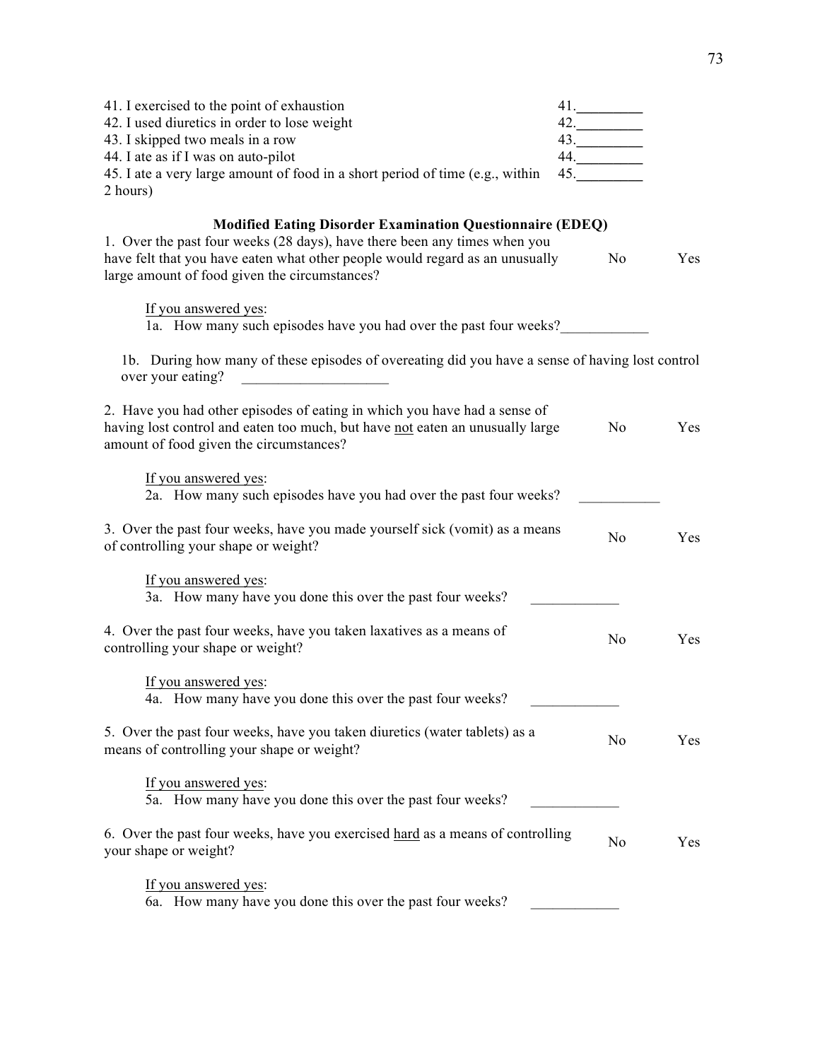41. I exercised to the point of exhaustion 41.\_\_\_\_\_\_\_\_\_
42. I used diuretics in order to lose weight 42.\_\_\_\_\_\_\_\_\_
43. I skipped two meals in a row 43.\_\_\_\_\_\_\_\_\_
44. I ate as if I was on auto-pilot 44.\_\_\_\_\_\_\_\_\_
45. I ate a very large amount of food in a short period of time (e.g., within 2 hours) 45.\_\_\_\_\_\_\_\_\_

**Modified Eating Disorder Examination Questionnaire (EDEQ)**

1. Over the past four weeks (28 days), have there been any times when you have felt that you have eaten what other people would regard as an unusually large amount of food given the circumstances? No Yes

If you answered yes:
1a. How many such episodes have you had over the past four weeks?\_\_\_\_\_\_\_\_\_\_\_\_

1b. During how many of these episodes of overeating did you have a sense of having lost control over your eating? \_\_\_\_\_\_\_\_\_\_\_\_\_\_\_\_\_\_\_\_

2. Have you had other episodes of eating in which you have had a sense of having lost control and eaten too much, but have not eaten an unusually large amount of food given the circumstances? No Yes

If you answered yes:
2a. How many such episodes have you had over the past four weeks? \_\_\_\_\_\_\_\_\_\_\_

3. Over the past four weeks, have you made yourself sick (vomit) as a means of controlling your shape or weight? No Yes

If you answered yes:
3a. How many have you done this over the past four weeks? \_\_\_\_\_\_\_\_\_\_\_\_

4. Over the past four weeks, have you taken laxatives as a means of controlling your shape or weight? No Yes

If you answered yes:
4a. How many have you done this over the past four weeks? \_\_\_\_\_\_\_\_\_\_\_\_

5. Over the past four weeks, have you taken diuretics (water tablets) as a means of controlling your shape or weight? No Yes

If you answered yes:
5a. How many have you done this over the past four weeks? \_\_\_\_\_\_\_\_\_\_\_\_

6. Over the past four weeks, have you exercised hard as a means of controlling your shape or weight? No Yes

If you answered yes:
6a. How many have you done this over the past four weeks? \_\_\_\_\_\_\_\_\_\_\_\_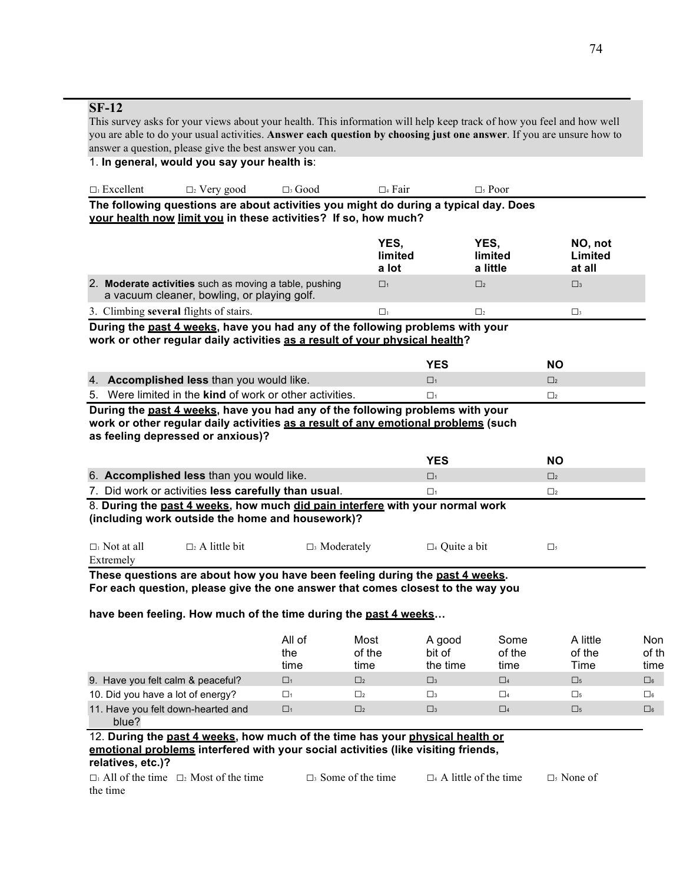## SF-12

This survey asks for your views about your health. This information will help keep track of how you feel and how well you are able to do your usual activities. **Answer each question by choosing just one answer**. If you are unsure how to answer a question, please give the best answer you can.

1. **In general, would you say your health is**:

□1 Excellent □2 Very good □3 Good □4 Fair □5 Poor

**The following questions are about activities you might do during a typical day. Does your health now limit you in these activities? If so, how much?**

| | YES, limited a lot | YES, limited a little | NO, not Limited at all |
|---|---|---|---|
| 2. **Moderate activities** such as moving a table, pushing a vacuum cleaner, bowling, or playing golf. | □1 | □2 | □3 |
| 3. Climbing **several** flights of stairs. | □1 | □2 | □3 |

**During the past 4 weeks, have you had any of the following problems with your work or other regular daily activities as a result of your physical health?**

| | YES | NO |
|---|---|---|
| 4. **Accomplished less** than you would like. | □1 | □2 |
| 5. Were limited in the **kind** of work or other activities. | □1 | □2 |

**During the past 4 weeks, have you had any of the following problems with your work or other regular daily activities as a result of any emotional problems (such as feeling depressed or anxious)?**

| | YES | NO |
|---|---|---|
| 6. **Accomplished less** than you would like. | □1 | □2 |
| 7. Did work or activities **less carefully than usual**. | □1 | □2 |

8. **During the past 4 weeks, how much did pain interfere with your normal work (including work outside the home and housework)?**

□1 Not at all □2 A little bit □3 Moderately □4 Quite a bit □5 Extremely

**These questions are about how you have been feeling during the past 4 weeks. For each question, please give the one answer that comes closest to the way you have been feeling. How much of the time during the past 4 weeks…**

| | All of the time | Most of the time | A good bit of the time | Some of the time | A little of the Time | Non of th time |
|---|---|---|---|---|---|---|
| 9. Have you felt calm & peaceful? | □1 | □2 | □3 | □4 | □5 | □6 |
| 10. Did you have a lot of energy? | □1 | □2 | □3 | □4 | □5 | □6 |
| 11. Have you felt down-hearted and blue? | □1 | □2 | □3 | □4 | □5 | □6 |

12. **During the past 4 weeks, how much of the time has your physical health or emotional problems interfered with your social activities (like visiting friends, relatives, etc.)?**

□1 All of the time □2 Most of the time □3 Some of the time □4 A little of the time □5 None of the time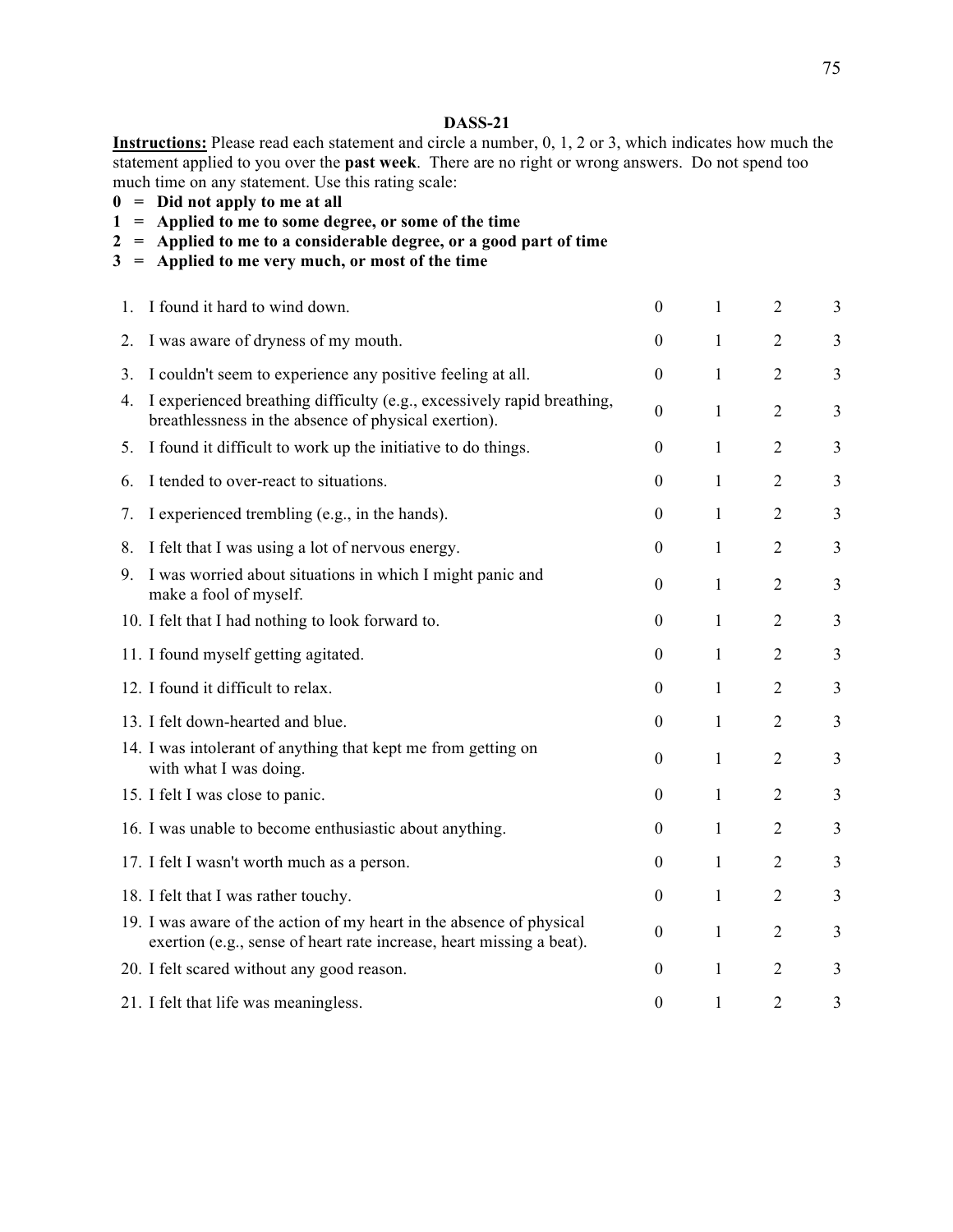# DASS-21

**Instructions:** Please read each statement and circle a number, 0, 1, 2 or 3, which indicates how much the statement applied to you over the **past week**. There are no right or wrong answers. Do not spend too much time on any statement. Use this rating scale:

**0 = Did not apply to me at all**
**1 = Applied to me to some degree, or some of the time**
**2 = Applied to me to a considerable degree, or a good part of time**
**3 = Applied to me very much, or most of the time**

| | | | | | |
|---|---|---|---|---|---|
| 1. | I found it hard to wind down. | 0 | 1 | 2 | 3 |
| 2. | I was aware of dryness of my mouth. | 0 | 1 | 2 | 3 |
| 3. | I couldn't seem to experience any positive feeling at all. | 0 | 1 | 2 | 3 |
| 4. | I experienced breathing difficulty (e.g., excessively rapid breathing, breathlessness in the absence of physical exertion). | 0 | 1 | 2 | 3 |
| 5. | I found it difficult to work up the initiative to do things. | 0 | 1 | 2 | 3 |
| 6. | I tended to over-react to situations. | 0 | 1 | 2 | 3 |
| 7. | I experienced trembling (e.g., in the hands). | 0 | 1 | 2 | 3 |
| 8. | I felt that I was using a lot of nervous energy. | 0 | 1 | 2 | 3 |
| 9. | I was worried about situations in which I might panic and make a fool of myself. | 0 | 1 | 2 | 3 |
| 10. | I felt that I had nothing to look forward to. | 0 | 1 | 2 | 3 |
| 11. | I found myself getting agitated. | 0 | 1 | 2 | 3 |
| 12. | I found it difficult to relax. | 0 | 1 | 2 | 3 |
| 13. | I felt down-hearted and blue. | 0 | 1 | 2 | 3 |
| 14. | I was intolerant of anything that kept me from getting on with what I was doing. | 0 | 1 | 2 | 3 |
| 15. | I felt I was close to panic. | 0 | 1 | 2 | 3 |
| 16. | I was unable to become enthusiastic about anything. | 0 | 1 | 2 | 3 |
| 17. | I felt I wasn't worth much as a person. | 0 | 1 | 2 | 3 |
| 18. | I felt that I was rather touchy. | 0 | 1 | 2 | 3 |
| 19. | I was aware of the action of my heart in the absence of physical exertion (e.g., sense of heart rate increase, heart missing a beat). | 0 | 1 | 2 | 3 |
| 20. | I felt scared without any good reason. | 0 | 1 | 2 | 3 |
| 21. | I felt that life was meaningless. | 0 | 1 | 2 | 3 |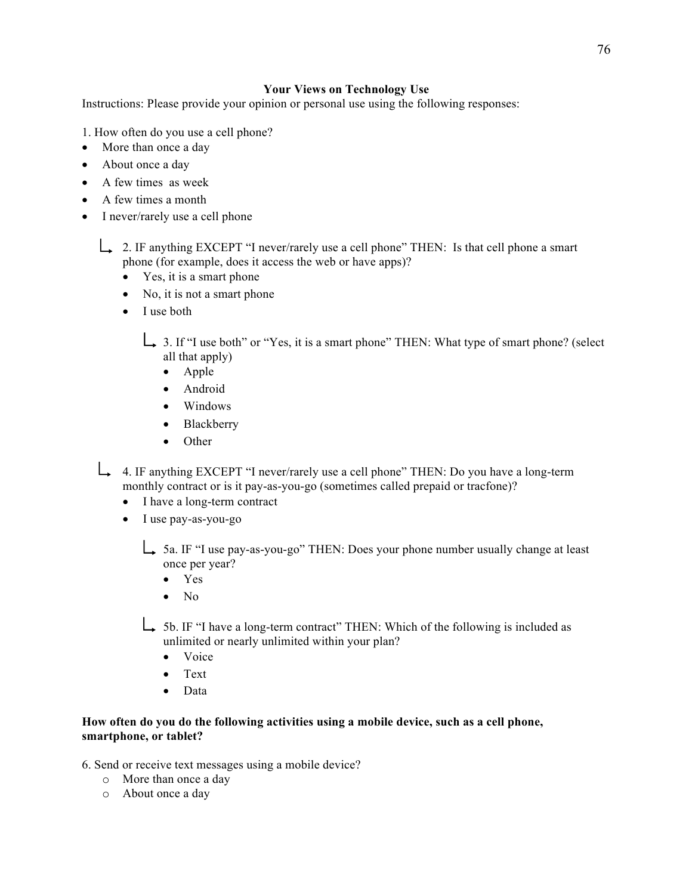**Your Views on Technology Use**

Instructions: Please provide your opinion or personal use using the following responses:

1. How often do you use a cell phone?

- More than once a day
- About once a day
- A few times as week
- A few times a month
- I never/rarely use a cell phone

↳ 2. IF anything EXCEPT "I never/rarely use a cell phone" THEN: Is that cell phone a smart phone (for example, does it access the web or have apps)?

- Yes, it is a smart phone
- No, it is not a smart phone
- I use both

↳ 3. If "I use both" or "Yes, it is a smart phone" THEN: What type of smart phone? (select all that apply)

- Apple
- Android
- Windows
- Blackberry
- Other

↳ 4. IF anything EXCEPT "I never/rarely use a cell phone" THEN: Do you have a long-term monthly contract or is it pay-as-you-go (sometimes called prepaid or tracfone)?

- I have a long-term contract
- I use pay-as-you-go

↳ 5a. IF "I use pay-as-you-go" THEN: Does your phone number usually change at least once per year?

- Yes
- No

↳ 5b. IF "I have a long-term contract" THEN: Which of the following is included as unlimited or nearly unlimited within your plan?

- Voice
- Text
- Data

**How often do you do the following activities using a mobile device, such as a cell phone, smartphone, or tablet?**

6. Send or receive text messages using a mobile device?

- More than once a day
- About once a day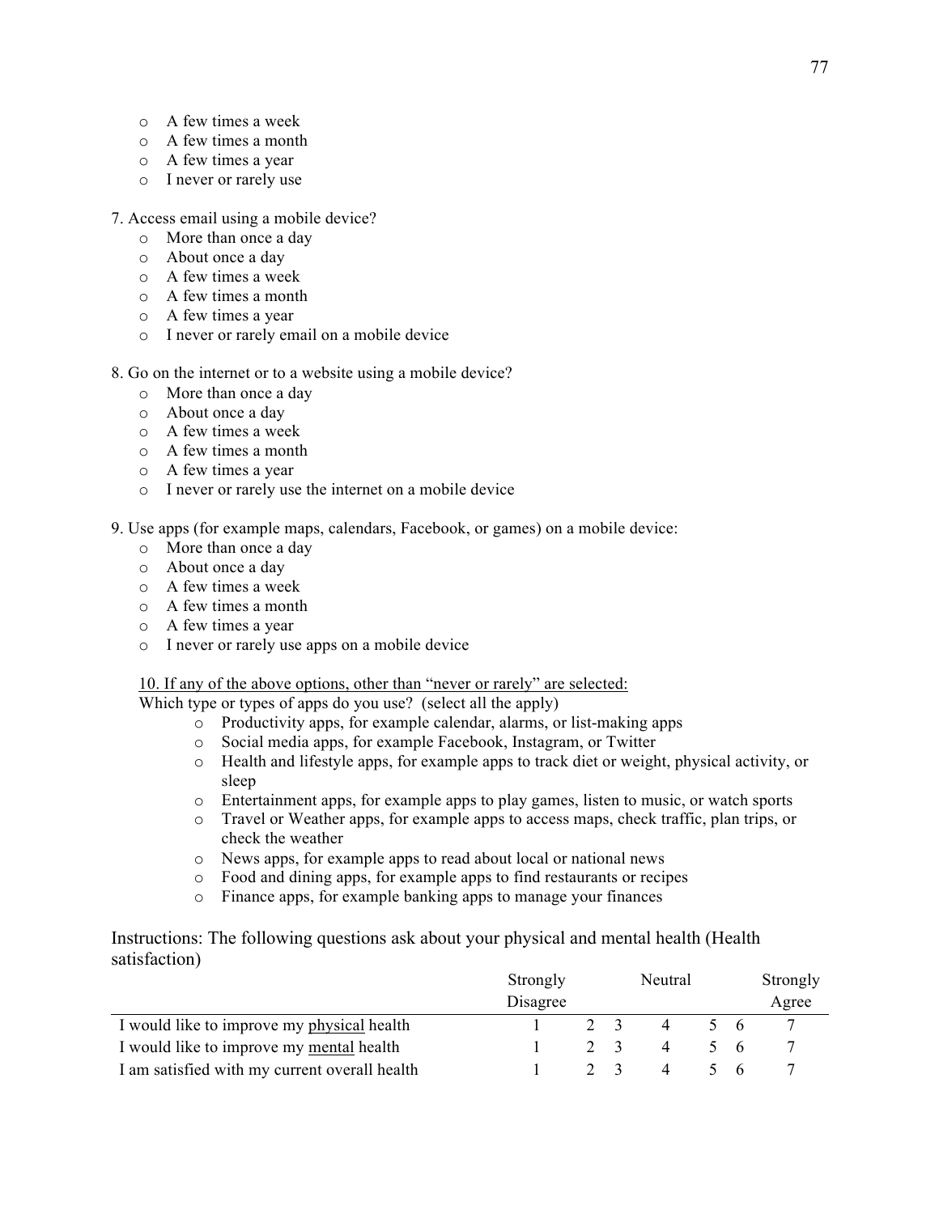- A few times a week
- A few times a month
- A few times a year
- I never or rarely use

7. Access email using a mobile device?
   - More than once a day
   - About once a day
   - A few times a week
   - A few times a month
   - A few times a year
   - I never or rarely email on a mobile device

8. Go on the internet or to a website using a mobile device?
   - More than once a day
   - About once a day
   - A few times a week
   - A few times a month
   - A few times a year
   - I never or rarely use the internet on a mobile device

9. Use apps (for example maps, calendars, Facebook, or games) on a mobile device:
   - More than once a day
   - About once a day
   - A few times a week
   - A few times a month
   - A few times a year
   - I never or rarely use apps on a mobile device

<u>10. If any of the above options, other than "never or rarely" are selected:</u>
Which type or types of apps do you use? (select all the apply)
   - Productivity apps, for example calendar, alarms, or list-making apps
   - Social media apps, for example Facebook, Instagram, or Twitter
   - Health and lifestyle apps, for example apps to track diet or weight, physical activity, or sleep
   - Entertainment apps, for example apps to play games, listen to music, or watch sports
   - Travel or Weather apps, for example apps to access maps, check traffic, plan trips, or check the weather
   - News apps, for example apps to read about local or national news
   - Food and dining apps, for example apps to find restaurants or recipes
   - Finance apps, for example banking apps to manage your finances

Instructions: The following questions ask about your physical and mental health (Health satisfaction)

| | Strongly Disagree | | | Neutral | | | Strongly Agree |
|---|---|---|---|---|---|---|---|
| I would like to improve my <u>physical</u> health | 1 | 2 | 3 | 4 | 5 | 6 | 7 |
| I would like to improve my <u>mental</u> health | 1 | 2 | 3 | 4 | 5 | 6 | 7 |
| I am satisfied with my current overall health | 1 | 2 | 3 | 4 | 5 | 6 | 7 |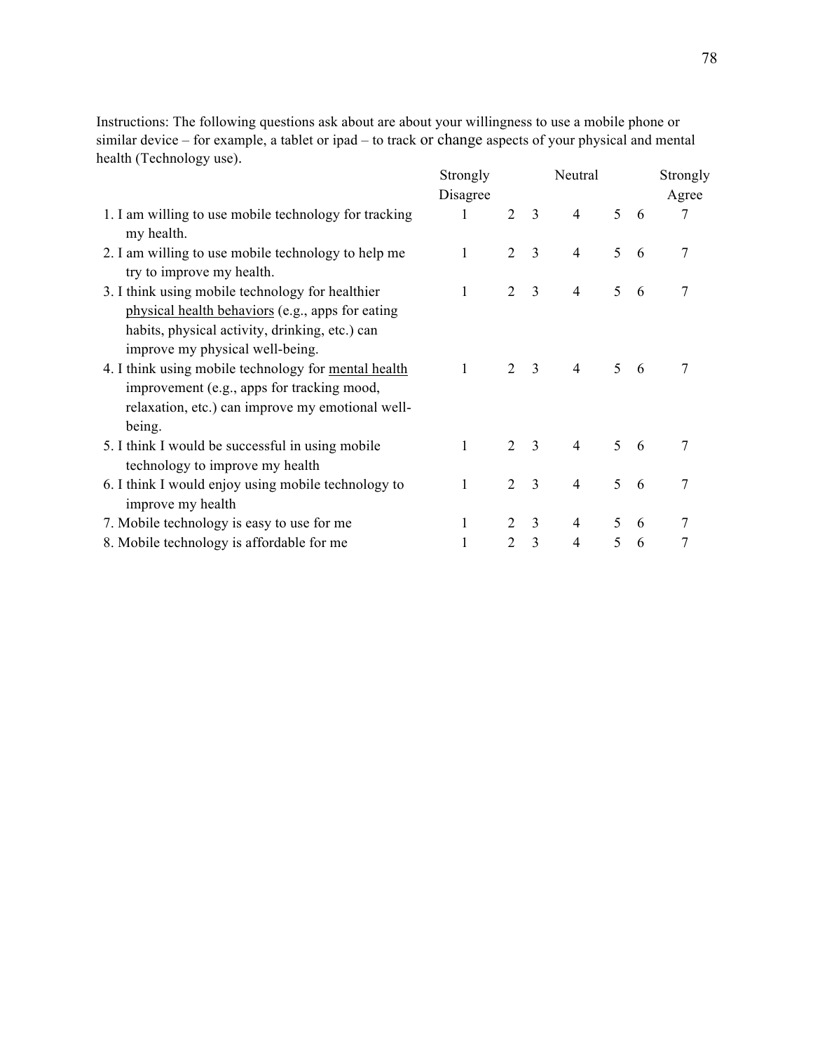Instructions: The following questions ask about are about your willingness to use a mobile phone or similar device – for example, a tablet or ipad – to track or change aspects of your physical and mental health (Technology use).

| | Strongly Disagree | | | Neutral | | | Strongly Agree |
|---|---|---|---|---|---|---|---|
| 1. I am willing to use mobile technology for tracking my health. | 1 | 2 | 3 | 4 | 5 | 6 | 7 |
| 2. I am willing to use mobile technology to help me try to improve my health. | 1 | 2 | 3 | 4 | 5 | 6 | 7 |
| 3. I think using mobile technology for healthier <u>physical health behaviors</u> (e.g., apps for eating habits, physical activity, drinking, etc.) can improve my physical well-being. | 1 | 2 | 3 | 4 | 5 | 6 | 7 |
| 4. I think using mobile technology for <u>mental health</u> improvement (e.g., apps for tracking mood, relaxation, etc.) can improve my emotional well-being. | 1 | 2 | 3 | 4 | 5 | 6 | 7 |
| 5. I think I would be successful in using mobile technology to improve my health | 1 | 2 | 3 | 4 | 5 | 6 | 7 |
| 6. I think I would enjoy using mobile technology to improve my health | 1 | 2 | 3 | 4 | 5 | 6 | 7 |
| 7. Mobile technology is easy to use for me | 1 | 2 | 3 | 4 | 5 | 6 | 7 |
| 8. Mobile technology is affordable for me | 1 | 2 | 3 | 4 | 5 | 6 | 7 |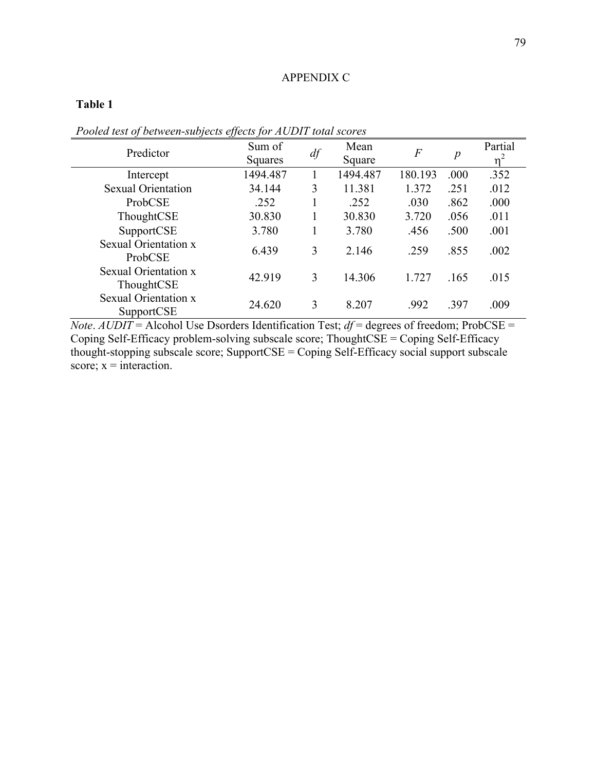# APPENDIX C

**Table 1**

*Pooled test of between-subjects effects for AUDIT total scores*

| Predictor | Sum of Squares | *df* | Mean Square | *F* | *p* | Partial $\eta^2$ |
|---|---|---|---|---|---|---|
| Intercept | 1494.487 | 1 | 1494.487 | 180.193 | .000 | .352 |
| Sexual Orientation | 34.144 | 3 | 11.381 | 1.372 | .251 | .012 |
| ProbCSE | .252 | 1 | .252 | .030 | .862 | .000 |
| ThoughtCSE | 30.830 | 1 | 30.830 | 3.720 | .056 | .011 |
| SupportCSE | 3.780 | 1 | 3.780 | .456 | .500 | .001 |
| Sexual Orientation x ProbCSE | 6.439 | 3 | 2.146 | .259 | .855 | .002 |
| Sexual Orientation x ThoughtCSE | 42.919 | 3 | 14.306 | 1.727 | .165 | .015 |
| Sexual Orientation x SupportCSE | 24.620 | 3 | 8.207 | .992 | .397 | .009 |

*Note*. *AUDIT* = Alcohol Use Dsorders Identification Test; *df* = degrees of freedom; ProbCSE = Coping Self-Efficacy problem-solving subscale score; ThoughtCSE = Coping Self-Efficacy thought-stopping subscale score; SupportCSE = Coping Self-Efficacy social support subscale score; x = interaction.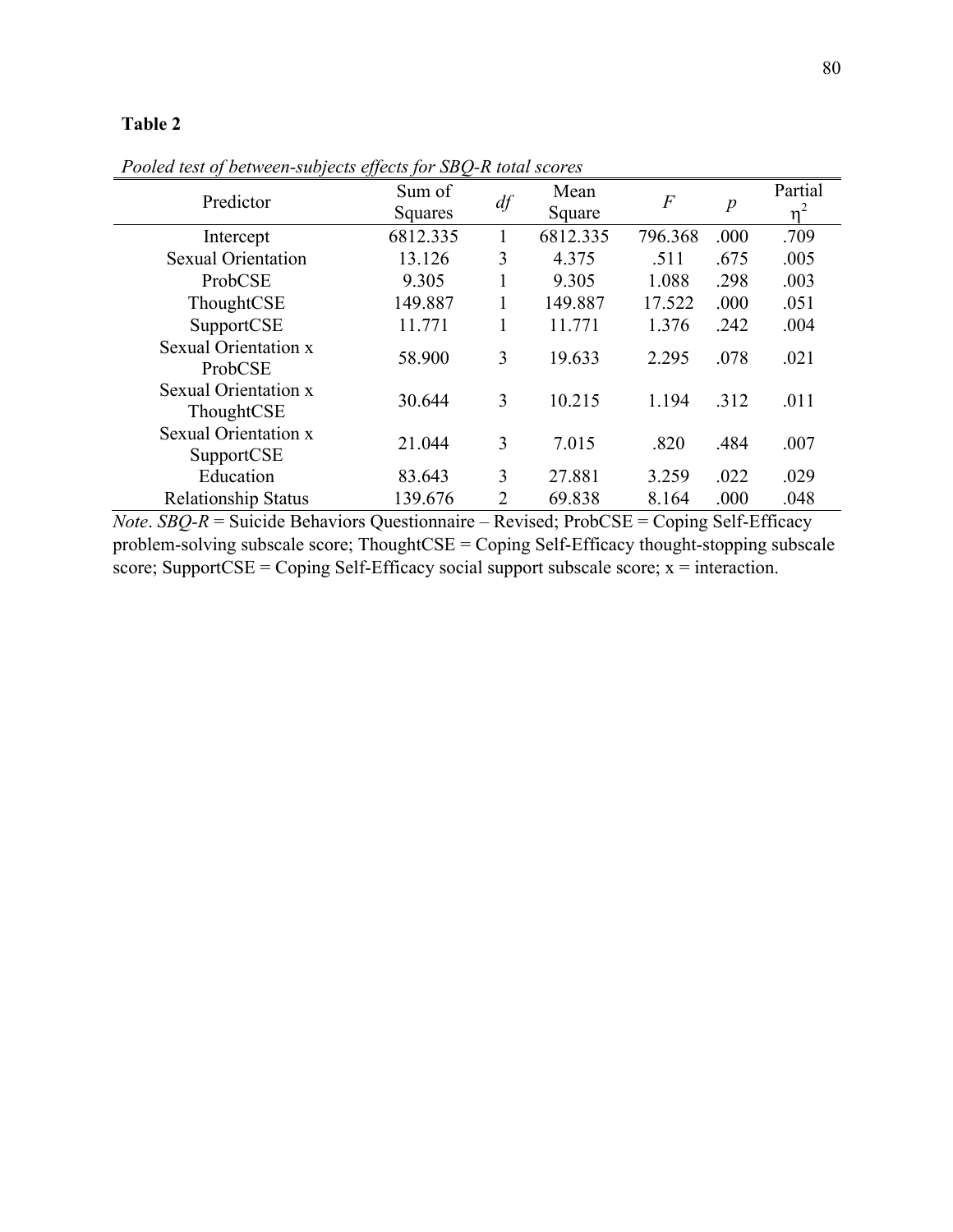**Table 2**

*Pooled test of between-subjects effects for SBQ-R total scores*

| Predictor | Sum of Squares | *df* | Mean Square | *F* | *p* | Partial $\eta^2$ |
|---|---|---|---|---|---|---|
| Intercept | 6812.335 | 1 | 6812.335 | 796.368 | .000 | .709 |
| Sexual Orientation | 13.126 | 3 | 4.375 | .511 | .675 | .005 |
| ProbCSE | 9.305 | 1 | 9.305 | 1.088 | .298 | .003 |
| ThoughtCSE | 149.887 | 1 | 149.887 | 17.522 | .000 | .051 |
| SupportCSE | 11.771 | 1 | 11.771 | 1.376 | .242 | .004 |
| Sexual Orientation x ProbCSE | 58.900 | 3 | 19.633 | 2.295 | .078 | .021 |
| Sexual Orientation x ThoughtCSE | 30.644 | 3 | 10.215 | 1.194 | .312 | .011 |
| Sexual Orientation x SupportCSE | 21.044 | 3 | 7.015 | .820 | .484 | .007 |
| Education | 83.643 | 3 | 27.881 | 3.259 | .022 | .029 |
| Relationship Status | 139.676 | 2 | 69.838 | 8.164 | .000 | .048 |

*Note*. *SBQ-R* = Suicide Behaviors Questionnaire – Revised; ProbCSE = Coping Self-Efficacy problem-solving subscale score; ThoughtCSE = Coping Self-Efficacy thought-stopping subscale score; SupportCSE = Coping Self-Efficacy social support subscale score; x = interaction.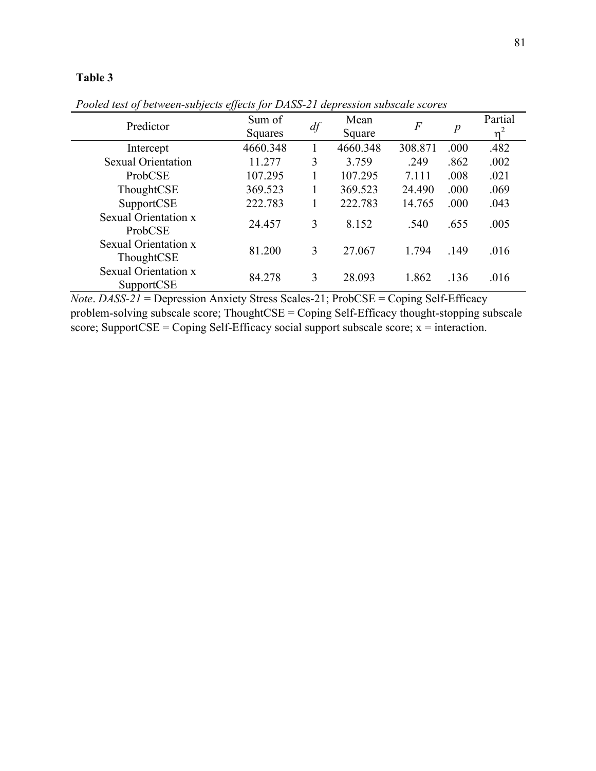**Table 3**

*Pooled test of between-subjects effects for DASS-21 depression subscale scores*

| Predictor | Sum of Squares | *df* | Mean Square | *F* | *p* | Partial $\eta^2$ |
|---|---|---|---|---|---|---|
| Intercept | 4660.348 | 1 | 4660.348 | 308.871 | .000 | .482 |
| Sexual Orientation | 11.277 | 3 | 3.759 | .249 | .862 | .002 |
| ProbCSE | 107.295 | 1 | 107.295 | 7.111 | .008 | .021 |
| ThoughtCSE | 369.523 | 1 | 369.523 | 24.490 | .000 | .069 |
| SupportCSE | 222.783 | 1 | 222.783 | 14.765 | .000 | .043 |
| Sexual Orientation x ProbCSE | 24.457 | 3 | 8.152 | .540 | .655 | .005 |
| Sexual Orientation x ThoughtCSE | 81.200 | 3 | 27.067 | 1.794 | .149 | .016 |
| Sexual Orientation x SupportCSE | 84.278 | 3 | 28.093 | 1.862 | .136 | .016 |

*Note*. *DASS-21* = Depression Anxiety Stress Scales-21; ProbCSE = Coping Self-Efficacy problem-solving subscale score; ThoughtCSE = Coping Self-Efficacy thought-stopping subscale score; SupportCSE = Coping Self-Efficacy social support subscale score; x = interaction.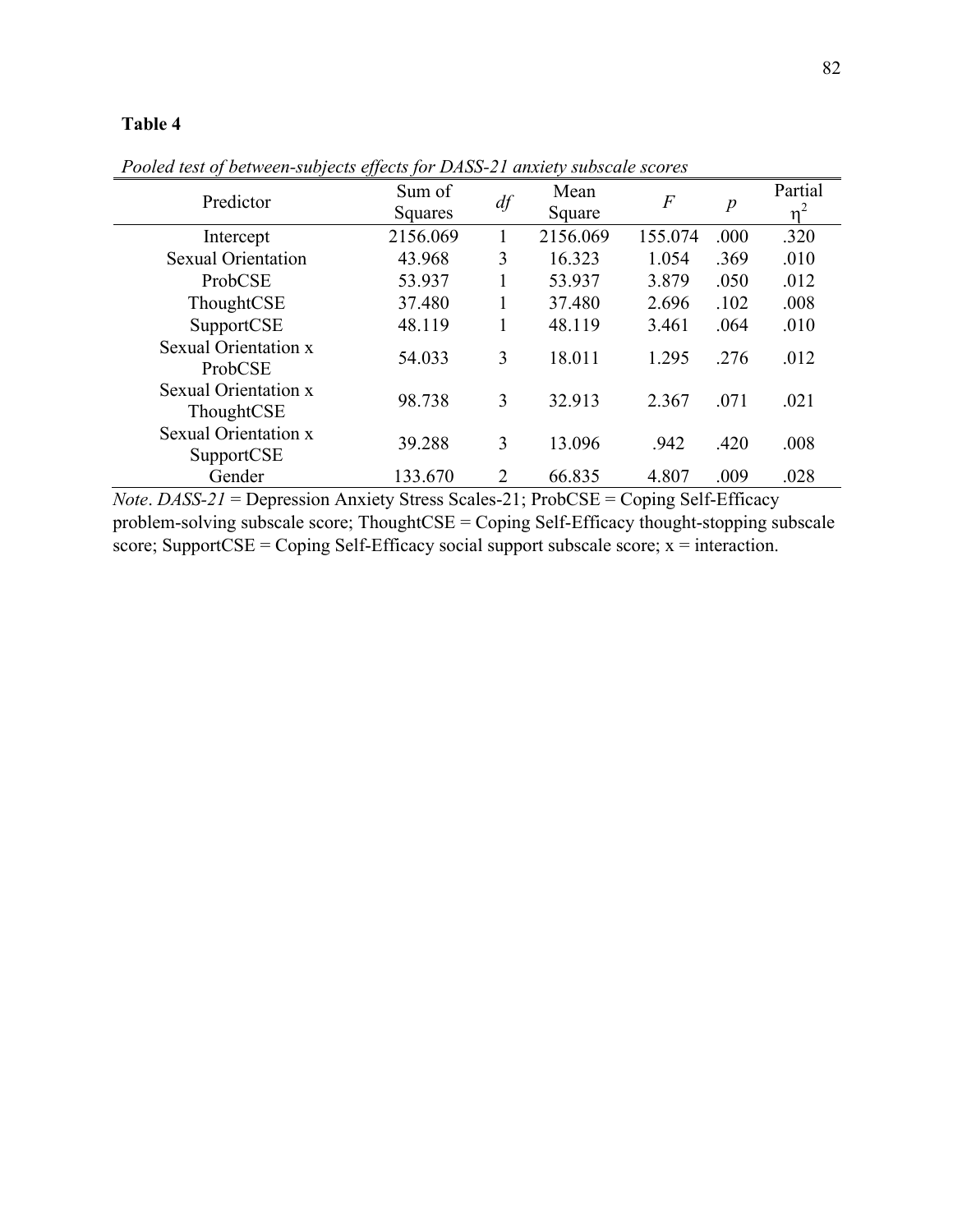**Table 4**

*Pooled test of between-subjects effects for DASS-21 anxiety subscale scores*

| Predictor | Sum of Squares | *df* | Mean Square | *F* | *p* | Partial $\eta^2$ |
|---|---|---|---|---|---|---|
| Intercept | 2156.069 | 1 | 2156.069 | 155.074 | .000 | .320 |
| Sexual Orientation | 43.968 | 3 | 16.323 | 1.054 | .369 | .010 |
| ProbCSE | 53.937 | 1 | 53.937 | 3.879 | .050 | .012 |
| ThoughtCSE | 37.480 | 1 | 37.480 | 2.696 | .102 | .008 |
| SupportCSE | 48.119 | 1 | 48.119 | 3.461 | .064 | .010 |
| Sexual Orientation x ProbCSE | 54.033 | 3 | 18.011 | 1.295 | .276 | .012 |
| Sexual Orientation x ThoughtCSE | 98.738 | 3 | 32.913 | 2.367 | .071 | .021 |
| Sexual Orientation x SupportCSE | 39.288 | 3 | 13.096 | .942 | .420 | .008 |
| Gender | 133.670 | 2 | 66.835 | 4.807 | .009 | .028 |

*Note*. *DASS-21* = Depression Anxiety Stress Scales-21; ProbCSE = Coping Self-Efficacy problem-solving subscale score; ThoughtCSE = Coping Self-Efficacy thought-stopping subscale score; SupportCSE = Coping Self-Efficacy social support subscale score; x = interaction.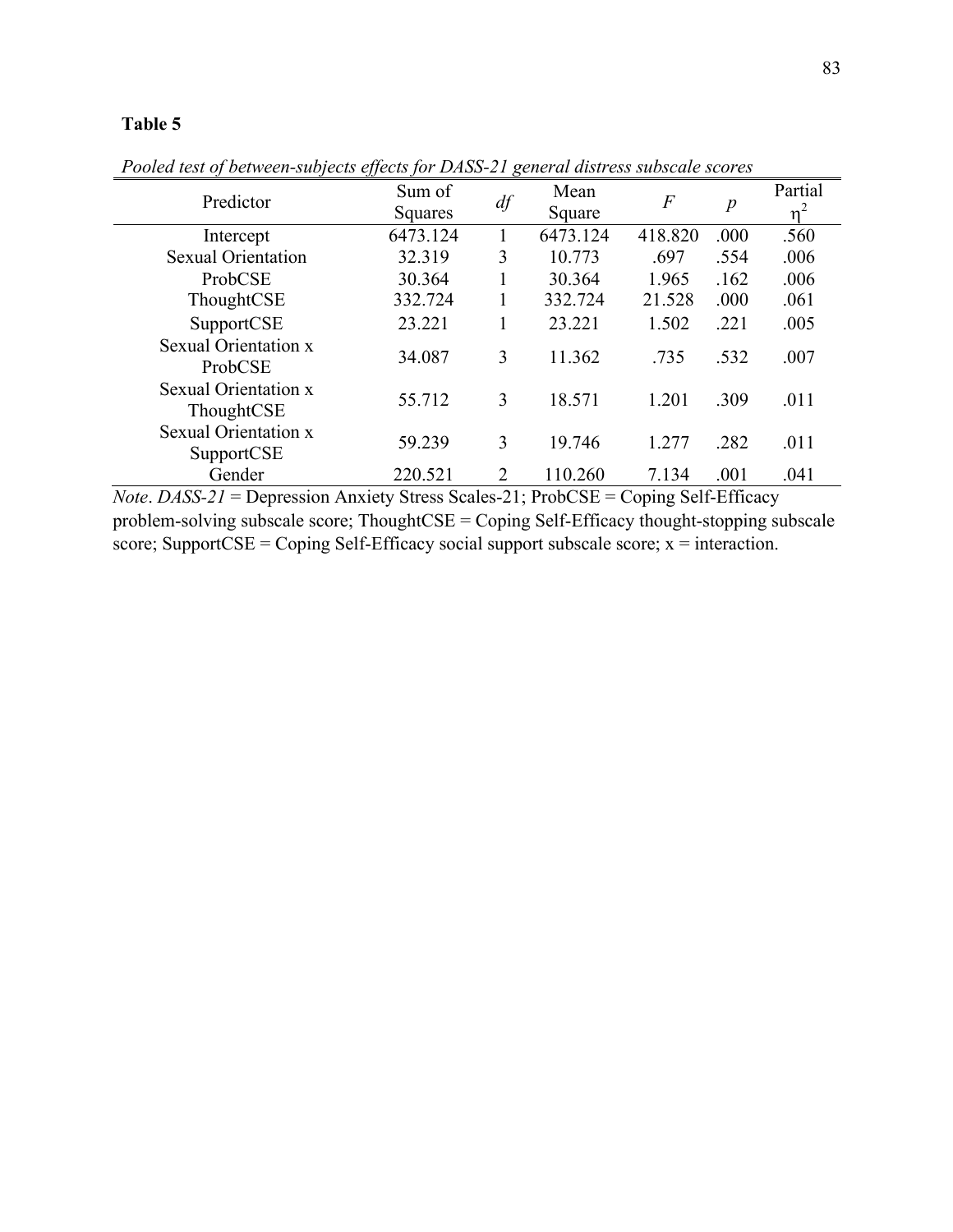**Table 5**

*Pooled test of between-subjects effects for DASS-21 general distress subscale scores*

| Predictor | Sum of Squares | *df* | Mean Square | *F* | *p* | Partial $\eta^2$ |
|---|---|---|---|---|---|---|
| Intercept | 6473.124 | 1 | 6473.124 | 418.820 | .000 | .560 |
| Sexual Orientation | 32.319 | 3 | 10.773 | .697 | .554 | .006 |
| ProbCSE | 30.364 | 1 | 30.364 | 1.965 | .162 | .006 |
| ThoughtCSE | 332.724 | 1 | 332.724 | 21.528 | .000 | .061 |
| SupportCSE | 23.221 | 1 | 23.221 | 1.502 | .221 | .005 |
| Sexual Orientation x ProbCSE | 34.087 | 3 | 11.362 | .735 | .532 | .007 |
| Sexual Orientation x ThoughtCSE | 55.712 | 3 | 18.571 | 1.201 | .309 | .011 |
| Sexual Orientation x SupportCSE | 59.239 | 3 | 19.746 | 1.277 | .282 | .011 |
| Gender | 220.521 | 2 | 110.260 | 7.134 | .001 | .041 |

*Note*. *DASS-21* = Depression Anxiety Stress Scales-21; ProbCSE = Coping Self-Efficacy problem-solving subscale score; ThoughtCSE = Coping Self-Efficacy thought-stopping subscale score; SupportCSE = Coping Self-Efficacy social support subscale score; x = interaction.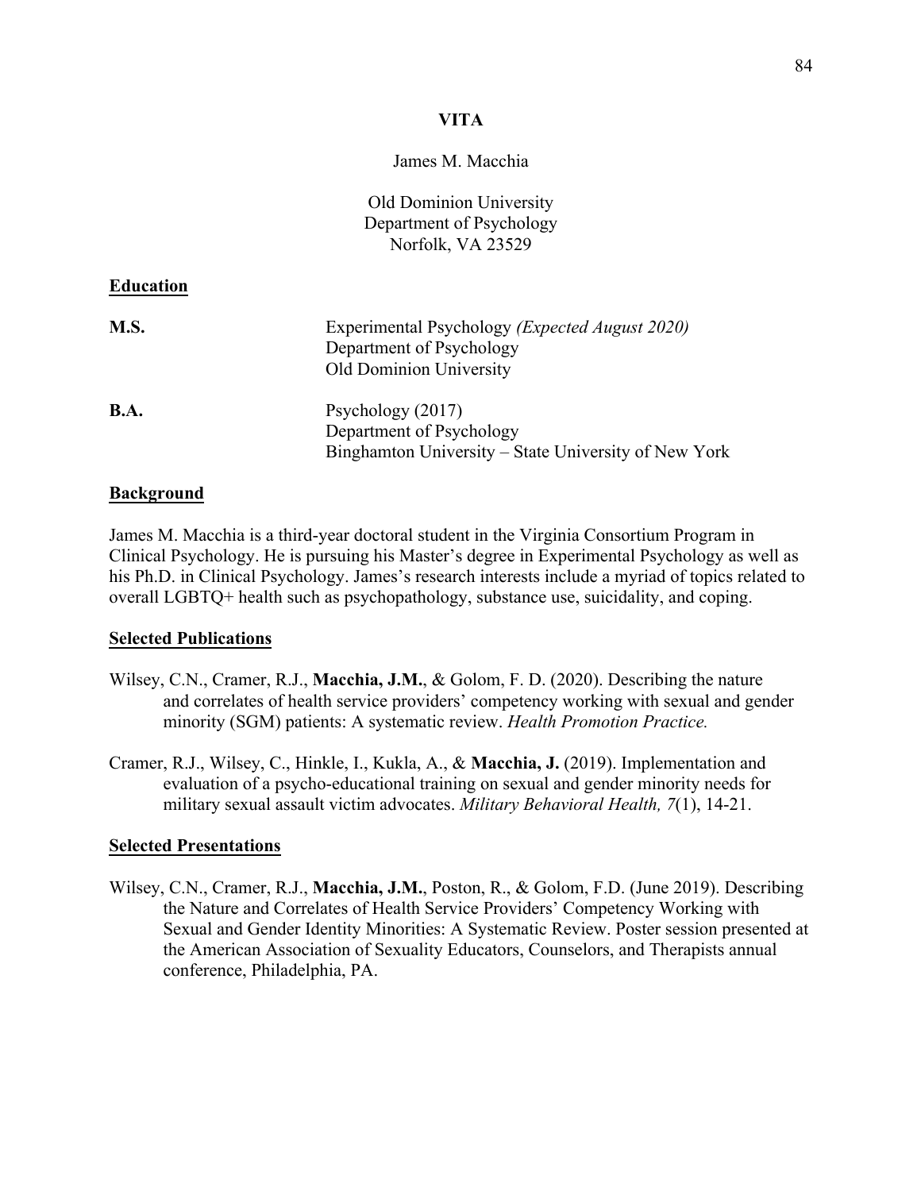# VITA

James M. Macchia

Old Dominion University
Department of Psychology
Norfolk, VA 23529

## Education

**M.S.** Experimental Psychology *(Expected August 2020)*
Department of Psychology
Old Dominion University

**B.A.** Psychology (2017)
Department of Psychology
Binghamton University – State University of New York

## Background

James M. Macchia is a third-year doctoral student in the Virginia Consortium Program in Clinical Psychology. He is pursuing his Master's degree in Experimental Psychology as well as his Ph.D. in Clinical Psychology. James's research interests include a myriad of topics related to overall LGBTQ+ health such as psychopathology, substance use, suicidality, and coping.

## Selected Publications

Wilsey, C.N., Cramer, R.J., **Macchia, J.M.**, & Golom, F. D. (2020). Describing the nature and correlates of health service providers' competency working with sexual and gender minority (SGM) patients: A systematic review. *Health Promotion Practice.*

Cramer, R.J., Wilsey, C., Hinkle, I., Kukla, A., & **Macchia, J.** (2019). Implementation and evaluation of a psycho-educational training on sexual and gender minority needs for military sexual assault victim advocates. *Military Behavioral Health, 7*(1), 14-21.

## Selected Presentations

Wilsey, C.N., Cramer, R.J., **Macchia, J.M.**, Poston, R., & Golom, F.D. (June 2019). Describing the Nature and Correlates of Health Service Providers' Competency Working with Sexual and Gender Identity Minorities: A Systematic Review. Poster session presented at the American Association of Sexuality Educators, Counselors, and Therapists annual conference, Philadelphia, PA.